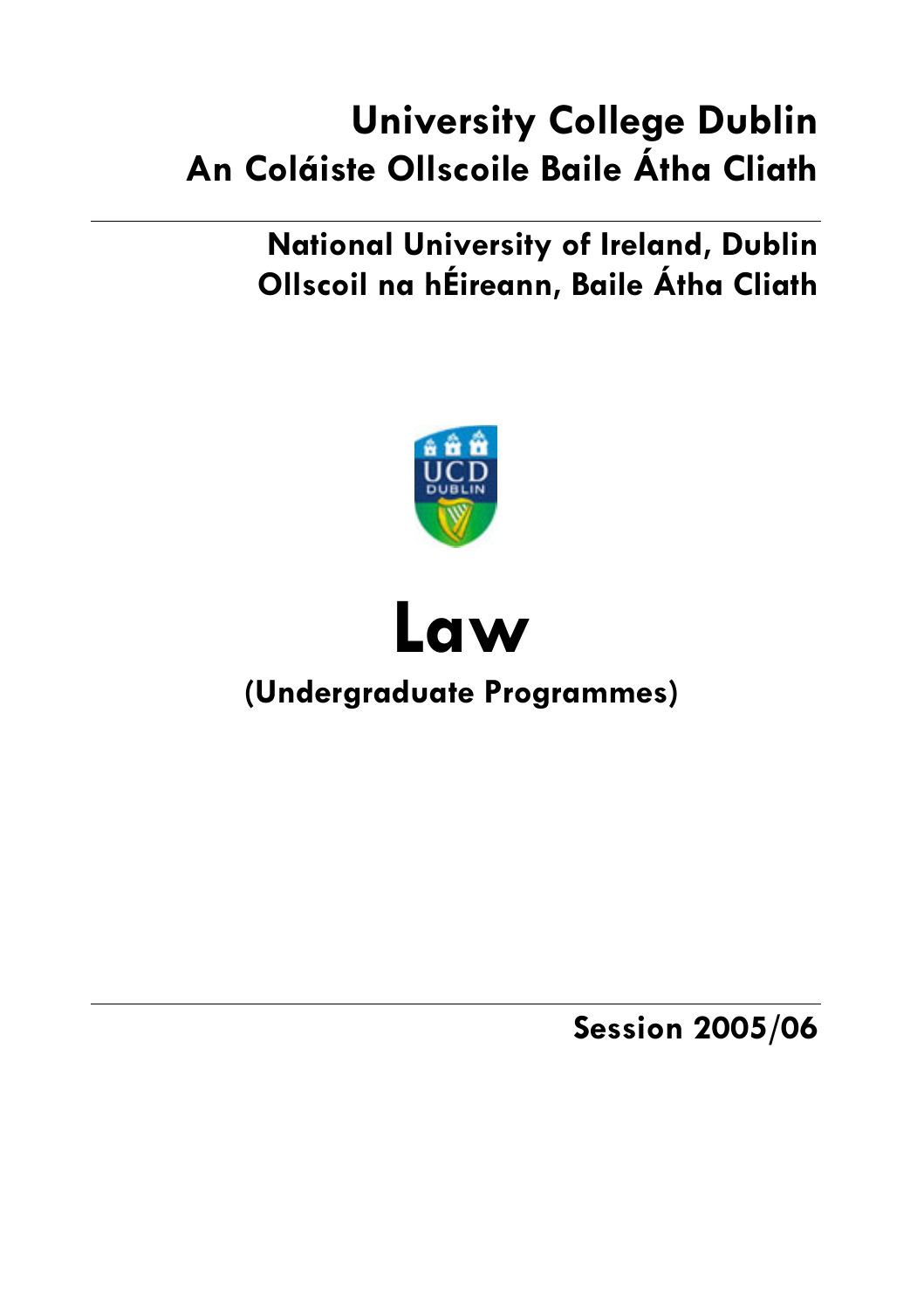# University College Dublin
# An Coláiste Ollscoile Baile Átha Cliath

## National University of Ireland, Dublin
## Ollscoil na hÉireann, Baile Átha Cliath

# Law

## (Undergraduate Programmes)

**Session 2005/06**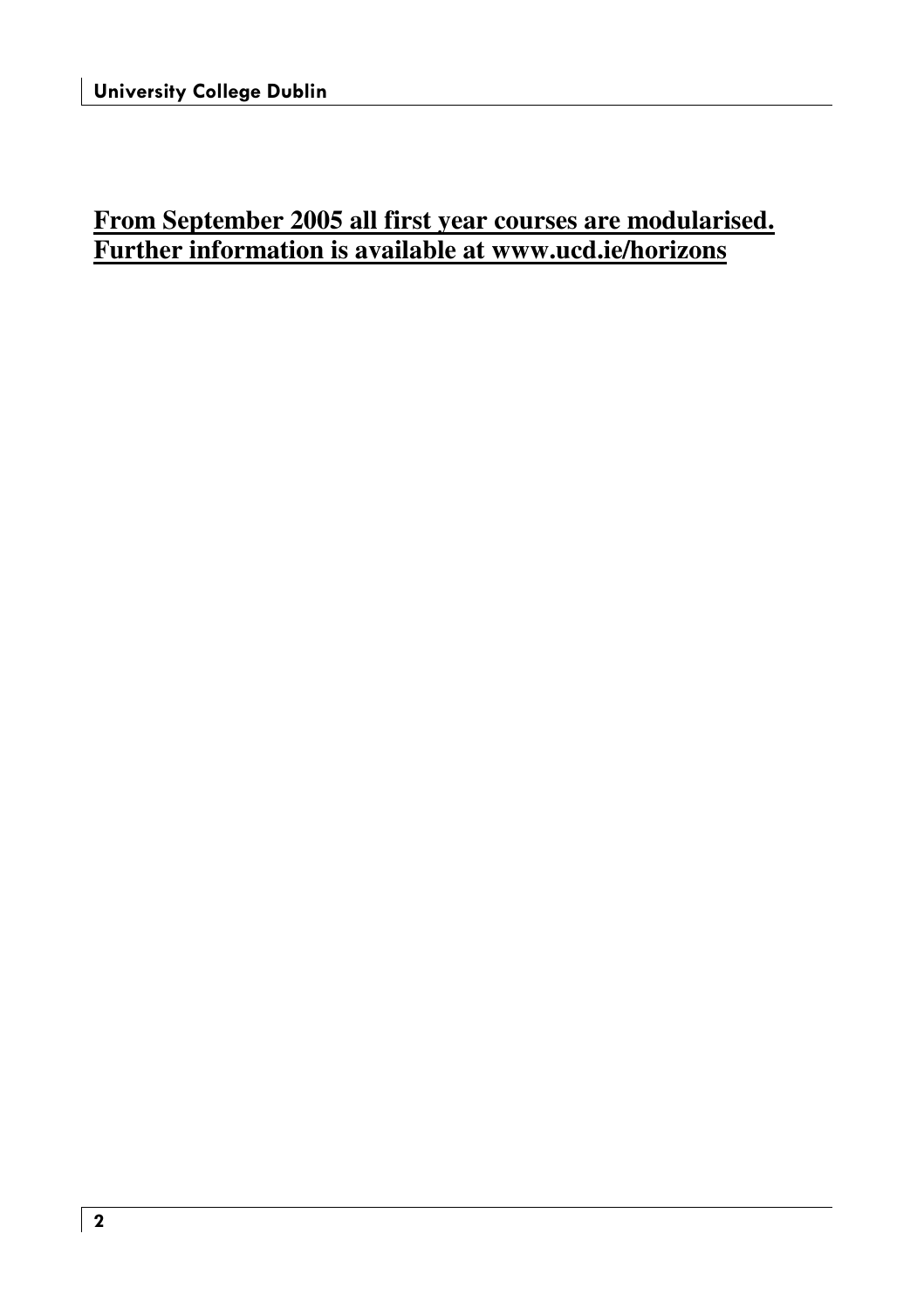**From September 2005 all first year courses are modularised. Further information is available at www.ucd.ie/horizons**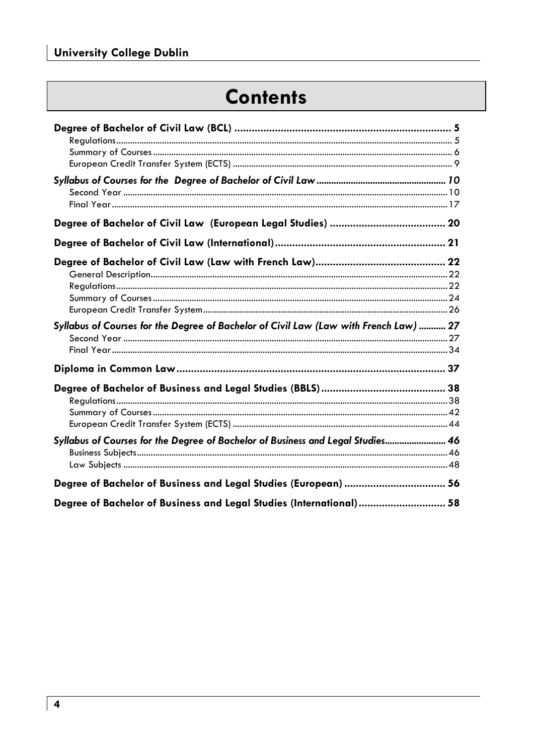# Contents

**Degree of Bachelor of Civil Law (BCL) .......... 5**
- Regulations .......... 5
- Summary of Courses .......... 6
- European Credit Transfer System (ECTS) .......... 9

***Syllabus of Courses for the Degree of Bachelor of Civil Law .......... 10***
- Second Year .......... 10
- Final Year .......... 17

**Degree of Bachelor of Civil Law (European Legal Studies) .......... 20**

**Degree of Bachelor of Civil Law (International) .......... 21**

**Degree of Bachelor of Civil Law (Law with French Law) .......... 22**
- General Description .......... 22
- Regulations .......... 22
- Summary of Courses .......... 24
- European Credit Transfer System .......... 26

***Syllabus of Courses for the Degree of Bachelor of Civil Law (Law with French Law) .......... 27***
- Second Year .......... 27
- Final Year .......... 34

**Diploma in Common Law .......... 37**

**Degree of Bachelor of Business and Legal Studies (BBLS) .......... 38**
- Regulations .......... 38
- Summary of Courses .......... 42
- European Credit Transfer System (ECTS) .......... 44

***Syllabus of Courses for the Degree of Bachelor of Business and Legal Studies .......... 46***
- Business Subjects .......... 46
- Law Subjects .......... 48

**Degree of Bachelor of Business and Legal Studies (European) .......... 56**

**Degree of Bachelor of Business and Legal Studies (International) .......... 58**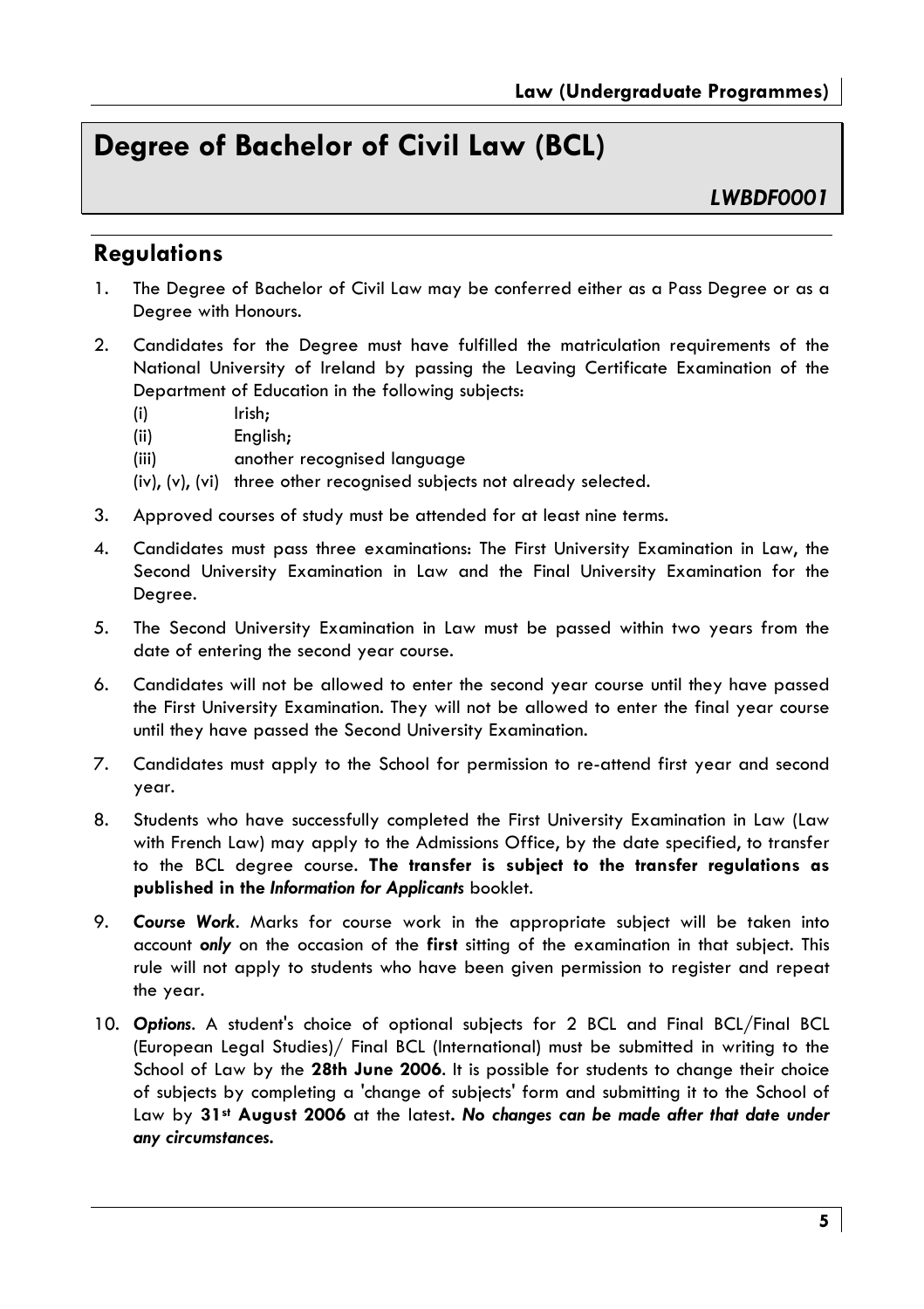# Degree of Bachelor of Civil Law (BCL)

*LWBDF0001*

## Regulations

1. The Degree of Bachelor of Civil Law may be conferred either as a Pass Degree or as a Degree with Honours.

2. Candidates for the Degree must have fulfilled the matriculation requirements of the National University of Ireland by passing the Leaving Certificate Examination of the Department of Education in the following subjects:
   - (i) Irish;
   - (ii) English;
   - (iii) another recognised language
   - (iv), (v), (vi) three other recognised subjects not already selected.

3. Approved courses of study must be attended for at least nine terms.

4. Candidates must pass three examinations: The First University Examination in Law, the Second University Examination in Law and the Final University Examination for the Degree.

5. The Second University Examination in Law must be passed within two years from the date of entering the second year course.

6. Candidates will not be allowed to enter the second year course until they have passed the First University Examination. They will not be allowed to enter the final year course until they have passed the Second University Examination.

7. Candidates must apply to the School for permission to re-attend first year and second year.

8. Students who have successfully completed the First University Examination in Law (Law with French Law) may apply to the Admissions Office, by the date specified, to transfer to the BCL degree course. **The transfer is subject to the transfer regulations as published in the *Information for Applicants*** booklet.

9. ***Course Work***. Marks for course work in the appropriate subject will be taken into account ***only*** on the occasion of the **first** sitting of the examination in that subject. This rule will not apply to students who have been given permission to register and repeat the year.

10. ***Options***. A student's choice of optional subjects for 2 BCL and Final BCL/Final BCL (European Legal Studies)/ Final BCL (International) must be submitted in writing to the School of Law by the **28th June 2006**. It is possible for students to change their choice of subjects by completing a 'change of subjects' form and submitting it to the School of Law by **31st August 2006** at the latest. ***No changes can be made after that date under any circumstances.***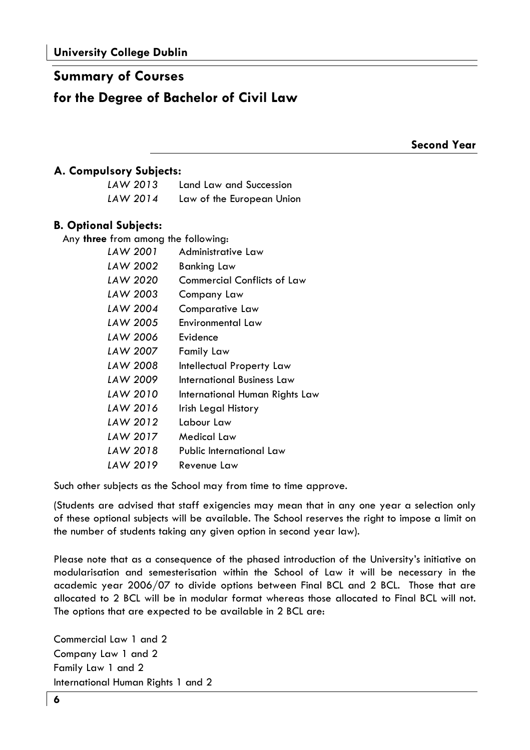## Summary of Courses

## for the Degree of Bachelor of Civil Law

**Second Year**

### A. Compulsory Subjects:

| | |
|---|---|
| *LAW 2013* | Land Law and Succession |
| *LAW 2014* | Law of the European Union |

### B. Optional Subjects:

Any **three** from among the following:

| | |
|---|---|
| *LAW 2001* | Administrative Law |
| *LAW 2002* | Banking Law |
| *LAW 2020* | Commercial Conflicts of Law |
| *LAW 2003* | Company Law |
| *LAW 2004* | Comparative Law |
| *LAW 2005* | Environmental Law |
| *LAW 2006* | Evidence |
| *LAW 2007* | Family Law |
| *LAW 2008* | Intellectual Property Law |
| *LAW 2009* | International Business Law |
| *LAW 2010* | International Human Rights Law |
| *LAW 2016* | Irish Legal History |
| *LAW 2012* | Labour Law |
| *LAW 2017* | Medical Law |
| *LAW 2018* | Public International Law |
| *LAW 2019* | Revenue Law |

Such other subjects as the School may from time to time approve.

(Students are advised that staff exigencies may mean that in any one year a selection only of these optional subjects will be available. The School reserves the right to impose a limit on the number of students taking any given option in second year law).

Please note that as a consequence of the phased introduction of the University's initiative on modularisation and semesterisation within the School of Law it will be necessary in the academic year 2006/07 to divide options between Final BCL and 2 BCL. Those that are allocated to 2 BCL will be in modular format whereas those allocated to Final BCL will not. The options that are expected to be available in 2 BCL are:

Commercial Law 1 and 2
Company Law 1 and 2
Family Law 1 and 2
International Human Rights 1 and 2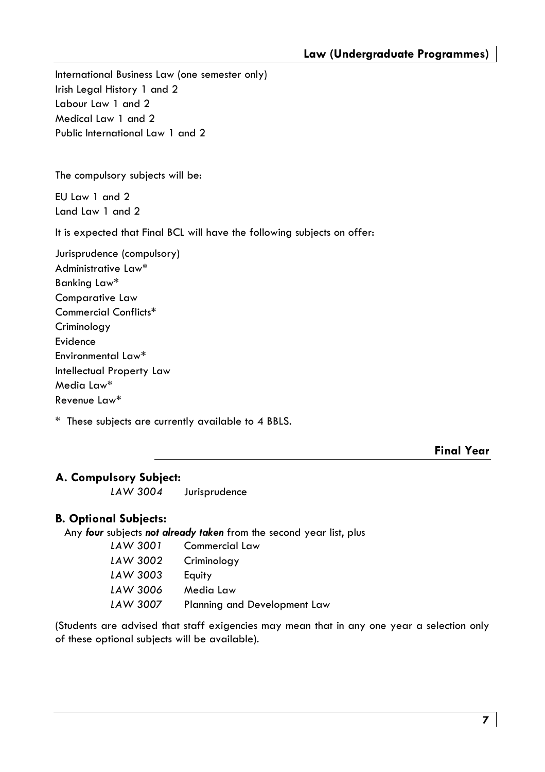International Business Law (one semester only)
Irish Legal History 1 and 2
Labour Law 1 and 2
Medical Law 1 and 2
Public International Law 1 and 2

The compulsory subjects will be:

EU Law 1 and 2
Land Law 1 and 2

It is expected that Final BCL will have the following subjects on offer:

Jurisprudence (compulsory)
Administrative Law*
Banking Law*
Comparative Law
Commercial Conflicts*
Criminology
Evidence
Environmental Law*
Intellectual Property Law
Media Law*
Revenue Law*

* These subjects are currently available to 4 BBLS.

## Final Year

### A. Compulsory Subject:

*LAW 3004* Jurisprudence

### B. Optional Subjects:

Any ***four*** subjects ***not already taken*** from the second year list, plus

*LAW 3001* Commercial Law
*LAW 3002* Criminology
*LAW 3003* Equity
*LAW 3006* Media Law
*LAW 3007* Planning and Development Law

(Students are advised that staff exigencies may mean that in any one year a selection only of these optional subjects will be available).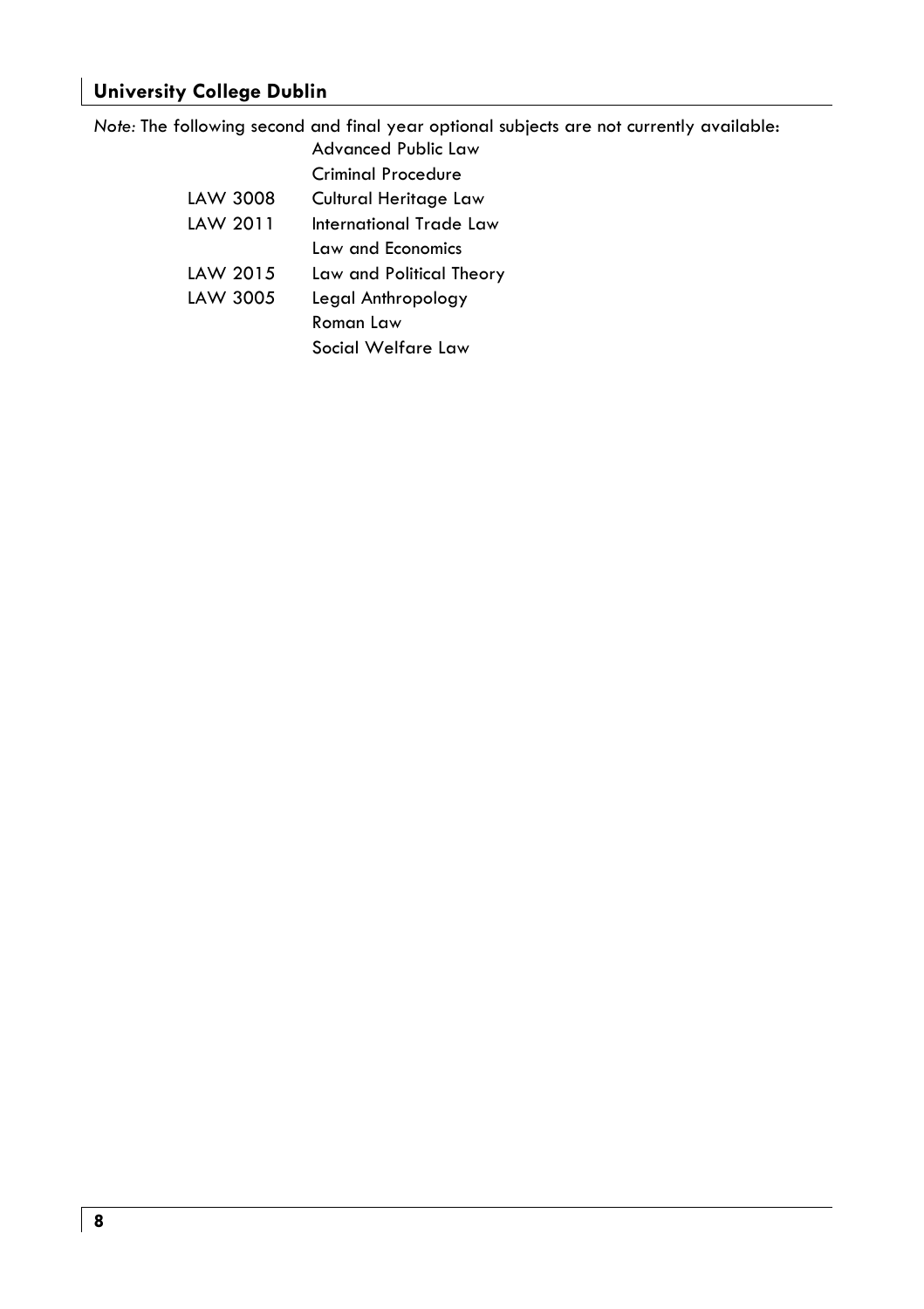*Note:* The following second and final year optional subjects are not currently available:

| | |
|---|---|
| | Advanced Public Law |
| | Criminal Procedure |
| LAW 3008 | Cultural Heritage Law |
| LAW 2011 | International Trade Law |
| | Law and Economics |
| LAW 2015 | Law and Political Theory |
| LAW 3005 | Legal Anthropology |
| | Roman Law |
| | Social Welfare Law |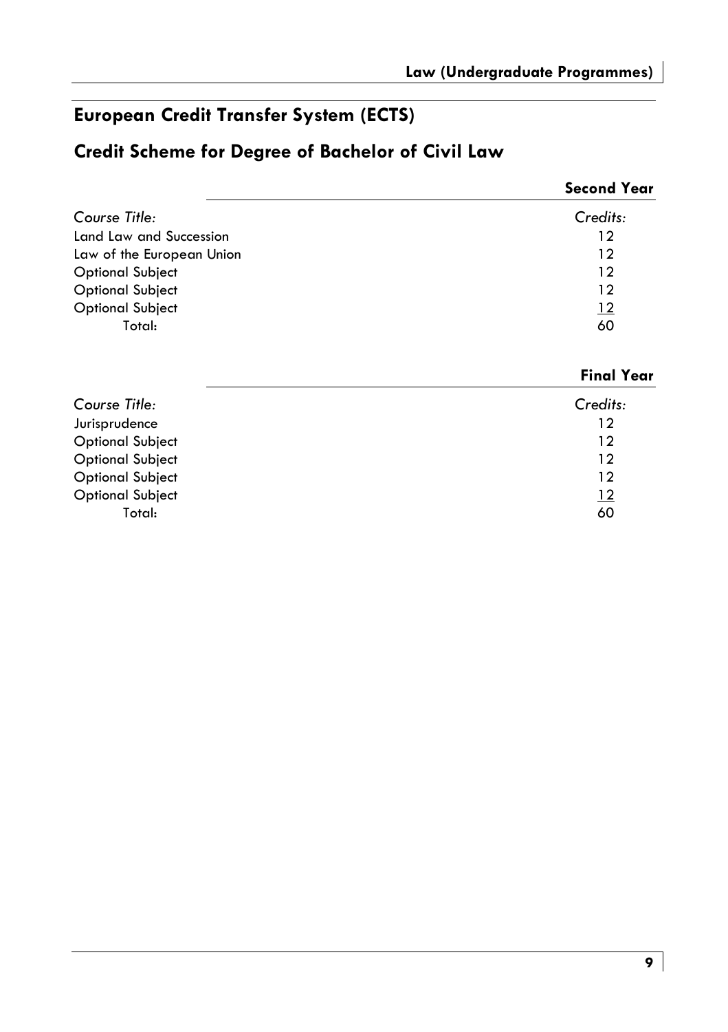## European Credit Transfer System (ECTS)

## Credit Scheme for Degree of Bachelor of Civil Law

### Second Year

| *Course Title:* | *Credits:* |
|---|---|
| Land Law and Succession | 12 |
| Law of the European Union | 12 |
| Optional Subject | 12 |
| Optional Subject | 12 |
| Optional Subject | 12 |
| Total: | 60 |

### Final Year

| *Course Title:* | *Credits:* |
|---|---|
| Jurisprudence | 12 |
| Optional Subject | 12 |
| Optional Subject | 12 |
| Optional Subject | 12 |
| Optional Subject | 12 |
| Total: | 60 |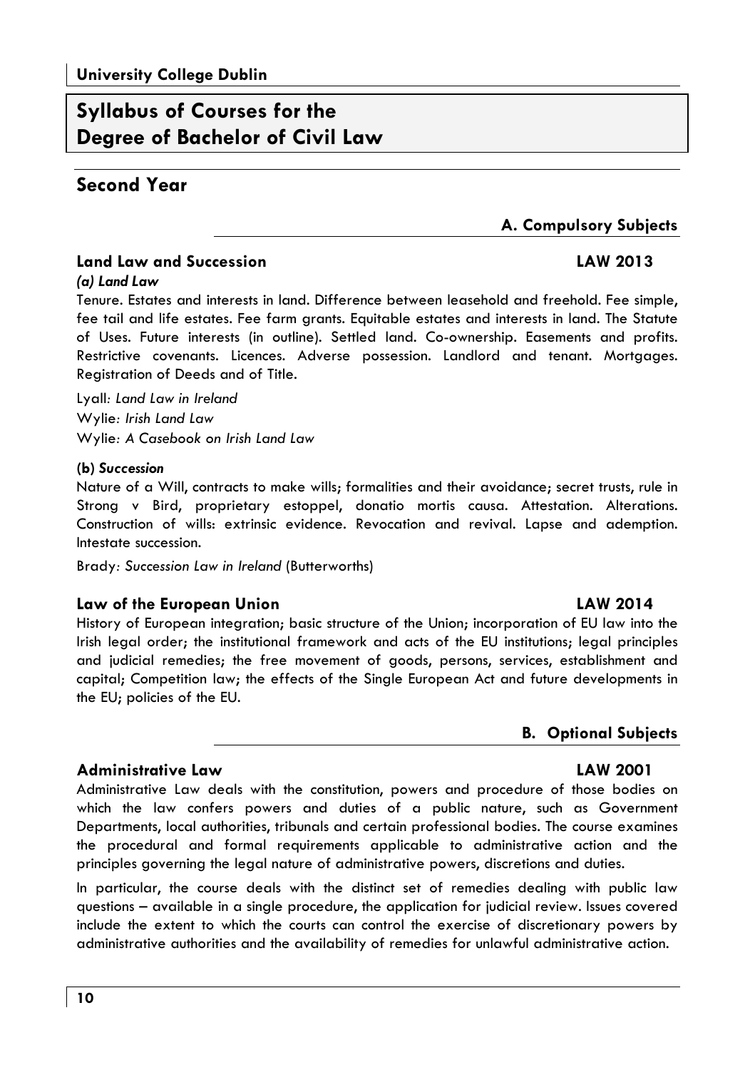# Syllabus of Courses for the Degree of Bachelor of Civil Law

## Second Year

### A. Compulsory Subjects

#### Land Law and Succession LAW 2013

***(a) Land Law***

Tenure. Estates and interests in land. Difference between leasehold and freehold. Fee simple, fee tail and life estates. Fee farm grants. Equitable estates and interests in land. The Statute of Uses. Future interests (in outline). Settled land. Co-ownership. Easements and profits. Restrictive covenants. Licences. Adverse possession. Landlord and tenant. Mortgages. Registration of Deeds and of Title.

Lyall: *Land Law in Ireland*
Wylie: *Irish Land Law*
Wylie: *A Casebook on Irish Land Law*

**(b) *Succession***

Nature of a Will, contracts to make wills; formalities and their avoidance; secret trusts, rule in Strong v Bird, proprietary estoppel, donatio mortis causa. Attestation. Alterations. Construction of wills: extrinsic evidence. Revocation and revival. Lapse and ademption. Intestate succession.

Brady: *Succession Law in Ireland* (Butterworths)

#### Law of the European Union LAW 2014

History of European integration; basic structure of the Union; incorporation of EU law into the Irish legal order; the institutional framework and acts of the EU institutions; legal principles and judicial remedies; the free movement of goods, persons, services, establishment and capital; Competition law; the effects of the Single European Act and future developments in the EU; policies of the EU.

### B. Optional Subjects

#### Administrative Law LAW 2001

Administrative Law deals with the constitution, powers and procedure of those bodies on which the law confers powers and duties of a public nature, such as Government Departments, local authorities, tribunals and certain professional bodies. The course examines the procedural and formal requirements applicable to administrative action and the principles governing the legal nature of administrative powers, discretions and duties.

In particular, the course deals with the distinct set of remedies dealing with public law questions – available in a single procedure, the application for judicial review. Issues covered include the extent to which the courts can control the exercise of discretionary powers by administrative authorities and the availability of remedies for unlawful administrative action.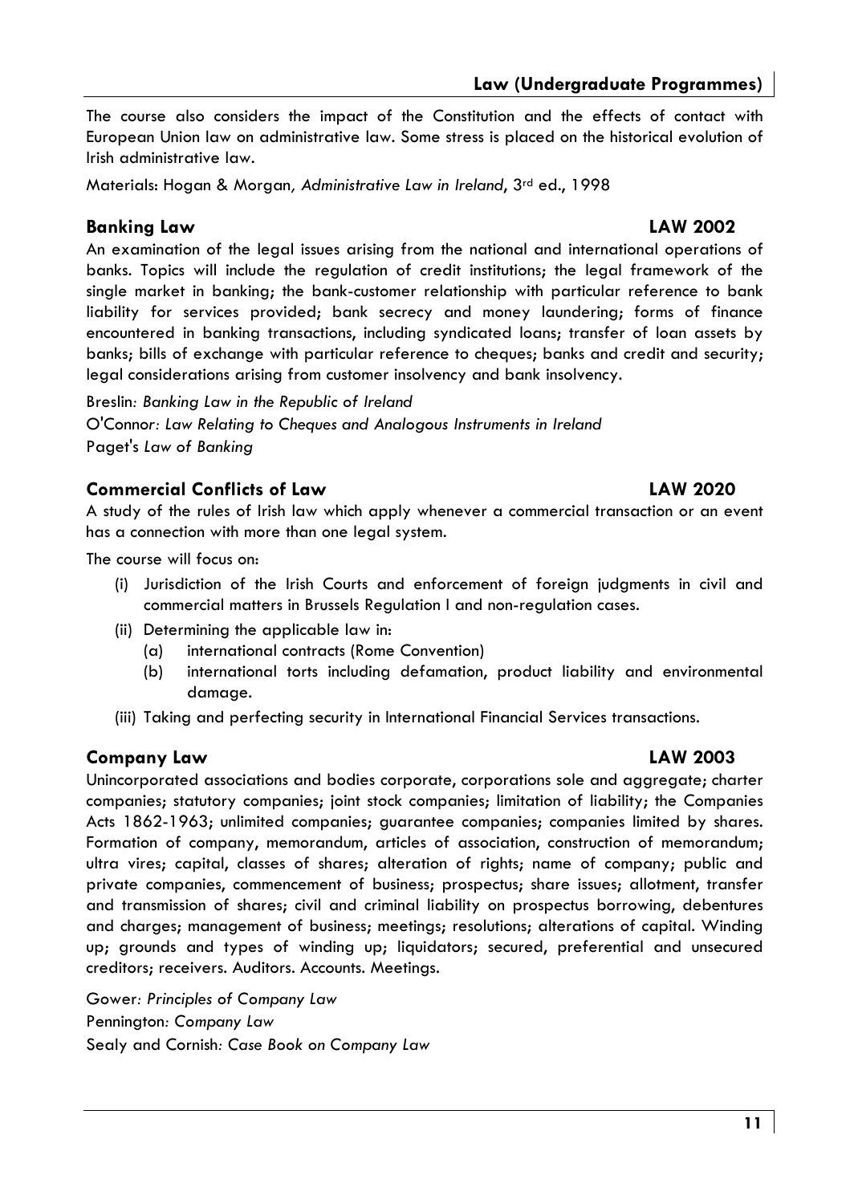The course also considers the impact of the Constitution and the effects of contact with European Union law on administrative law. Some stress is placed on the historical evolution of Irish administrative law.

Materials: Hogan & Morgan, *Administrative Law in Ireland*, 3rd ed., 1998

### Banking Law — LAW 2002

An examination of the legal issues arising from the national and international operations of banks. Topics will include the regulation of credit institutions; the legal framework of the single market in banking; the bank-customer relationship with particular reference to bank liability for services provided; bank secrecy and money laundering; forms of finance encountered in banking transactions, including syndicated loans; transfer of loan assets by banks; bills of exchange with particular reference to cheques; banks and credit and security; legal considerations arising from customer insolvency and bank insolvency.

Breslin: *Banking Law in the Republic of Ireland*
O'Connor: *Law Relating to Cheques and Analogous Instruments in Ireland*
Paget's *Law of Banking*

### Commercial Conflicts of Law — LAW 2020

A study of the rules of Irish law which apply whenever a commercial transaction or an event has a connection with more than one legal system.

The course will focus on:

- (i) Jurisdiction of the Irish Courts and enforcement of foreign judgments in civil and commercial matters in Brussels Regulation I and non-regulation cases.
- (ii) Determining the applicable law in:
  - (a) international contracts (Rome Convention)
  - (b) international torts including defamation, product liability and environmental damage.
- (iii) Taking and perfecting security in International Financial Services transactions.

### Company Law — LAW 2003

Unincorporated associations and bodies corporate, corporations sole and aggregate; charter companies; statutory companies; joint stock companies; limitation of liability; the Companies Acts 1862-1963; unlimited companies; guarantee companies; companies limited by shares. Formation of company, memorandum, articles of association, construction of memorandum; ultra vires; capital, classes of shares; alteration of rights; name of company; public and private companies, commencement of business; prospectus; share issues; allotment, transfer and transmission of shares; civil and criminal liability on prospectus borrowing, debentures and charges; management of business; meetings; resolutions; alterations of capital. Winding up; grounds and types of winding up; liquidators; secured, preferential and unsecured creditors; receivers. Auditors. Accounts. Meetings.

Gower: *Principles of Company Law*
Pennington: *Company Law*
Sealy and Cornish: *Case Book on Company Law*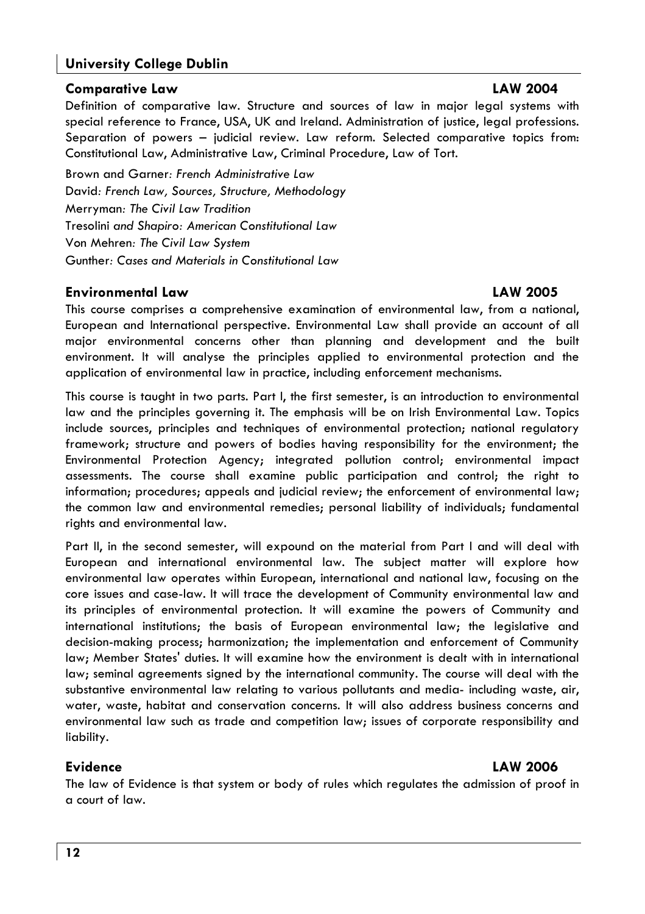## University College Dublin

### Comparative Law — LAW 2004

Definition of comparative law. Structure and sources of law in major legal systems with special reference to France, USA, UK and Ireland. Administration of justice, legal professions. Separation of powers – judicial review. Law reform. Selected comparative topics from: Constitutional Law, Administrative Law, Criminal Procedure, Law of Tort.

Brown and Garner*: French Administrative Law*
David*: French Law, Sources, Structure, Methodology*
Merryman*: The Civil Law Tradition*
Tresolini *and Shapiro: American Constitutional Law*
Von Mehren*: The Civil Law System*
Gunther*: Cases and Materials in Constitutional Law*

### Environmental Law — LAW 2005

This course comprises a comprehensive examination of environmental law, from a national, European and International perspective. Environmental Law shall provide an account of all major environmental concerns other than planning and development and the built environment. It will analyse the principles applied to environmental protection and the application of environmental law in practice, including enforcement mechanisms.

This course is taught in two parts. Part I, the first semester, is an introduction to environmental law and the principles governing it. The emphasis will be on Irish Environmental Law. Topics include sources, principles and techniques of environmental protection; national regulatory framework; structure and powers of bodies having responsibility for the environment; the Environmental Protection Agency; integrated pollution control; environmental impact assessments. The course shall examine public participation and control; the right to information; procedures; appeals and judicial review; the enforcement of environmental law; the common law and environmental remedies; personal liability of individuals; fundamental rights and environmental law.

Part II, in the second semester, will expound on the material from Part I and will deal with European and international environmental law. The subject matter will explore how environmental law operates within European, international and national law, focusing on the core issues and case-law. It will trace the development of Community environmental law and its principles of environmental protection. It will examine the powers of Community and international institutions; the basis of European environmental law; the legislative and decision-making process; harmonization; the implementation and enforcement of Community law; Member States' duties. It will examine how the environment is dealt with in international law; seminal agreements signed by the international community. The course will deal with the substantive environmental law relating to various pollutants and media- including waste, air, water, waste, habitat and conservation concerns. It will also address business concerns and environmental law such as trade and competition law; issues of corporate responsibility and liability.

### Evidence — LAW 2006

The law of Evidence is that system or body of rules which regulates the admission of proof in a court of law.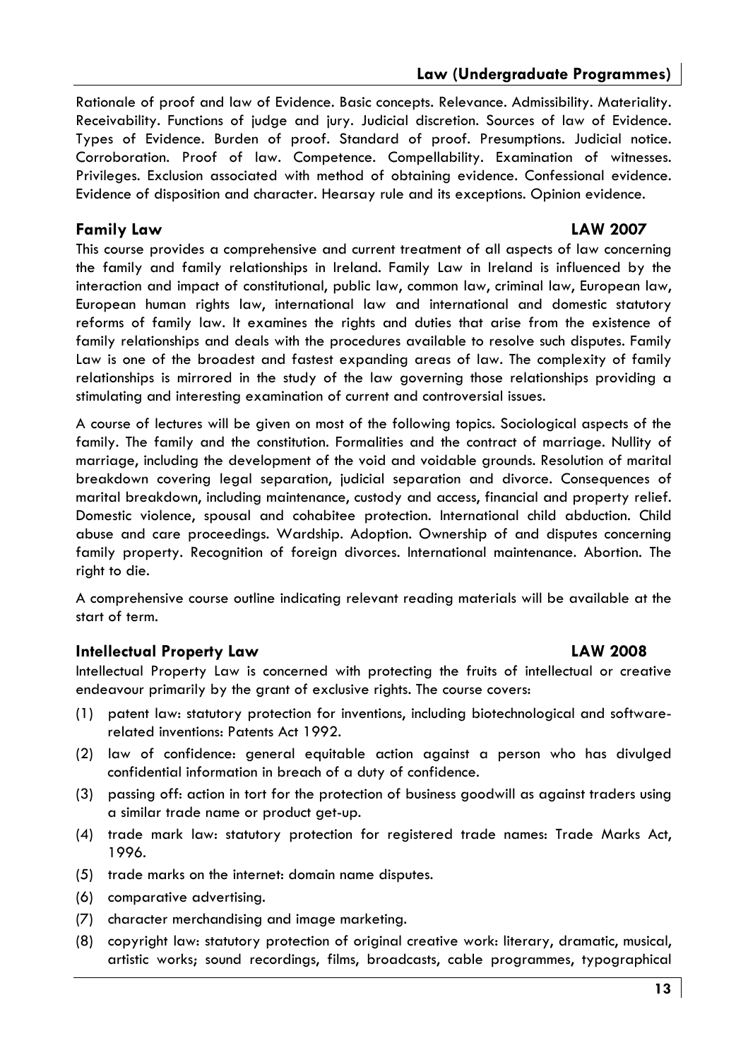Rationale of proof and law of Evidence. Basic concepts. Relevance. Admissibility. Materiality. Receivability. Functions of judge and jury. Judicial discretion. Sources of law of Evidence. Types of Evidence. Burden of proof. Standard of proof. Presumptions. Judicial notice. Corroboration. Proof of law. Competence. Compellability. Examination of witnesses. Privileges. Exclusion associated with method of obtaining evidence. Confessional evidence. Evidence of disposition and character. Hearsay rule and its exceptions. Opinion evidence.

## Family Law — LAW 2007

This course provides a comprehensive and current treatment of all aspects of law concerning the family and family relationships in Ireland. Family Law in Ireland is influenced by the interaction and impact of constitutional, public law, common law, criminal law, European law, European human rights law, international law and international and domestic statutory reforms of family law. It examines the rights and duties that arise from the existence of family relationships and deals with the procedures available to resolve such disputes. Family Law is one of the broadest and fastest expanding areas of law. The complexity of family relationships is mirrored in the study of the law governing those relationships providing a stimulating and interesting examination of current and controversial issues.

A course of lectures will be given on most of the following topics. Sociological aspects of the family. The family and the constitution. Formalities and the contract of marriage. Nullity of marriage, including the development of the void and voidable grounds. Resolution of marital breakdown covering legal separation, judicial separation and divorce. Consequences of marital breakdown, including maintenance, custody and access, financial and property relief. Domestic violence, spousal and cohabitee protection. International child abduction. Child abuse and care proceedings. Wardship. Adoption. Ownership of and disputes concerning family property. Recognition of foreign divorces. International maintenance. Abortion. The right to die.

A comprehensive course outline indicating relevant reading materials will be available at the start of term.

## Intellectual Property Law — LAW 2008

Intellectual Property Law is concerned with protecting the fruits of intellectual or creative endeavour primarily by the grant of exclusive rights. The course covers:

(1) patent law: statutory protection for inventions, including biotechnological and software-related inventions: Patents Act 1992.

(2) law of confidence: general equitable action against a person who has divulged confidential information in breach of a duty of confidence.

(3) passing off: action in tort for the protection of business goodwill as against traders using a similar trade name or product get-up.

(4) trade mark law: statutory protection for registered trade names: Trade Marks Act, 1996.

(5) trade marks on the internet: domain name disputes.

(6) comparative advertising.

(7) character merchandising and image marketing.

(8) copyright law: statutory protection of original creative work: literary, dramatic, musical, artistic works; sound recordings, films, broadcasts, cable programmes, typographical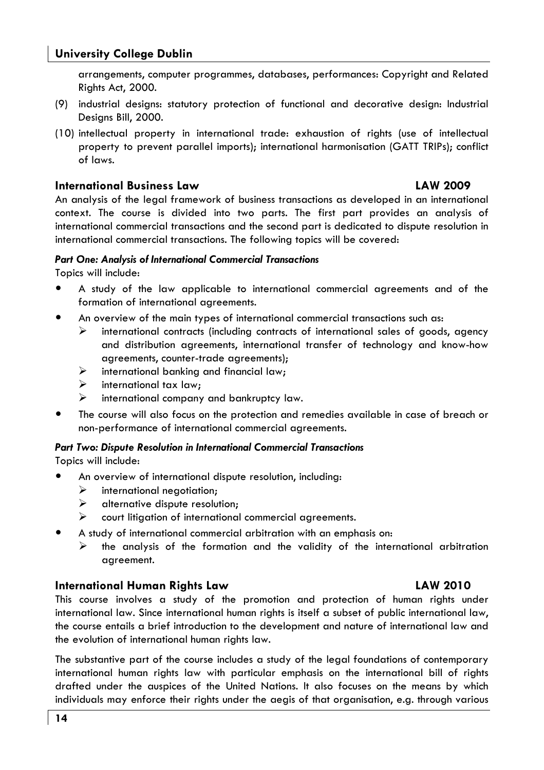arrangements, computer programmes, databases, performances: Copyright and Related Rights Act, 2000.

(9) industrial designs: statutory protection of functional and decorative design: Industrial Designs Bill, 2000.

(10) intellectual property in international trade: exhaustion of rights (use of intellectual property to prevent parallel imports); international harmonisation (GATT TRIPs); conflict of laws.

### International Business Law — LAW 2009

An analysis of the legal framework of business transactions as developed in an international context. The course is divided into two parts. The first part provides an analysis of international commercial transactions and the second part is dedicated to dispute resolution in international commercial transactions. The following topics will be covered:

#### *Part One: Analysis of International Commercial Transactions*

Topics will include:

- A study of the law applicable to international commercial agreements and of the formation of international agreements.
- An overview of the main types of international commercial transactions such as:
  - international contracts (including contracts of international sales of goods, agency and distribution agreements, international transfer of technology and know-how agreements, counter-trade agreements);
  - international banking and financial law;
  - international tax law;
  - international company and bankruptcy law.
- The course will also focus on the protection and remedies available in case of breach or non-performance of international commercial agreements.

#### *Part Two: Dispute Resolution in International Commercial Transactions*

Topics will include:

- An overview of international dispute resolution, including:
  - international negotiation;
  - alternative dispute resolution;
  - court litigation of international commercial agreements.
- A study of international commercial arbitration with an emphasis on:
  - the analysis of the formation and the validity of the international arbitration agreement.

### International Human Rights Law — LAW 2010

This course involves a study of the promotion and protection of human rights under international law. Since international human rights is itself a subset of public international law, the course entails a brief introduction to the development and nature of international law and the evolution of international human rights law.

The substantive part of the course includes a study of the legal foundations of contemporary international human rights law with particular emphasis on the international bill of rights drafted under the auspices of the United Nations. It also focuses on the means by which individuals may enforce their rights under the aegis of that organisation, e.g. through various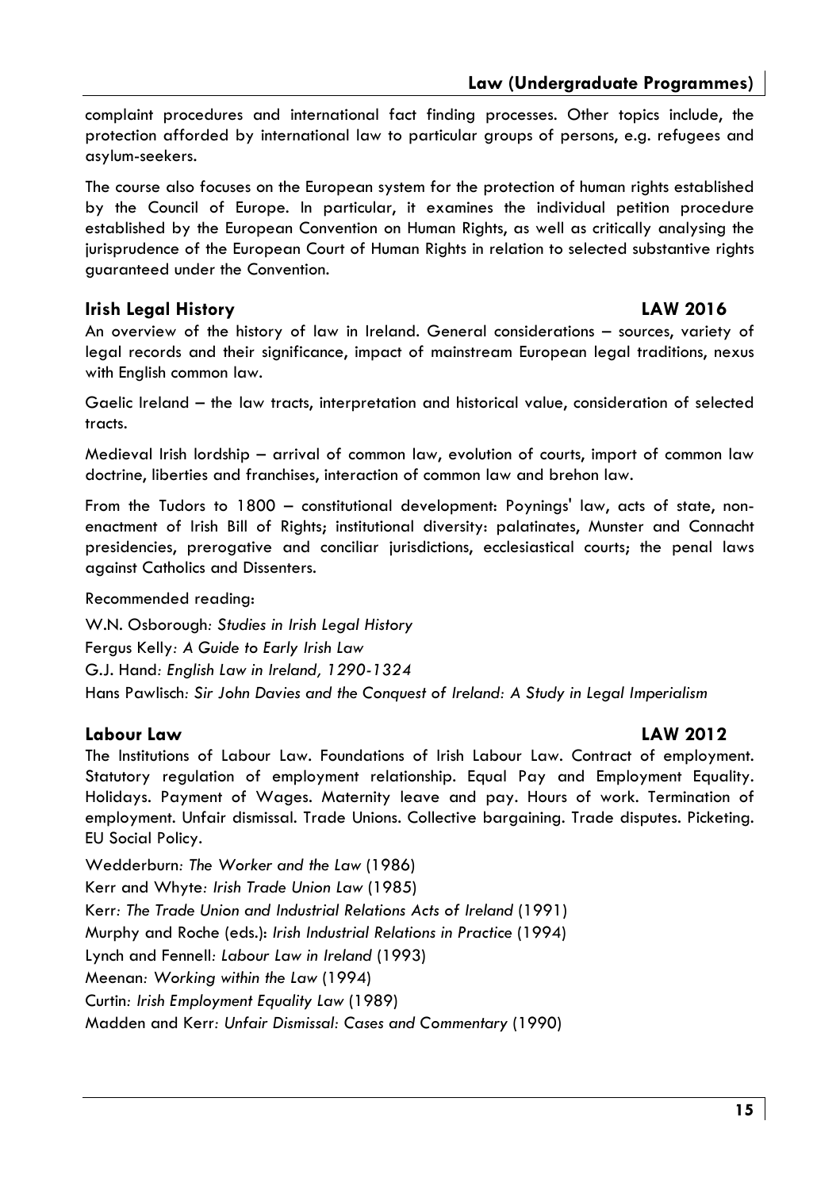complaint procedures and international fact finding processes. Other topics include, the protection afforded by international law to particular groups of persons, e.g. refugees and asylum-seekers.

The course also focuses on the European system for the protection of human rights established by the Council of Europe. In particular, it examines the individual petition procedure established by the European Convention on Human Rights, as well as critically analysing the jurisprudence of the European Court of Human Rights in relation to selected substantive rights guaranteed under the Convention.

### Irish Legal History — LAW 2016

An overview of the history of law in Ireland. General considerations – sources, variety of legal records and their significance, impact of mainstream European legal traditions, nexus with English common law.

Gaelic Ireland – the law tracts, interpretation and historical value, consideration of selected tracts.

Medieval Irish lordship – arrival of common law, evolution of courts, import of common law doctrine, liberties and franchises, interaction of common law and brehon law.

From the Tudors to 1800 – constitutional development: Poynings' law, acts of state, non-enactment of Irish Bill of Rights; institutional diversity: palatinates, Munster and Connacht presidencies, prerogative and conciliar jurisdictions, ecclesiastical courts; the penal laws against Catholics and Dissenters.

Recommended reading:

W.N. Osborough: *Studies in Irish Legal History*
Fergus Kelly: *A Guide to Early Irish Law*
G.J. Hand: *English Law in Ireland, 1290-1324*
Hans Pawlisch: *Sir John Davies and the Conquest of Ireland: A Study in Legal Imperialism*

### Labour Law — LAW 2012

The Institutions of Labour Law. Foundations of Irish Labour Law. Contract of employment. Statutory regulation of employment relationship. Equal Pay and Employment Equality. Holidays. Payment of Wages. Maternity leave and pay. Hours of work. Termination of employment. Unfair dismissal. Trade Unions. Collective bargaining. Trade disputes. Picketing. EU Social Policy.

Wedderburn: *The Worker and the Law* (1986)
Kerr and Whyte: *Irish Trade Union Law* (1985)
Kerr: *The Trade Union and Industrial Relations Acts of Ireland* (1991)
Murphy and Roche (eds.): *Irish Industrial Relations in Practice* (1994)
Lynch and Fennell: *Labour Law in Ireland* (1993)
Meenan: *Working within the Law* (1994)
Curtin: *Irish Employment Equality Law* (1989)
Madden and Kerr: *Unfair Dismissal: Cases and Commentary* (1990)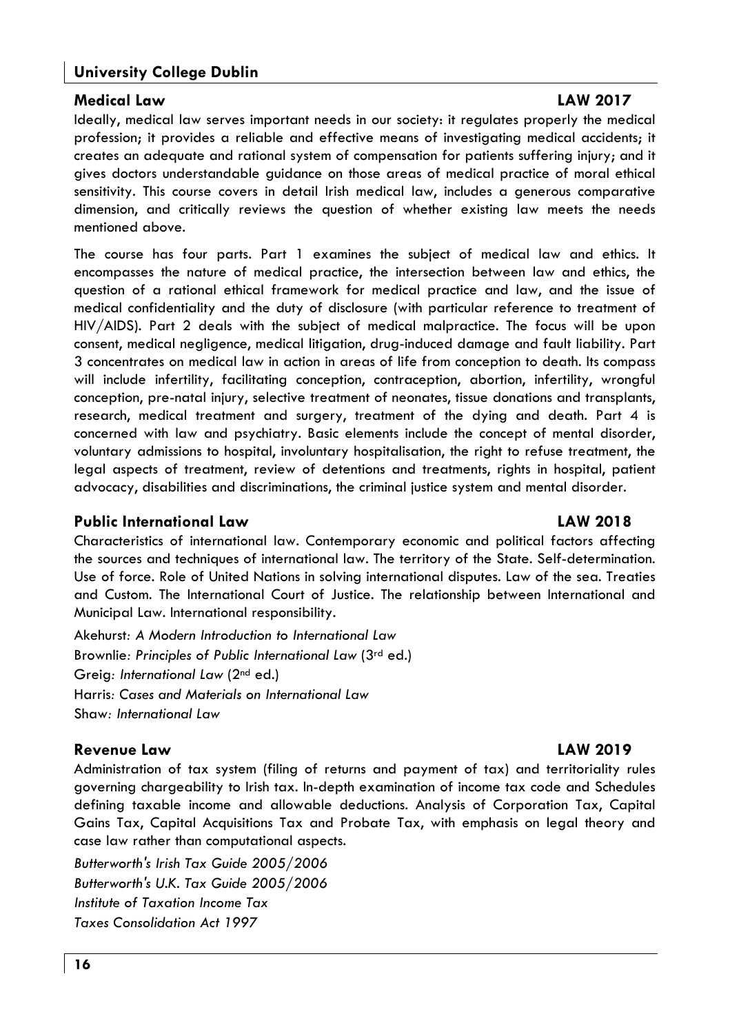## Medical Law LAW 2017

Ideally, medical law serves important needs in our society: it regulates properly the medical profession; it provides a reliable and effective means of investigating medical accidents; it creates an adequate and rational system of compensation for patients suffering injury; and it gives doctors understandable guidance on those areas of medical practice of moral ethical sensitivity. This course covers in detail Irish medical law, includes a generous comparative dimension, and critically reviews the question of whether existing law meets the needs mentioned above.

The course has four parts. Part 1 examines the subject of medical law and ethics. It encompasses the nature of medical practice, the intersection between law and ethics, the question of a rational ethical framework for medical practice and law, and the issue of medical confidentiality and the duty of disclosure (with particular reference to treatment of HIV/AIDS). Part 2 deals with the subject of medical malpractice. The focus will be upon consent, medical negligence, medical litigation, drug-induced damage and fault liability. Part 3 concentrates on medical law in action in areas of life from conception to death. Its compass will include infertility, facilitating conception, contraception, abortion, infertility, wrongful conception, pre-natal injury, selective treatment of neonates, tissue donations and transplants, research, medical treatment and surgery, treatment of the dying and death. Part 4 is concerned with law and psychiatry. Basic elements include the concept of mental disorder, voluntary admissions to hospital, involuntary hospitalisation, the right to refuse treatment, the legal aspects of treatment, review of detentions and treatments, rights in hospital, patient advocacy, disabilities and discriminations, the criminal justice system and mental disorder.

## Public International Law LAW 2018

Characteristics of international law. Contemporary economic and political factors affecting the sources and techniques of international law. The territory of the State. Self-determination. Use of force. Role of United Nations in solving international disputes. Law of the sea. Treaties and Custom. The International Court of Justice. The relationship between International and Municipal Law. International responsibility.

Akehurst: *A Modern Introduction to International Law*
Brownlie: *Principles of Public International Law* (3rd ed.)
Greig: *International Law* (2nd ed.)
Harris: *Cases and Materials on International Law*
Shaw: *International Law*

## Revenue Law LAW 2019

Administration of tax system (filing of returns and payment of tax) and territoriality rules governing chargeability to Irish tax. In-depth examination of income tax code and Schedules defining taxable income and allowable deductions. Analysis of Corporation Tax, Capital Gains Tax, Capital Acquisitions Tax and Probate Tax, with emphasis on legal theory and case law rather than computational aspects.

*Butterworth's Irish Tax Guide 2005/2006*
*Butterworth's U.K. Tax Guide 2005/2006*
*Institute of Taxation Income Tax*
*Taxes Consolidation Act 1997*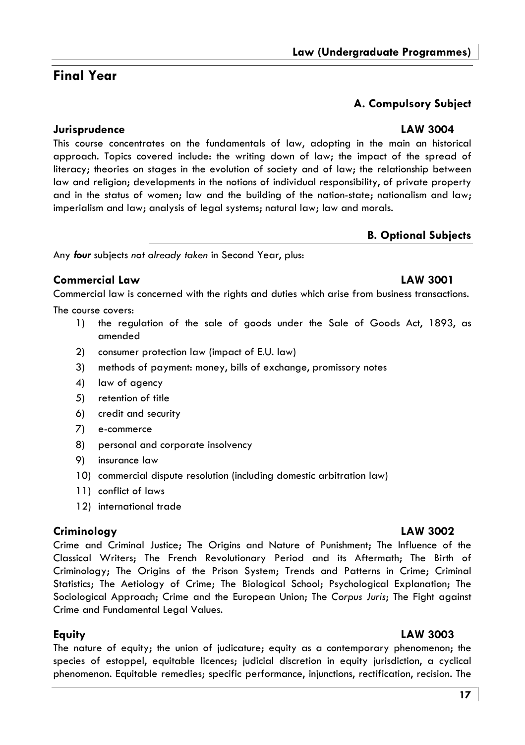## Final Year

### A. Compulsory Subject

### Jurisprudence LAW 3004

This course concentrates on the fundamentals of law, adopting in the main an historical approach. Topics covered include: the writing down of law; the impact of the spread of literacy; theories on stages in the evolution of society and of law; the relationship between law and religion; developments in the notions of individual responsibility, of private property and in the status of women; law and the building of the nation-state; nationalism and law; imperialism and law; analysis of legal systems; natural law; law and morals.

### B. Optional Subjects

Any ***four*** subjects *not already taken* in Second Year, plus:

### Commercial Law LAW 3001

Commercial law is concerned with the rights and duties which arise from business transactions.

The course covers:

1) the regulation of the sale of goods under the Sale of Goods Act, 1893, as amended
2) consumer protection law (impact of E.U. law)
3) methods of payment: money, bills of exchange, promissory notes
4) law of agency
5) retention of title
6) credit and security
7) e-commerce
8) personal and corporate insolvency
9) insurance law
10) commercial dispute resolution (including domestic arbitration law)
11) conflict of laws
12) international trade

### Criminology LAW 3002

Crime and Criminal Justice; The Origins and Nature of Punishment; The Influence of the Classical Writers; The French Revolutionary Period and its Aftermath; The Birth of Criminology; The Origins of the Prison System; Trends and Patterns in Crime; Criminal Statistics; The Aetiology of Crime; The Biological School; Psychological Explanation; The Sociological Approach; Crime and the European Union; The *Corpus Juris*; The Fight against Crime and Fundamental Legal Values.

### Equity LAW 3003

The nature of equity; the union of judicature; equity as a contemporary phenomenon; the species of estoppel, equitable licences; judicial discretion in equity jurisdiction, a cyclical phenomenon. Equitable remedies; specific performance, injunctions, rectification, recision. The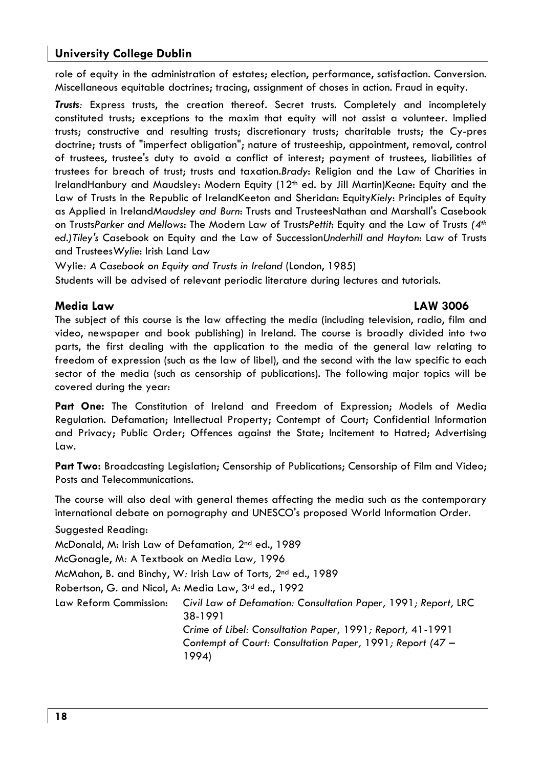role of equity in the administration of estates; election, performance, satisfaction. Conversion. Miscellaneous equitable doctrines; tracing, assignment of choses in action. Fraud in equity.

***Trusts**:* Express trusts, the creation thereof. Secret trusts. Completely and incompletely constituted trusts; exceptions to the maxim that equity will not assist a volunteer. Implied trusts; constructive and resulting trusts; discretionary trusts; charitable trusts; the Cy-pres doctrine; trusts of "imperfect obligation"; nature of trusteeship, appointment, removal, control of trustees, trustee's duty to avoid a conflict of interest; payment of trustees, liabilities of trustees for breach of trust; trusts and taxation.*Brady*: Religion and the Law of Charities in IrelandHanbury and Maudsley: Modern Equity (12th ed. by Jill Martin)*Keane*: Equity and the Law of Trusts in the Republic of IrelandKeeton and Sheridan: Equity*Kiely*: Principles of Equity as Applied in Ireland*Maudsley and Burn*: Trusts and TrusteesNathan and Marshall's Casebook on Trusts*Parker and Mellows*: The Modern Law of Trusts*Pettit*: Equity and the Law of Trusts *(4th ed.)Tiley's* Casebook on Equity and the Law of Succession*Underhill and Hayton*: Law of Trusts and Trustees*Wylie*: Irish Land Law

Wylie*: A Casebook on Equity and Trusts in Ireland* (London, 1985)

Students will be advised of relevant periodic literature during lectures and tutorials.

## Media Law LAW 3006

The subject of this course is the law affecting the media (including television, radio, film and video, newspaper and book publishing) in Ireland. The course is broadly divided into two parts, the first dealing with the application to the media of the general law relating to freedom of expression (such as the law of libel), and the second with the law specific to each sector of the media (such as censorship of publications). The following major topics will be covered during the year:

**Part One:** The Constitution of Ireland and Freedom of Expression; Models of Media Regulation. Defamation; Intellectual Property; Contempt of Court; Confidential Information and Privacy; Public Order; Offences against the State; Incitement to Hatred; Advertising Law.

**Part Two:** Broadcasting Legislation; Censorship of Publications; Censorship of Film and Video; Posts and Telecommunications.

The course will also deal with general themes affecting the media such as the contemporary international debate on pornography and UNESCO's proposed World Information Order.

Suggested Reading:

McDonald, M: Irish Law of Defamation*,* 2nd ed., 1989

McGonagle, M*:* A Textbook on Media Law*,* 1996

McMahon, B. and Binchy, W*:* Irish Law of Torts*,* 2nd ed., 1989

Robertson, G. and Nicol, A: Media Law, 3rd ed., 1992

Law Reform Commission: *Civil Law of Defamation: Consultation Paper,* 1991*; Report,* LRC 38-1991
*Crime of Libel: Consultation Paper,* 1991*; Report,* 41-1991
*Contempt of Court: Consultation Paper,* 1991*; Report (*47 – 1994)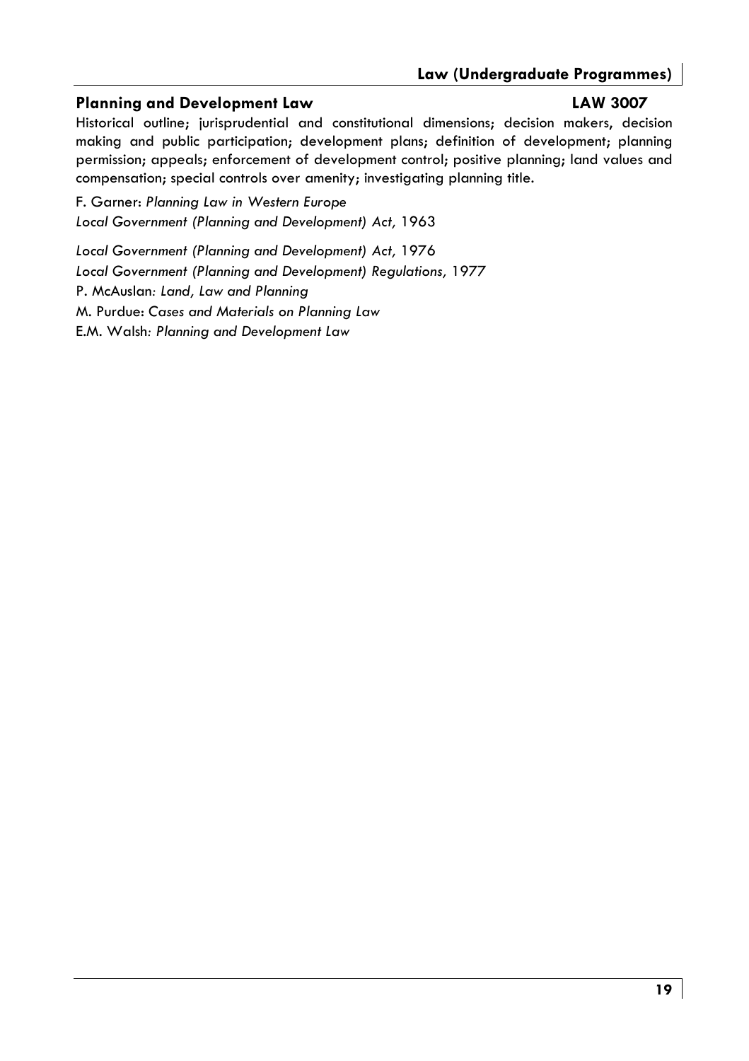## Planning and Development Law — LAW 3007

Historical outline; jurisprudential and constitutional dimensions; decision makers, decision making and public participation; development plans; definition of development; planning permission; appeals; enforcement of development control; positive planning; land values and compensation; special controls over amenity; investigating planning title.

F. Garner: *Planning Law in Western Europe*

*Local Government (Planning and Development) Act,* 1963

*Local Government (Planning and Development) Act,* 1976

*Local Government (Planning and Development) Regulations,* 1977

P. McAuslan*: Land, Law and Planning*

M. Purdue: *Cases and Materials on Planning Law*

E.M. Walsh*: Planning and Development Law*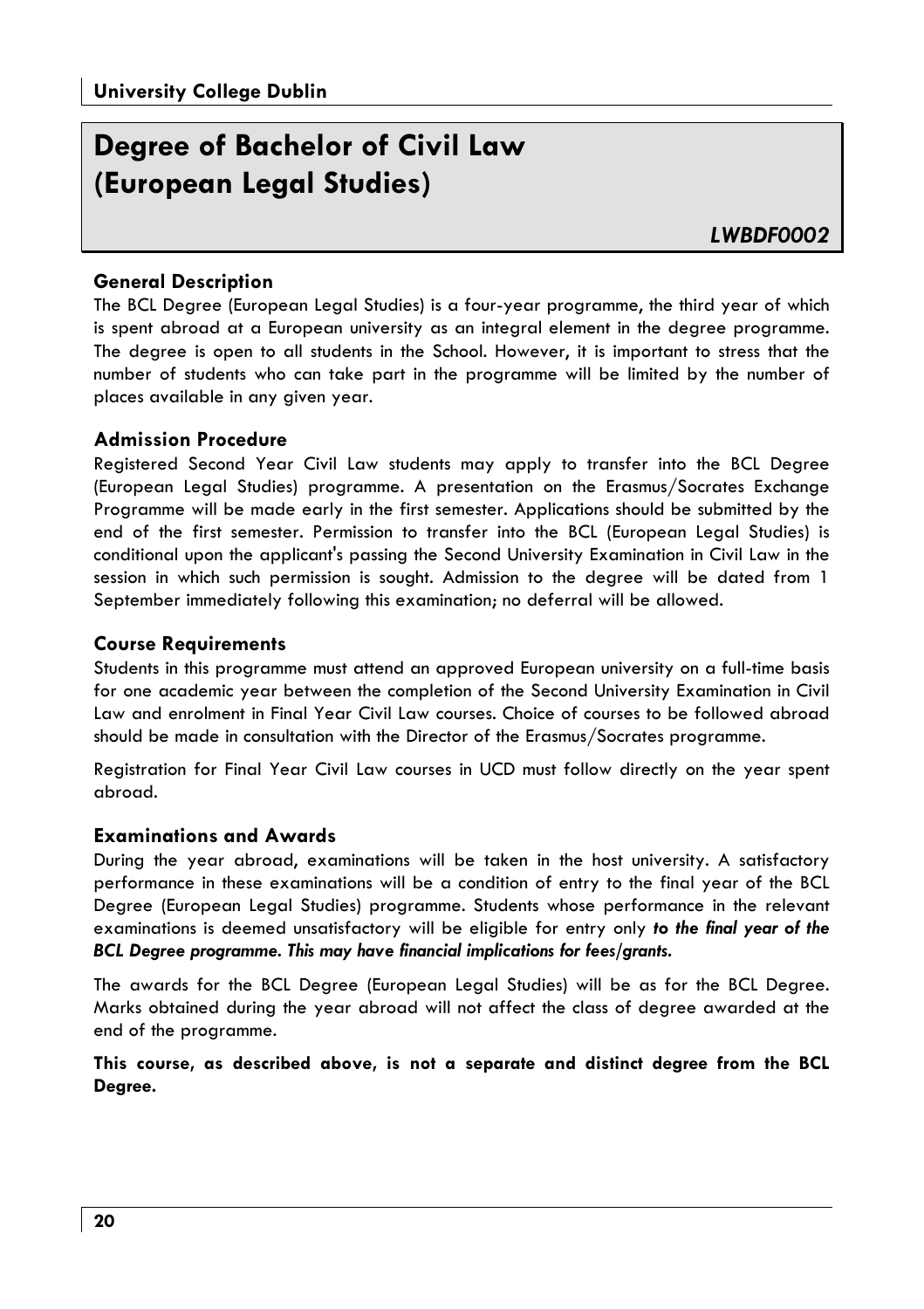# Degree of Bachelor of Civil Law (European Legal Studies)

*LWBDF0002*

### General Description

The BCL Degree (European Legal Studies) is a four-year programme, the third year of which is spent abroad at a European university as an integral element in the degree programme. The degree is open to all students in the School. However, it is important to stress that the number of students who can take part in the programme will be limited by the number of places available in any given year.

### Admission Procedure

Registered Second Year Civil Law students may apply to transfer into the BCL Degree (European Legal Studies) programme. A presentation on the Erasmus/Socrates Exchange Programme will be made early in the first semester. Applications should be submitted by the end of the first semester. Permission to transfer into the BCL (European Legal Studies) is conditional upon the applicant's passing the Second University Examination in Civil Law in the session in which such permission is sought. Admission to the degree will be dated from 1 September immediately following this examination; no deferral will be allowed.

### Course Requirements

Students in this programme must attend an approved European university on a full-time basis for one academic year between the completion of the Second University Examination in Civil Law and enrolment in Final Year Civil Law courses. Choice of courses to be followed abroad should be made in consultation with the Director of the Erasmus/Socrates programme.

Registration for Final Year Civil Law courses in UCD must follow directly on the year spent abroad.

### Examinations and Awards

During the year abroad, examinations will be taken in the host university. A satisfactory performance in these examinations will be a condition of entry to the final year of the BCL Degree (European Legal Studies) programme. Students whose performance in the relevant examinations is deemed unsatisfactory will be eligible for entry only ***to the final year of the BCL Degree programme. This may have financial implications for fees/grants.***

The awards for the BCL Degree (European Legal Studies) will be as for the BCL Degree. Marks obtained during the year abroad will not affect the class of degree awarded at the end of the programme.

**This course, as described above, is not a separate and distinct degree from the BCL Degree.**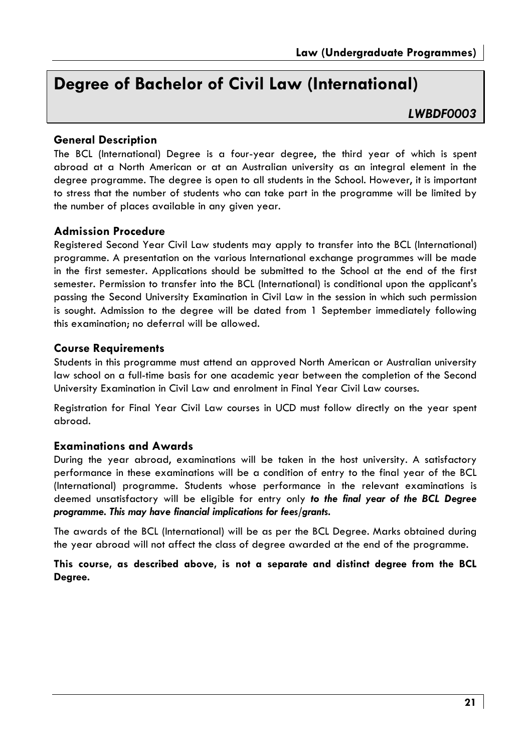# Degree of Bachelor of Civil Law (International)

*LWBDF0003*

### General Description

The BCL (International) Degree is a four-year degree, the third year of which is spent abroad at a North American or at an Australian university as an integral element in the degree programme. The degree is open to all students in the School. However, it is important to stress that the number of students who can take part in the programme will be limited by the number of places available in any given year.

### Admission Procedure

Registered Second Year Civil Law students may apply to transfer into the BCL (International) programme. A presentation on the various International exchange programmes will be made in the first semester. Applications should be submitted to the School at the end of the first semester. Permission to transfer into the BCL (International) is conditional upon the applicant's passing the Second University Examination in Civil Law in the session in which such permission is sought. Admission to the degree will be dated from 1 September immediately following this examination; no deferral will be allowed.

### Course Requirements

Students in this programme must attend an approved North American or Australian university law school on a full-time basis for one academic year between the completion of the Second University Examination in Civil Law and enrolment in Final Year Civil Law courses.

Registration for Final Year Civil Law courses in UCD must follow directly on the year spent abroad.

### Examinations and Awards

During the year abroad, examinations will be taken in the host university. A satisfactory performance in these examinations will be a condition of entry to the final year of the BCL (International) programme. Students whose performance in the relevant examinations is deemed unsatisfactory will be eligible for entry only ***to the final year of the BCL Degree programme. This may have financial implications for fees/grants.***

The awards of the BCL (International) will be as per the BCL Degree. Marks obtained during the year abroad will not affect the class of degree awarded at the end of the programme.

**This course, as described above, is not a separate and distinct degree from the BCL Degree.**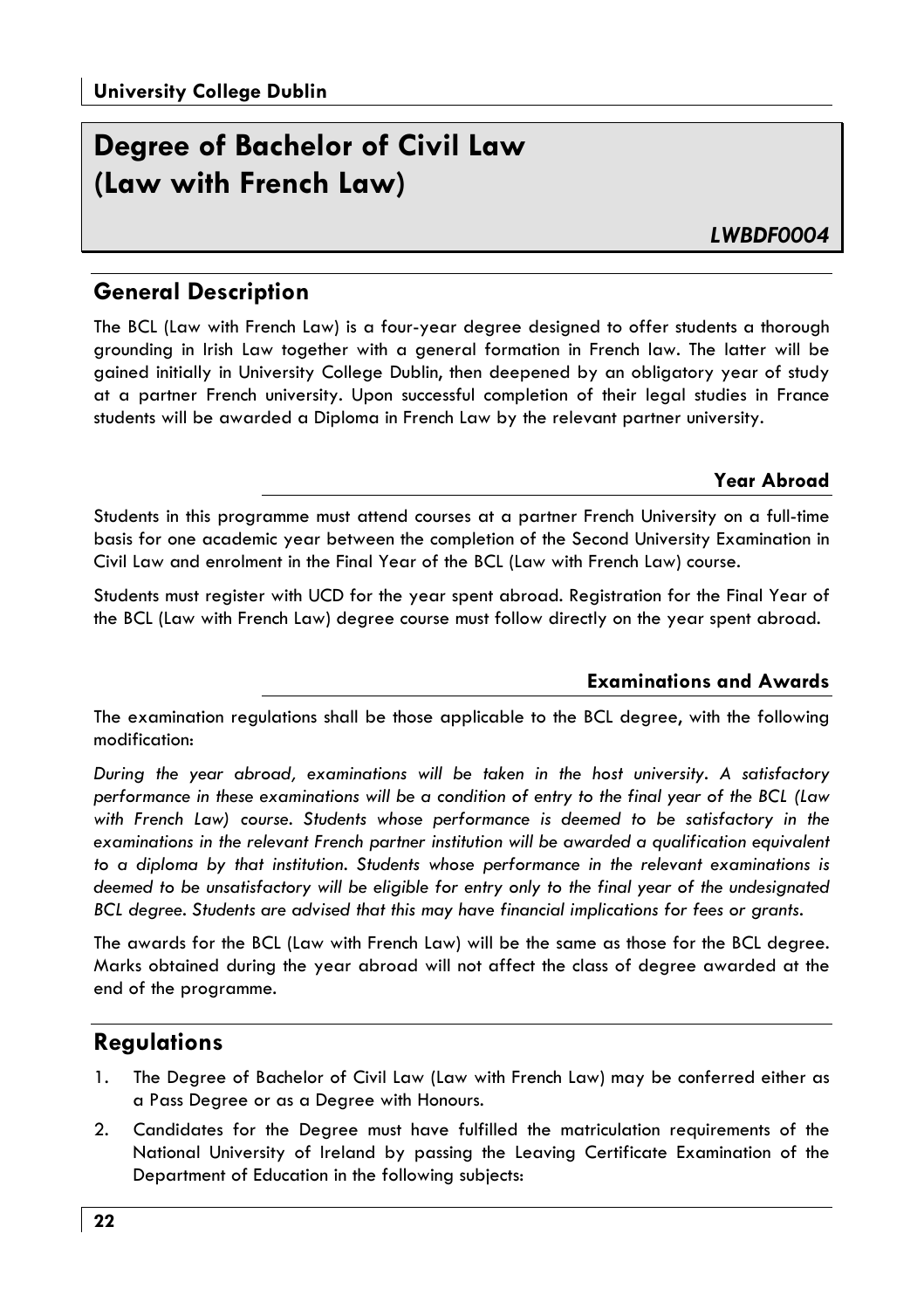**University College Dublin**

# Degree of Bachelor of Civil Law (Law with French Law)

***LWBDF0004***

## General Description

The BCL (Law with French Law) is a four-year degree designed to offer students a thorough grounding in Irish Law together with a general formation in French law. The latter will be gained initially in University College Dublin, then deepened by an obligatory year of study at a partner French university. Upon successful completion of their legal studies in France students will be awarded a Diploma in French Law by the relevant partner university.

### Year Abroad

Students in this programme must attend courses at a partner French University on a full-time basis for one academic year between the completion of the Second University Examination in Civil Law and enrolment in the Final Year of the BCL (Law with French Law) course.

Students must register with UCD for the year spent abroad. Registration for the Final Year of the BCL (Law with French Law) degree course must follow directly on the year spent abroad.

### Examinations and Awards

The examination regulations shall be those applicable to the BCL degree, with the following modification:

*During the year abroad, examinations will be taken in the host university. A satisfactory performance in these examinations will be a condition of entry to the final year of the BCL (Law with French Law) course. Students whose performance is deemed to be satisfactory in the examinations in the relevant French partner institution will be awarded a qualification equivalent to a diploma by that institution. Students whose performance in the relevant examinations is deemed to be unsatisfactory will be eligible for entry only to the final year of the undesignated BCL degree. Students are advised that this may have financial implications for fees or grants.*

The awards for the BCL (Law with French Law) will be the same as those for the BCL degree. Marks obtained during the year abroad will not affect the class of degree awarded at the end of the programme.

## Regulations

1. The Degree of Bachelor of Civil Law (Law with French Law) may be conferred either as a Pass Degree or as a Degree with Honours.
2. Candidates for the Degree must have fulfilled the matriculation requirements of the National University of Ireland by passing the Leaving Certificate Examination of the Department of Education in the following subjects: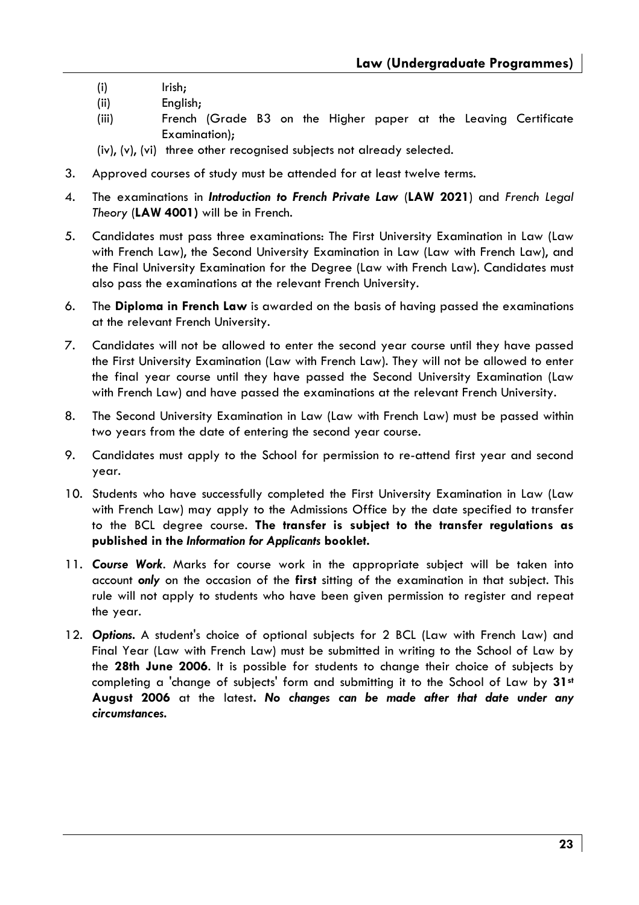(i) Irish;
(ii) English;
(iii) French (Grade B3 on the Higher paper at the Leaving Certificate Examination);
(iv), (v), (vi) three other recognised subjects not already selected.

3. Approved courses of study must be attended for at least twelve terms.

4. The examinations in ***Introduction to French Private Law*** (**LAW 2021**) and *French Legal Theory* (**LAW 4001)** will be in French.

5. Candidates must pass three examinations: The First University Examination in Law (Law with French Law), the Second University Examination in Law (Law with French Law), and the Final University Examination for the Degree (Law with French Law). Candidates must also pass the examinations at the relevant French University.

6. The **Diploma in French Law** is awarded on the basis of having passed the examinations at the relevant French University.

7. Candidates will not be allowed to enter the second year course until they have passed the First University Examination (Law with French Law). They will not be allowed to enter the final year course until they have passed the Second University Examination (Law with French Law) and have passed the examinations at the relevant French University.

8. The Second University Examination in Law (Law with French Law) must be passed within two years from the date of entering the second year course.

9. Candidates must apply to the School for permission to re-attend first year and second year.

10. Students who have successfully completed the First University Examination in Law (Law with French Law) may apply to the Admissions Office by the date specified to transfer to the BCL degree course. **The transfer is subject to the transfer regulations as published in the *Information for Applicants* booklet.**

11. ***Course Work***. Marks for course work in the appropriate subject will be taken into account ***only*** on the occasion of the **first** sitting of the examination in that subject. This rule will not apply to students who have been given permission to register and repeat the year.

12. ***Options.*** A student's choice of optional subjects for 2 BCL (Law with French Law) and Final Year (Law with French Law) must be submitted in writing to the School of Law by the **28th June 2006**. It is possible for students to change their choice of subjects by completing a 'change of subjects' form and submitting it to the School of Law by **31st August 2006** at the latest***. No changes can be made after that date under any circumstances.***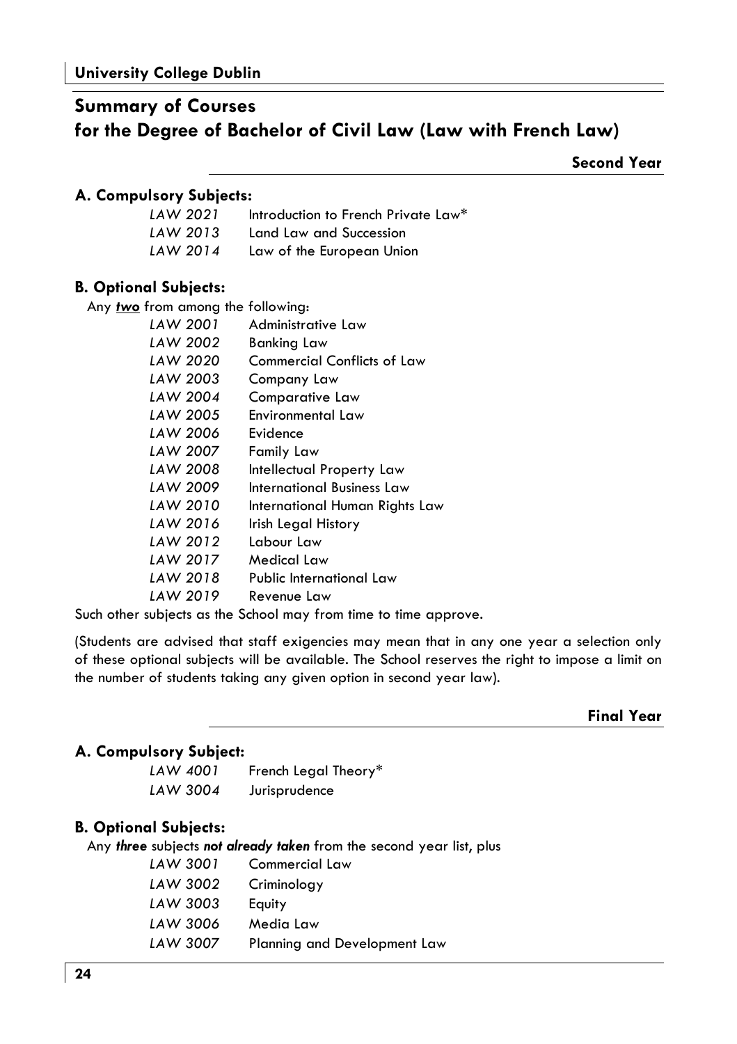# Summary of Courses for the Degree of Bachelor of Civil Law (Law with French Law)

## Second Year

### A. Compulsory Subjects:

| | |
|---|---|
| *LAW 2021* | Introduction to French Private Law* |
| *LAW 2013* | Land Law and Succession |
| *LAW 2014* | Law of the European Union |

### B. Optional Subjects:

Any ***two*** from among the following:

| | |
|---|---|
| *LAW 2001* | Administrative Law |
| *LAW 2002* | Banking Law |
| *LAW 2020* | Commercial Conflicts of Law |
| *LAW 2003* | Company Law |
| *LAW 2004* | Comparative Law |
| *LAW 2005* | Environmental Law |
| *LAW 2006* | Evidence |
| *LAW 2007* | Family Law |
| *LAW 2008* | Intellectual Property Law |
| *LAW 2009* | International Business Law |
| *LAW 2010* | International Human Rights Law |
| *LAW 2016* | Irish Legal History |
| *LAW 2012* | Labour Law |
| *LAW 2017* | Medical Law |
| *LAW 2018* | Public International Law |
| *LAW 2019* | Revenue Law |

Such other subjects as the School may from time to time approve.

(Students are advised that staff exigencies may mean that in any one year a selection only of these optional subjects will be available. The School reserves the right to impose a limit on the number of students taking any given option in second year law).

## Final Year

### A. Compulsory Subject:

| | |
|---|---|
| *LAW 4001* | French Legal Theory* |
| *LAW 3004* | Jurisprudence |

### B. Optional Subjects:

Any ***three*** subjects ***not already taken*** from the second year list, plus

| | |
|---|---|
| *LAW 3001* | Commercial Law |
| *LAW 3002* | Criminology |
| *LAW 3003* | Equity |
| *LAW 3006* | Media Law |
| *LAW 3007* | Planning and Development Law |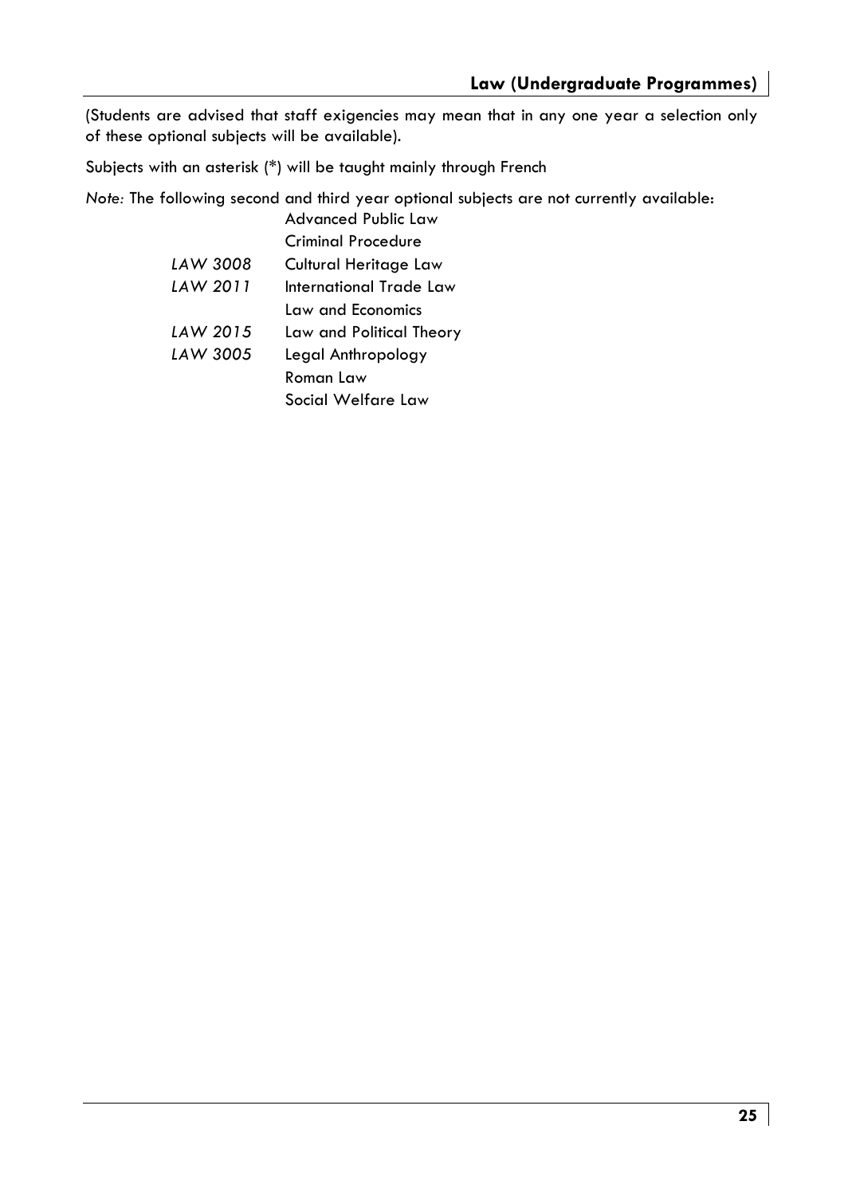(Students are advised that staff exigencies may mean that in any one year a selection only of these optional subjects will be available).

Subjects with an asterisk (*) will be taught mainly through French

*Note:* The following second and third year optional subjects are not currently available:

| | |
|---|---|
| | Advanced Public Law |
| | Criminal Procedure |
| *LAW 3008* | Cultural Heritage Law |
| *LAW 2011* | International Trade Law |
| | Law and Economics |
| *LAW 2015* | Law and Political Theory |
| *LAW 3005* | Legal Anthropology |
| | Roman Law |
| | Social Welfare Law |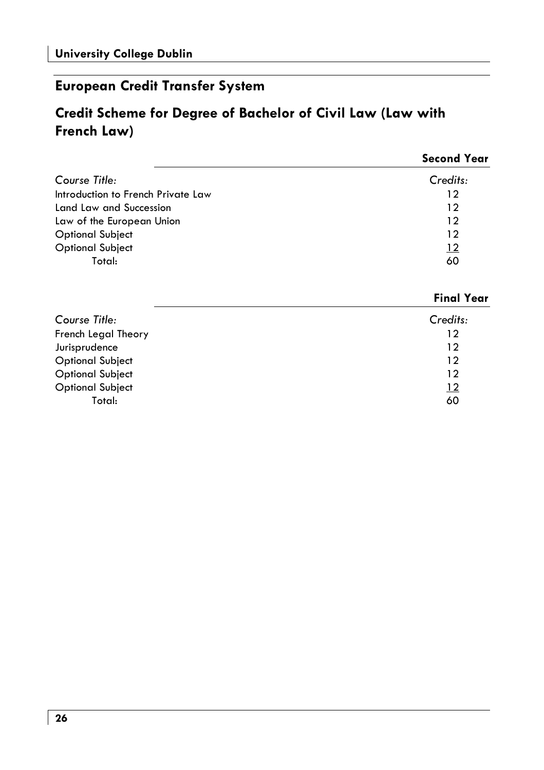## European Credit Transfer System

## Credit Scheme for Degree of Bachelor of Civil Law (Law with French Law)

### Second Year

| *Course Title:* | *Credits:* |
|---|---|
| Introduction to French Private Law | 12 |
| Land Law and Succession | 12 |
| Law of the European Union | 12 |
| Optional Subject | 12 |
| Optional Subject | 12 |
| Total: | 60 |

### Final Year

| *Course Title:* | *Credits:* |
|---|---|
| French Legal Theory | 12 |
| Jurisprudence | 12 |
| Optional Subject | 12 |
| Optional Subject | 12 |
| Optional Subject | 12 |
| Total: | 60 |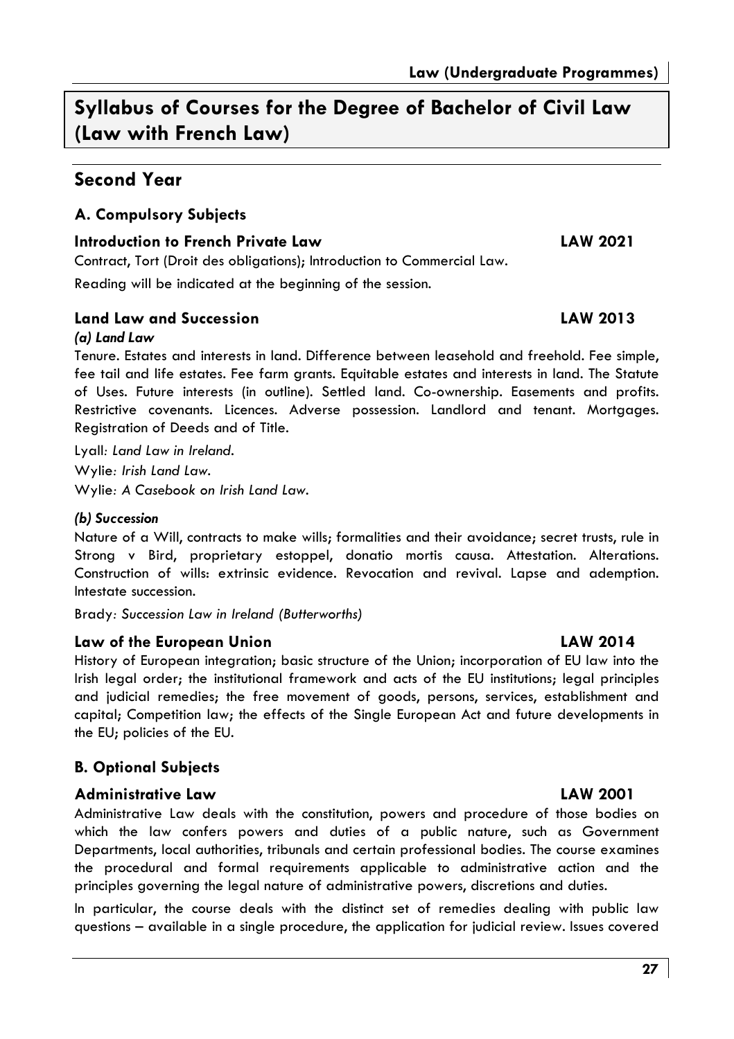# Syllabus of Courses for the Degree of Bachelor of Civil Law (Law with French Law)

## Second Year

### A. Compulsory Subjects

#### Introduction to French Private Law — LAW 2021

Contract, Tort (Droit des obligations); Introduction to Commercial Law.

Reading will be indicated at the beginning of the session.

#### Land Law and Succession — LAW 2013

***(a) Land Law***

Tenure. Estates and interests in land. Difference between leasehold and freehold. Fee simple, fee tail and life estates. Fee farm grants. Equitable estates and interests in land. The Statute of Uses. Future interests (in outline). Settled land. Co-ownership. Easements and profits. Restrictive covenants. Licences. Adverse possession. Landlord and tenant. Mortgages. Registration of Deeds and of Title.

Lyall*: Land Law in Ireland.*

Wylie*: Irish Land Law.*

Wylie*: A Casebook on Irish Land Law.*

***(b) Succession***

Nature of a Will, contracts to make wills; formalities and their avoidance; secret trusts, rule in Strong v Bird, proprietary estoppel, donatio mortis causa. Attestation. Alterations. Construction of wills: extrinsic evidence. Revocation and revival. Lapse and ademption. Intestate succession.

Brady*: Succession Law in Ireland (Butterworths)*

#### Law of the European Union — LAW 2014

History of European integration; basic structure of the Union; incorporation of EU law into the Irish legal order; the institutional framework and acts of the EU institutions; legal principles and judicial remedies; the free movement of goods, persons, services, establishment and capital; Competition law; the effects of the Single European Act and future developments in the EU; policies of the EU.

### B. Optional Subjects

#### Administrative Law — LAW 2001

Administrative Law deals with the constitution, powers and procedure of those bodies on which the law confers powers and duties of a public nature, such as Government Departments, local authorities, tribunals and certain professional bodies. The course examines the procedural and formal requirements applicable to administrative action and the principles governing the legal nature of administrative powers, discretions and duties.

In particular, the course deals with the distinct set of remedies dealing with public law questions – available in a single procedure, the application for judicial review. Issues covered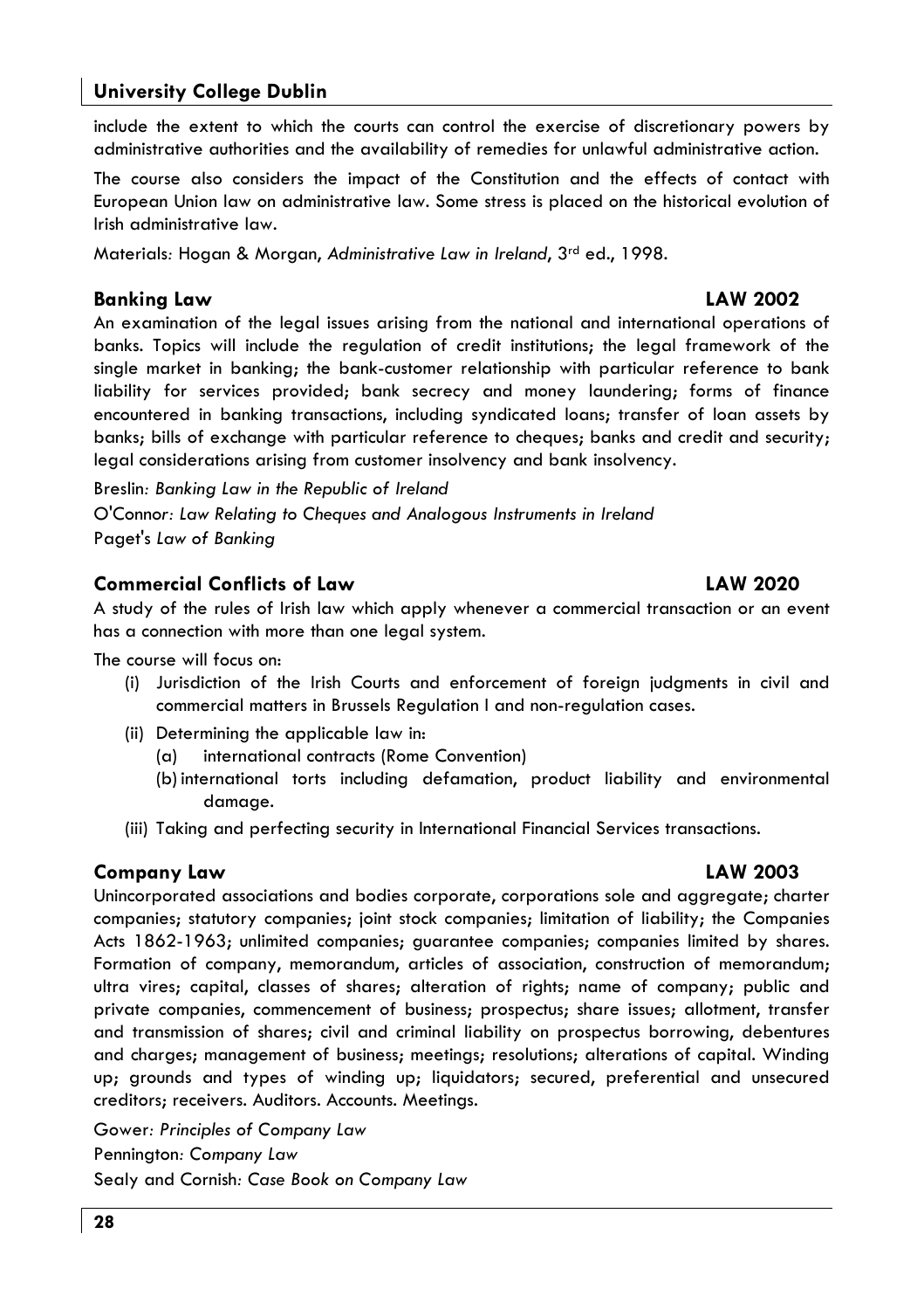include the extent to which the courts can control the exercise of discretionary powers by administrative authorities and the availability of remedies for unlawful administrative action.

The course also considers the impact of the Constitution and the effects of contact with European Union law on administrative law. Some stress is placed on the historical evolution of Irish administrative law.

Materials: Hogan & Morgan, *Administrative Law in Ireland*, 3rd ed., 1998.

### Banking Law — LAW 2002

An examination of the legal issues arising from the national and international operations of banks. Topics will include the regulation of credit institutions; the legal framework of the single market in banking; the bank-customer relationship with particular reference to bank liability for services provided; bank secrecy and money laundering; forms of finance encountered in banking transactions, including syndicated loans; transfer of loan assets by banks; bills of exchange with particular reference to cheques; banks and credit and security; legal considerations arising from customer insolvency and bank insolvency.

Breslin: *Banking Law in the Republic of Ireland*

O'Connor: *Law Relating to Cheques and Analogous Instruments in Ireland*

Paget's *Law of Banking*

### Commercial Conflicts of Law — LAW 2020

A study of the rules of Irish law which apply whenever a commercial transaction or an event has a connection with more than one legal system.

The course will focus on:

- (i) Jurisdiction of the Irish Courts and enforcement of foreign judgments in civil and commercial matters in Brussels Regulation I and non-regulation cases.
- (ii) Determining the applicable law in:
  - (a) international contracts (Rome Convention)
  - (b) international torts including defamation, product liability and environmental damage.
- (iii) Taking and perfecting security in International Financial Services transactions.

### Company Law — LAW 2003

Unincorporated associations and bodies corporate, corporations sole and aggregate; charter companies; statutory companies; joint stock companies; limitation of liability; the Companies Acts 1862-1963; unlimited companies; guarantee companies; companies limited by shares. Formation of company, memorandum, articles of association, construction of memorandum; ultra vires; capital, classes of shares; alteration of rights; name of company; public and private companies, commencement of business; prospectus; share issues; allotment, transfer and transmission of shares; civil and criminal liability on prospectus borrowing, debentures and charges; management of business; meetings; resolutions; alterations of capital. Winding up; grounds and types of winding up; liquidators; secured, preferential and unsecured creditors; receivers. Auditors. Accounts. Meetings.

Gower: *Principles of Company Law*

Pennington: *Company Law*

Sealy and Cornish: *Case Book on Company Law*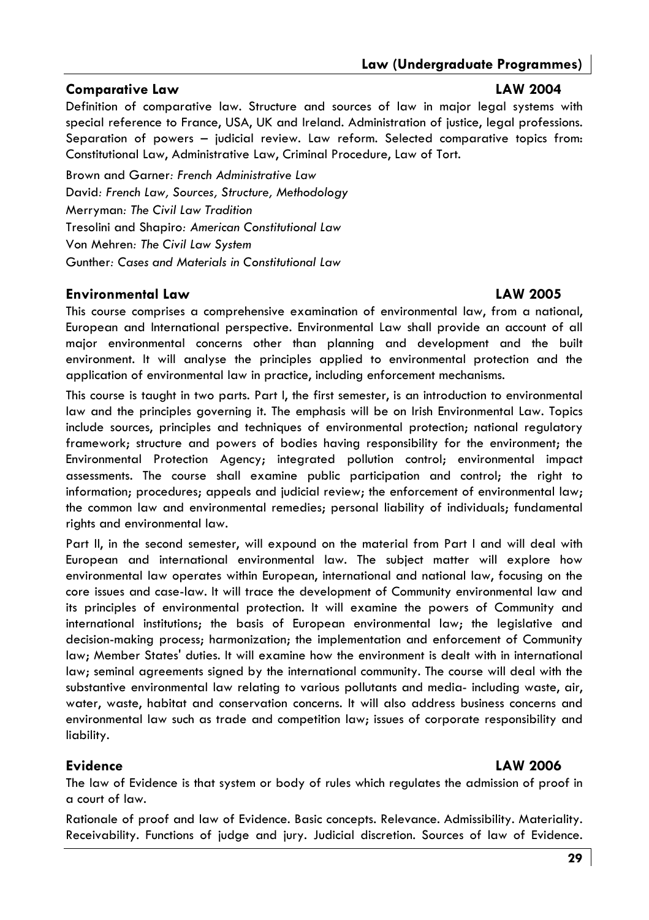### Comparative Law — LAW 2004

Definition of comparative law. Structure and sources of law in major legal systems with special reference to France, USA, UK and Ireland. Administration of justice, legal professions. Separation of powers – judicial review. Law reform. Selected comparative topics from: Constitutional Law, Administrative Law, Criminal Procedure, Law of Tort.

Brown and Garner: *French Administrative Law*
David: *French Law, Sources, Structure, Methodology*
Merryman: *The Civil Law Tradition*
Tresolini and Shapiro: *American Constitutional Law*
Von Mehren: *The Civil Law System*
Gunther: *Cases and Materials in Constitutional Law*

### Environmental Law — LAW 2005

This course comprises a comprehensive examination of environmental law, from a national, European and International perspective. Environmental Law shall provide an account of all major environmental concerns other than planning and development and the built environment. It will analyse the principles applied to environmental protection and the application of environmental law in practice, including enforcement mechanisms.

This course is taught in two parts. Part I, the first semester, is an introduction to environmental law and the principles governing it. The emphasis will be on Irish Environmental Law. Topics include sources, principles and techniques of environmental protection; national regulatory framework; structure and powers of bodies having responsibility for the environment; the Environmental Protection Agency; integrated pollution control; environmental impact assessments. The course shall examine public participation and control; the right to information; procedures; appeals and judicial review; the enforcement of environmental law; the common law and environmental remedies; personal liability of individuals; fundamental rights and environmental law.

Part II, in the second semester, will expound on the material from Part I and will deal with European and international environmental law. The subject matter will explore how environmental law operates within European, international and national law, focusing on the core issues and case-law. It will trace the development of Community environmental law and its principles of environmental protection. It will examine the powers of Community and international institutions; the basis of European environmental law; the legislative and decision-making process; harmonization; the implementation and enforcement of Community law; Member States' duties. It will examine how the environment is dealt with in international law; seminal agreements signed by the international community. The course will deal with the substantive environmental law relating to various pollutants and media- including waste, air, water, waste, habitat and conservation concerns. It will also address business concerns and environmental law such as trade and competition law; issues of corporate responsibility and liability.

### Evidence — LAW 2006

The law of Evidence is that system or body of rules which regulates the admission of proof in a court of law.

Rationale of proof and law of Evidence. Basic concepts. Relevance. Admissibility. Materiality. Receivability. Functions of judge and jury. Judicial discretion. Sources of law of Evidence.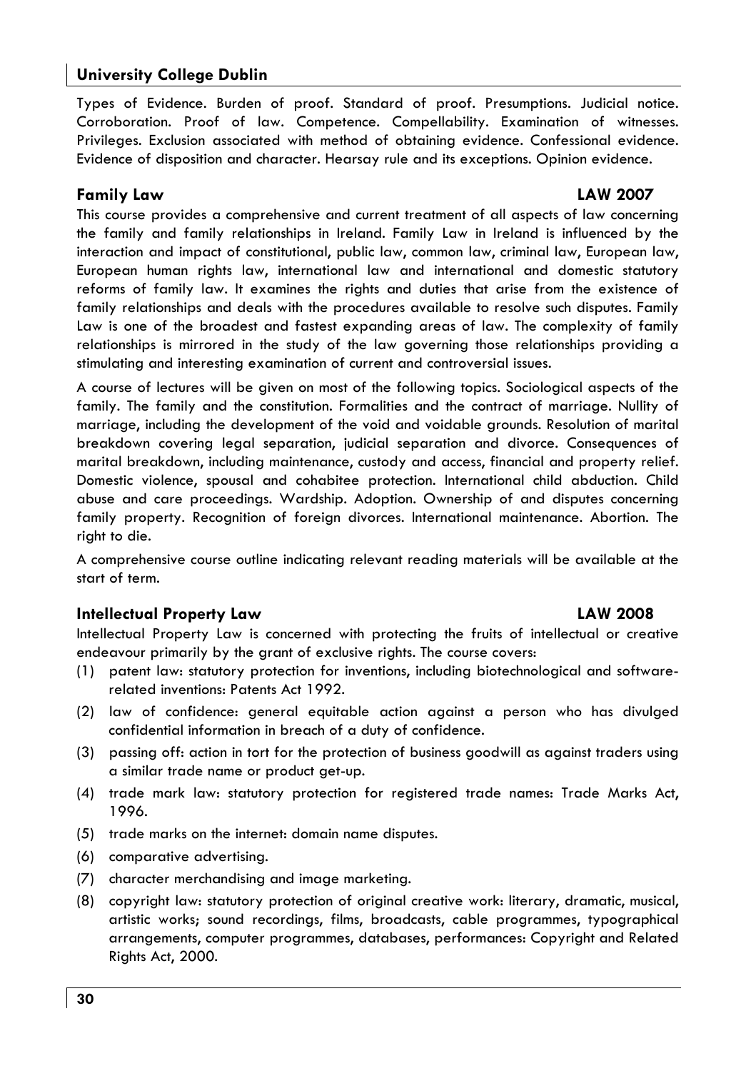Types of Evidence. Burden of proof. Standard of proof. Presumptions. Judicial notice. Corroboration. Proof of law. Competence. Compellability. Examination of witnesses. Privileges. Exclusion associated with method of obtaining evidence. Confessional evidence. Evidence of disposition and character. Hearsay rule and its exceptions. Opinion evidence.

### Family Law — LAW 2007

This course provides a comprehensive and current treatment of all aspects of law concerning the family and family relationships in Ireland. Family Law in Ireland is influenced by the interaction and impact of constitutional, public law, common law, criminal law, European law, European human rights law, international law and international and domestic statutory reforms of family law. It examines the rights and duties that arise from the existence of family relationships and deals with the procedures available to resolve such disputes. Family Law is one of the broadest and fastest expanding areas of law. The complexity of family relationships is mirrored in the study of the law governing those relationships providing a stimulating and interesting examination of current and controversial issues.

A course of lectures will be given on most of the following topics. Sociological aspects of the family. The family and the constitution. Formalities and the contract of marriage. Nullity of marriage, including the development of the void and voidable grounds. Resolution of marital breakdown covering legal separation, judicial separation and divorce. Consequences of marital breakdown, including maintenance, custody and access, financial and property relief. Domestic violence, spousal and cohabitee protection. International child abduction. Child abuse and care proceedings. Wardship. Adoption. Ownership of and disputes concerning family property. Recognition of foreign divorces. International maintenance. Abortion. The right to die.

A comprehensive course outline indicating relevant reading materials will be available at the start of term.

### Intellectual Property Law — LAW 2008

Intellectual Property Law is concerned with protecting the fruits of intellectual or creative endeavour primarily by the grant of exclusive rights. The course covers:

(1) patent law: statutory protection for inventions, including biotechnological and software-related inventions: Patents Act 1992.

(2) law of confidence: general equitable action against a person who has divulged confidential information in breach of a duty of confidence.

(3) passing off: action in tort for the protection of business goodwill as against traders using a similar trade name or product get-up.

(4) trade mark law: statutory protection for registered trade names: Trade Marks Act, 1996.

(5) trade marks on the internet: domain name disputes.

(6) comparative advertising.

(7) character merchandising and image marketing.

(8) copyright law: statutory protection of original creative work: literary, dramatic, musical, artistic works; sound recordings, films, broadcasts, cable programmes, typographical arrangements, computer programmes, databases, performances: Copyright and Related Rights Act, 2000.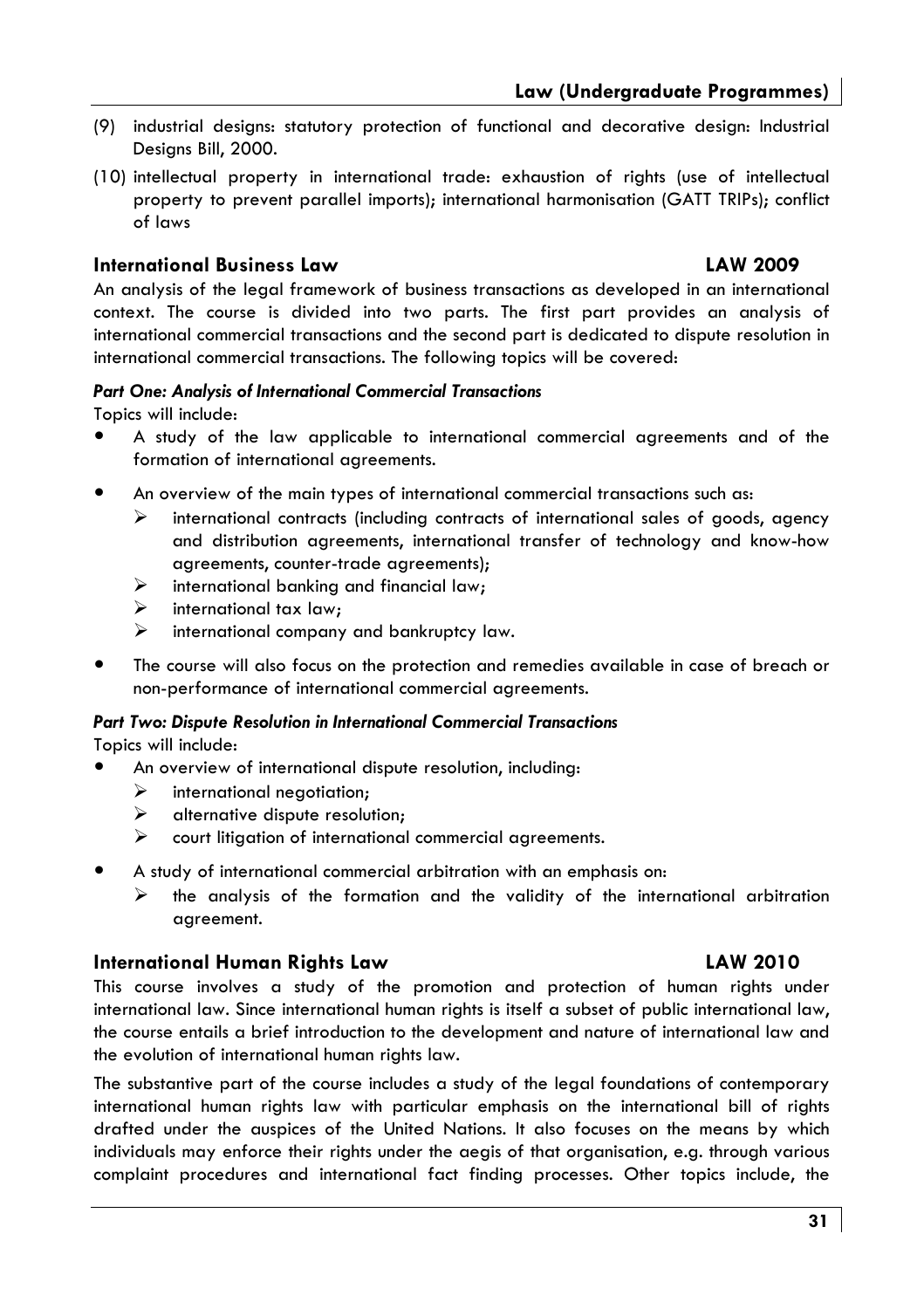(9) industrial designs: statutory protection of functional and decorative design: Industrial Designs Bill, 2000.

(10) intellectual property in international trade: exhaustion of rights (use of intellectual property to prevent parallel imports); international harmonisation (GATT TRIPs); conflict of laws

## International Business Law — LAW 2009

An analysis of the legal framework of business transactions as developed in an international context. The course is divided into two parts. The first part provides an analysis of international commercial transactions and the second part is dedicated to dispute resolution in international commercial transactions. The following topics will be covered:

***Part One: Analysis of International Commercial Transactions***

Topics will include:

- A study of the law applicable to international commercial agreements and of the formation of international agreements.
- An overview of the main types of international commercial transactions such as:
  - international contracts (including contracts of international sales of goods, agency and distribution agreements, international transfer of technology and know-how agreements, counter-trade agreements);
  - international banking and financial law;
  - international tax law;
  - international company and bankruptcy law.
- The course will also focus on the protection and remedies available in case of breach or non-performance of international commercial agreements.

***Part Two: Dispute Resolution in International Commercial Transactions***

Topics will include:

- An overview of international dispute resolution, including:
  - international negotiation;
  - alternative dispute resolution;
  - court litigation of international commercial agreements.
- A study of international commercial arbitration with an emphasis on:
  - the analysis of the formation and the validity of the international arbitration agreement.

## International Human Rights Law — LAW 2010

This course involves a study of the promotion and protection of human rights under international law. Since international human rights is itself a subset of public international law, the course entails a brief introduction to the development and nature of international law and the evolution of international human rights law.

The substantive part of the course includes a study of the legal foundations of contemporary international human rights law with particular emphasis on the international bill of rights drafted under the auspices of the United Nations. It also focuses on the means by which individuals may enforce their rights under the aegis of that organisation, e.g. through various complaint procedures and international fact finding processes. Other topics include, the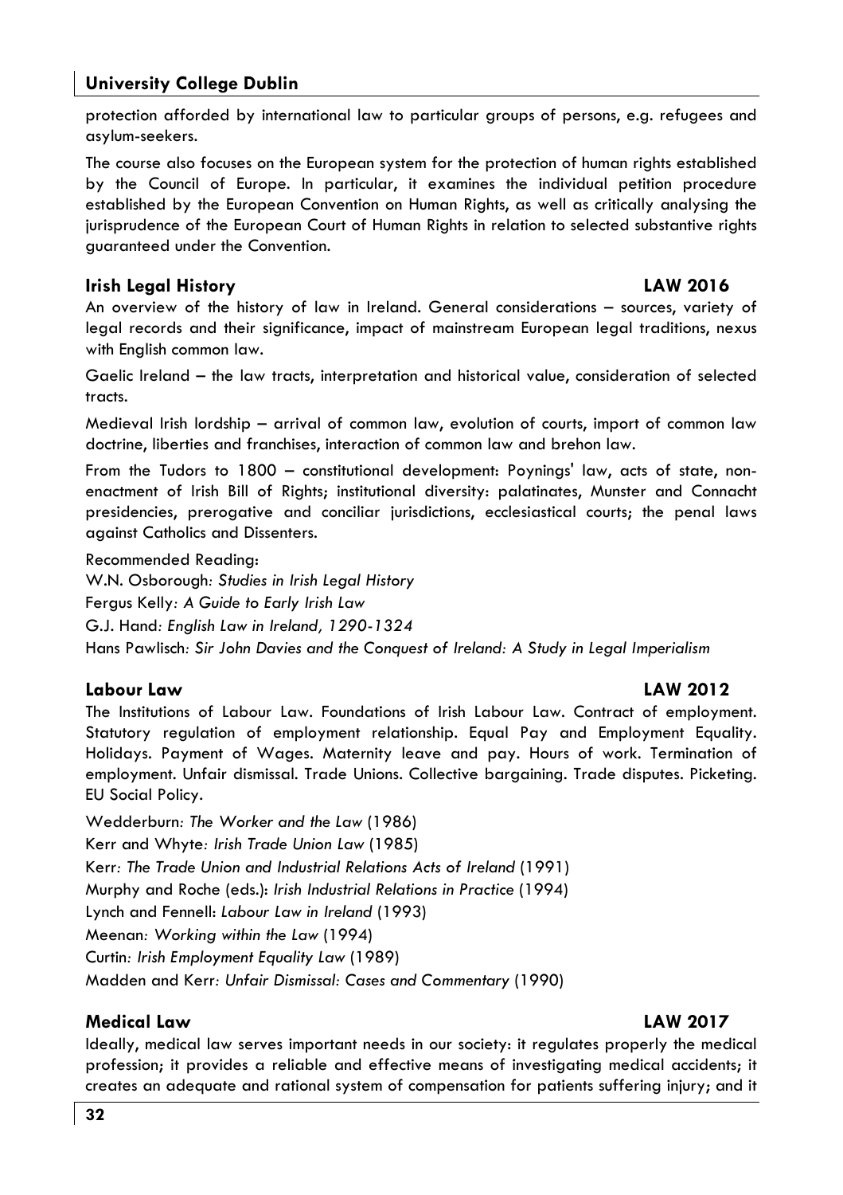protection afforded by international law to particular groups of persons, e.g. refugees and asylum-seekers.

The course also focuses on the European system for the protection of human rights established by the Council of Europe. In particular, it examines the individual petition procedure established by the European Convention on Human Rights, as well as critically analysing the jurisprudence of the European Court of Human Rights in relation to selected substantive rights guaranteed under the Convention.

### Irish Legal History — LAW 2016

An overview of the history of law in Ireland. General considerations – sources, variety of legal records and their significance, impact of mainstream European legal traditions, nexus with English common law.

Gaelic Ireland – the law tracts, interpretation and historical value, consideration of selected tracts.

Medieval Irish lordship – arrival of common law, evolution of courts, import of common law doctrine, liberties and franchises, interaction of common law and brehon law.

From the Tudors to 1800 – constitutional development: Poynings' law, acts of state, non-enactment of Irish Bill of Rights; institutional diversity: palatinates, Munster and Connacht presidencies, prerogative and conciliar jurisdictions, ecclesiastical courts; the penal laws against Catholics and Dissenters.

Recommended Reading:

W.N. Osborough: *Studies in Irish Legal History*
Fergus Kelly: *A Guide to Early Irish Law*
G.J. Hand: *English Law in Ireland, 1290-1324*
Hans Pawlisch: *Sir John Davies and the Conquest of Ireland: A Study in Legal Imperialism*

### Labour Law — LAW 2012

The Institutions of Labour Law. Foundations of Irish Labour Law. Contract of employment. Statutory regulation of employment relationship. Equal Pay and Employment Equality. Holidays. Payment of Wages. Maternity leave and pay. Hours of work. Termination of employment. Unfair dismissal. Trade Unions. Collective bargaining. Trade disputes. Picketing. EU Social Policy.

Wedderburn: *The Worker and the Law* (1986)
Kerr and Whyte: *Irish Trade Union Law* (1985)
Kerr: *The Trade Union and Industrial Relations Acts of Ireland* (1991)
Murphy and Roche (eds.): *Irish Industrial Relations in Practice* (1994)
Lynch and Fennell: *Labour Law in Ireland* (1993)
Meenan: *Working within the Law* (1994)
Curtin: *Irish Employment Equality Law* (1989)
Madden and Kerr: *Unfair Dismissal: Cases and Commentary* (1990)

### Medical Law — LAW 2017

Ideally, medical law serves important needs in our society: it regulates properly the medical profession; it provides a reliable and effective means of investigating medical accidents; it creates an adequate and rational system of compensation for patients suffering injury; and it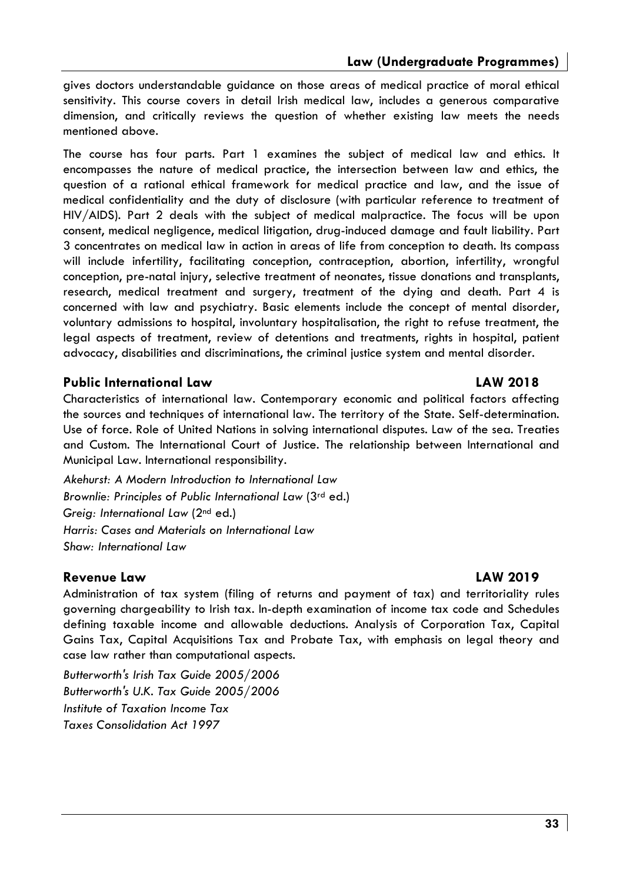gives doctors understandable guidance on those areas of medical practice of moral ethical sensitivity. This course covers in detail Irish medical law, includes a generous comparative dimension, and critically reviews the question of whether existing law meets the needs mentioned above.

The course has four parts. Part 1 examines the subject of medical law and ethics. It encompasses the nature of medical practice, the intersection between law and ethics, the question of a rational ethical framework for medical practice and law, and the issue of medical confidentiality and the duty of disclosure (with particular reference to treatment of HIV/AIDS). Part 2 deals with the subject of medical malpractice. The focus will be upon consent, medical negligence, medical litigation, drug-induced damage and fault liability. Part 3 concentrates on medical law in action in areas of life from conception to death. Its compass will include infertility, facilitating conception, contraception, abortion, infertility, wrongful conception, pre-natal injury, selective treatment of neonates, tissue donations and transplants, research, medical treatment and surgery, treatment of the dying and death. Part 4 is concerned with law and psychiatry. Basic elements include the concept of mental disorder, voluntary admissions to hospital, involuntary hospitalisation, the right to refuse treatment, the legal aspects of treatment, review of detentions and treatments, rights in hospital, patient advocacy, disabilities and discriminations, the criminal justice system and mental disorder.

### Public International Law — LAW 2018

Characteristics of international law. Contemporary economic and political factors affecting the sources and techniques of international law. The territory of the State. Self-determination. Use of force. Role of United Nations in solving international disputes. Law of the sea. Treaties and Custom. The International Court of Justice. The relationship between International and Municipal Law. International responsibility.

*Akehurst: A Modern Introduction to International Law*
*Brownlie: Principles of Public International Law* (3rd ed.)
*Greig: International Law* (2nd ed.)
*Harris: Cases and Materials on International Law*
*Shaw: International Law*

### Revenue Law — LAW 2019

Administration of tax system (filing of returns and payment of tax) and territoriality rules governing chargeability to Irish tax. In-depth examination of income tax code and Schedules defining taxable income and allowable deductions. Analysis of Corporation Tax, Capital Gains Tax, Capital Acquisitions Tax and Probate Tax, with emphasis on legal theory and case law rather than computational aspects.

*Butterworth's Irish Tax Guide 2005/2006*
*Butterworth's U.K. Tax Guide 2005/2006*
*Institute of Taxation Income Tax*
*Taxes Consolidation Act 1997*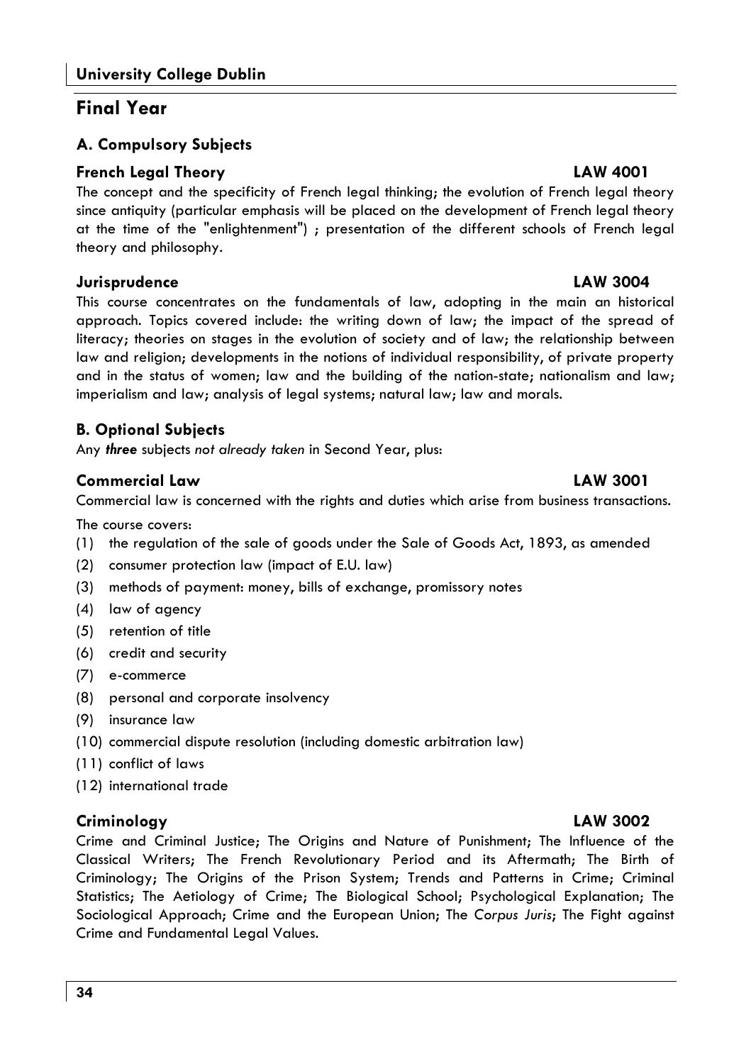## Final Year

### A. Compulsory Subjects

#### French Legal Theory — LAW 4001

The concept and the specificity of French legal thinking; the evolution of French legal theory since antiquity (particular emphasis will be placed on the development of French legal theory at the time of the "enlightenment") ; presentation of the different schools of French legal theory and philosophy.

#### Jurisprudence — LAW 3004

This course concentrates on the fundamentals of law, adopting in the main an historical approach. Topics covered include: the writing down of law; the impact of the spread of literacy; theories on stages in the evolution of society and of law; the relationship between law and religion; developments in the notions of individual responsibility, of private property and in the status of women; law and the building of the nation-state; nationalism and law; imperialism and law; analysis of legal systems; natural law; law and morals.

### B. Optional Subjects

Any ***three*** subjects *not already taken* in Second Year, plus:

#### Commercial Law — LAW 3001

Commercial law is concerned with the rights and duties which arise from business transactions.

The course covers:

(1) the regulation of the sale of goods under the Sale of Goods Act, 1893, as amended
(2) consumer protection law (impact of E.U. law)
(3) methods of payment: money, bills of exchange, promissory notes
(4) law of agency
(5) retention of title
(6) credit and security
(7) e-commerce
(8) personal and corporate insolvency
(9) insurance law
(10) commercial dispute resolution (including domestic arbitration law)
(11) conflict of laws
(12) international trade

#### Criminology — LAW 3002

Crime and Criminal Justice; The Origins and Nature of Punishment; The Influence of the Classical Writers; The French Revolutionary Period and its Aftermath; The Birth of Criminology; The Origins of the Prison System; Trends and Patterns in Crime; Criminal Statistics; The Aetiology of Crime; The Biological School; Psychological Explanation; The Sociological Approach; Crime and the European Union; The *Corpus Juris*; The Fight against Crime and Fundamental Legal Values.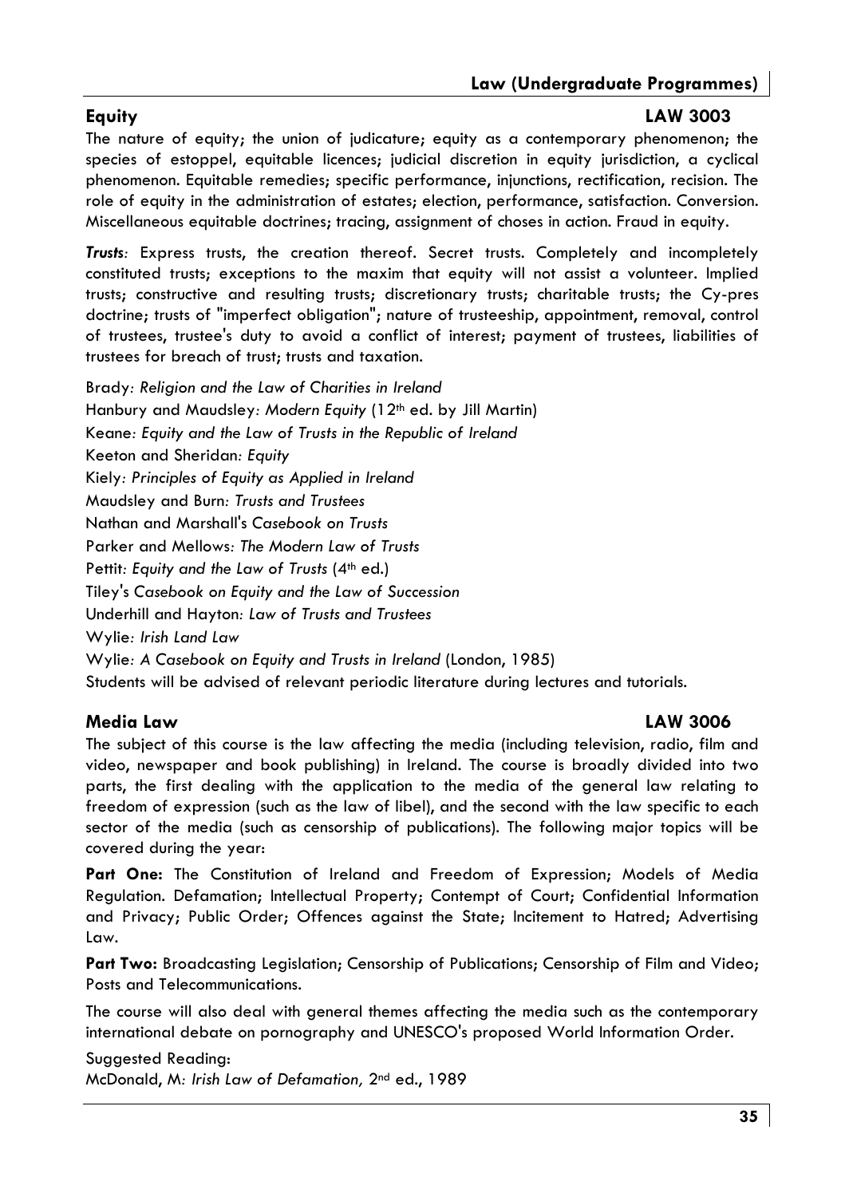## Equity LAW 3003

The nature of equity; the union of judicature; equity as a contemporary phenomenon; the species of estoppel, equitable licences; judicial discretion in equity jurisdiction, a cyclical phenomenon. Equitable remedies; specific performance, injunctions, rectification, recision. The role of equity in the administration of estates; election, performance, satisfaction. Conversion. Miscellaneous equitable doctrines; tracing, assignment of choses in action. Fraud in equity.

***Trusts**:* Express trusts, the creation thereof. Secret trusts. Completely and incompletely constituted trusts; exceptions to the maxim that equity will not assist a volunteer. Implied trusts; constructive and resulting trusts; discretionary trusts; charitable trusts; the Cy-pres doctrine; trusts of "imperfect obligation"; nature of trusteeship, appointment, removal, control of trustees, trustee's duty to avoid a conflict of interest; payment of trustees, liabilities of trustees for breach of trust; trusts and taxation.

Brady*: Religion and the Law of Charities in Ireland*
Hanbury and Maudsley*: Modern Equity* (12th ed. by Jill Martin)
Keane*: Equity and the Law of Trusts in the Republic of Ireland*
Keeton and Sheridan*: Equity*
Kiely*: Principles of Equity as Applied in Ireland*
Maudsley and Burn*: Trusts and Trustees*
Nathan and Marshall's *Casebook on Trusts*
Parker and Mellows*: The Modern Law of Trusts*
Pettit*: Equity and the Law of Trusts* (4th ed.)
Tiley's *Casebook on Equity and the Law of Succession*
Underhill and Hayton*: Law of Trusts and Trustees*
Wylie*: Irish Land Law*
Wylie*: A Casebook on Equity and Trusts in Ireland* (London, 1985)
Students will be advised of relevant periodic literature during lectures and tutorials.

## Media Law LAW 3006

The subject of this course is the law affecting the media (including television, radio, film and video, newspaper and book publishing) in Ireland. The course is broadly divided into two parts, the first dealing with the application to the media of the general law relating to freedom of expression (such as the law of libel), and the second with the law specific to each sector of the media (such as censorship of publications). The following major topics will be covered during the year:

**Part One:** The Constitution of Ireland and Freedom of Expression; Models of Media Regulation. Defamation; Intellectual Property; Contempt of Court; Confidential Information and Privacy; Public Order; Offences against the State; Incitement to Hatred; Advertising Law.

**Part Two:** Broadcasting Legislation; Censorship of Publications; Censorship of Film and Video; Posts and Telecommunications.

The course will also deal with general themes affecting the media such as the contemporary international debate on pornography and UNESCO's proposed World Information Order.

Suggested Reading:
McDonald, M*: Irish Law of Defamation,* 2nd ed., 1989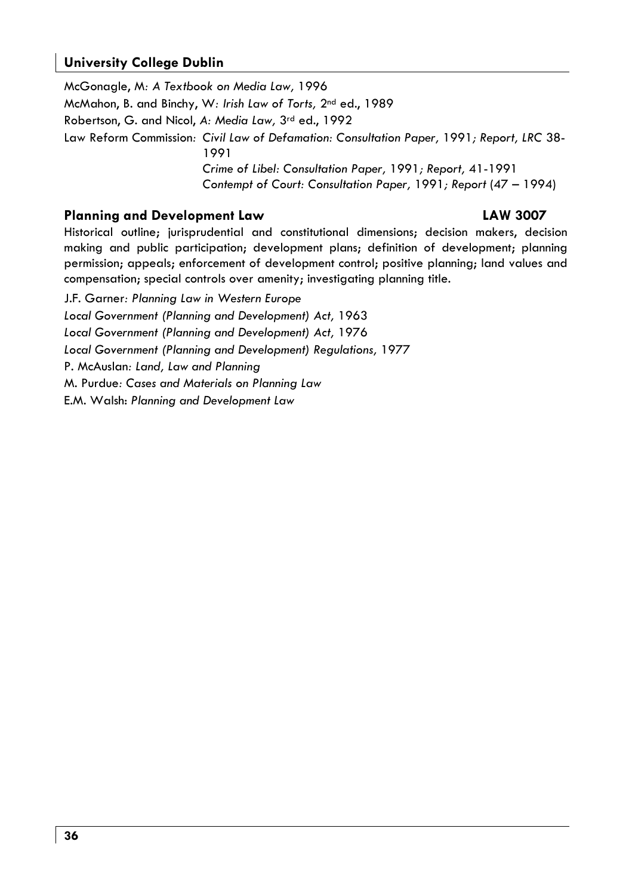McGonagle, M*: A Textbook on Media Law,* 1996

McMahon, B. and Binchy, W*: Irish Law of Torts,* 2nd ed., 1989

Robertson, G. and Nicol, *A: Media Law,* 3rd ed., 1992

Law Reform Commission*: Civil Law of Defamation: Consultation Paper,* 1991*; Report, LRC* 38-1991

*Crime of Libel: Consultation Paper,* 1991*; Report,* 41-1991

*Contempt of Court: Consultation Paper,* 1991*; Report* (47 – 1994)

## Planning and Development Law — LAW 3007

Historical outline; jurisprudential and constitutional dimensions; decision makers, decision making and public participation; development plans; definition of development; planning permission; appeals; enforcement of development control; positive planning; land values and compensation; special controls over amenity; investigating planning title.

J.F. Garner*: Planning Law in Western Europe*

*Local Government (Planning and Development) Act,* 1963

*Local Government (Planning and Development) Act,* 1976

*Local Government (Planning and Development) Regulations,* 1977

P. McAuslan*: Land, Law and Planning*

M. Purdue*: Cases and Materials on Planning Law*

E.M. Walsh: *Planning and Development Law*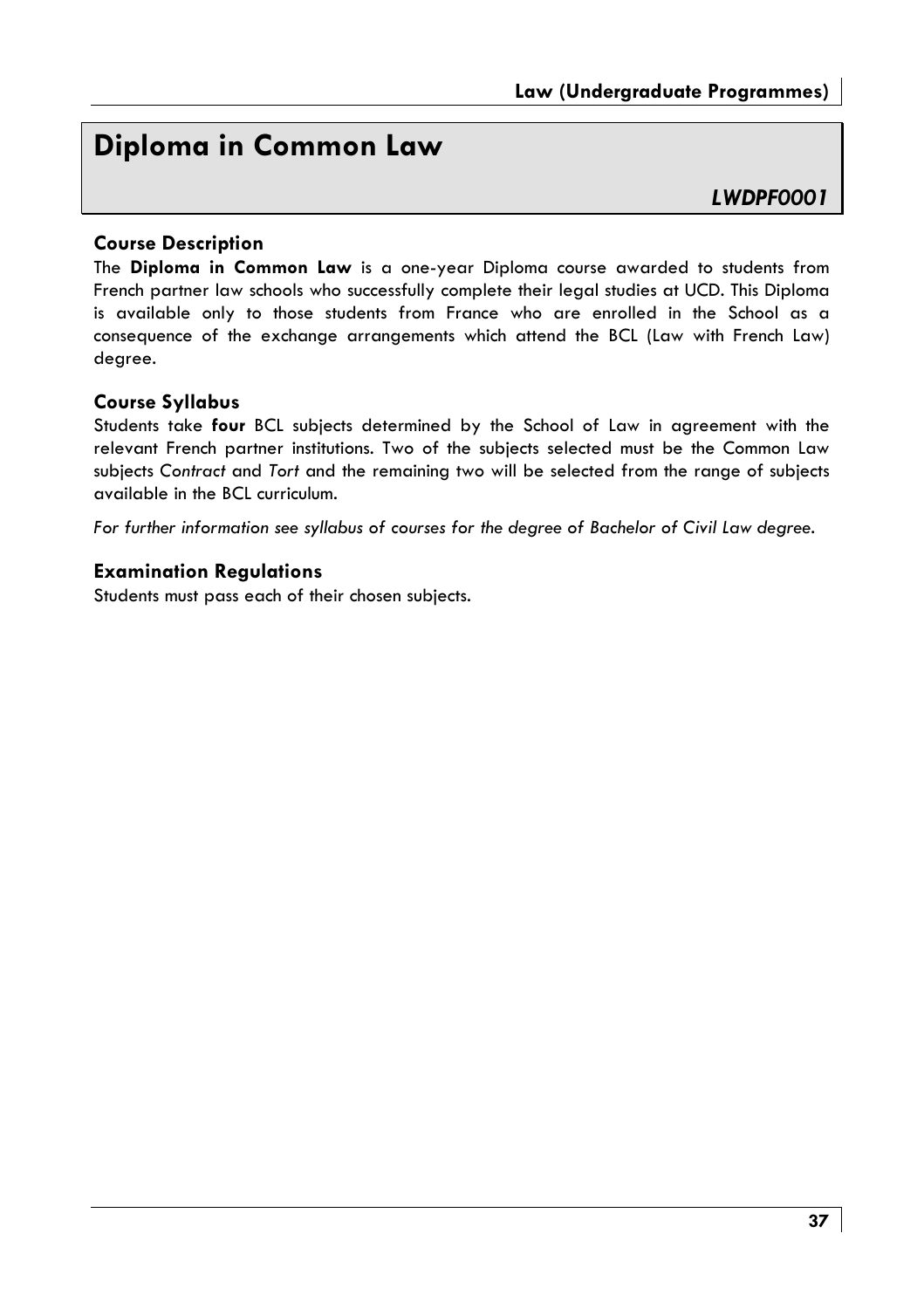# Diploma in Common Law

*LWDPF0001*

### Course Description

The **Diploma in Common Law** is a one-year Diploma course awarded to students from French partner law schools who successfully complete their legal studies at UCD. This Diploma is available only to those students from France who are enrolled in the School as a consequence of the exchange arrangements which attend the BCL (Law with French Law) degree.

### Course Syllabus

Students take **four** BCL subjects determined by the School of Law in agreement with the relevant French partner institutions. Two of the subjects selected must be the Common Law subjects *Contract* and *Tort* and the remaining two will be selected from the range of subjects available in the BCL curriculum.

*For further information see syllabus of courses for the degree of Bachelor of Civil Law degree.*

### Examination Regulations

Students must pass each of their chosen subjects.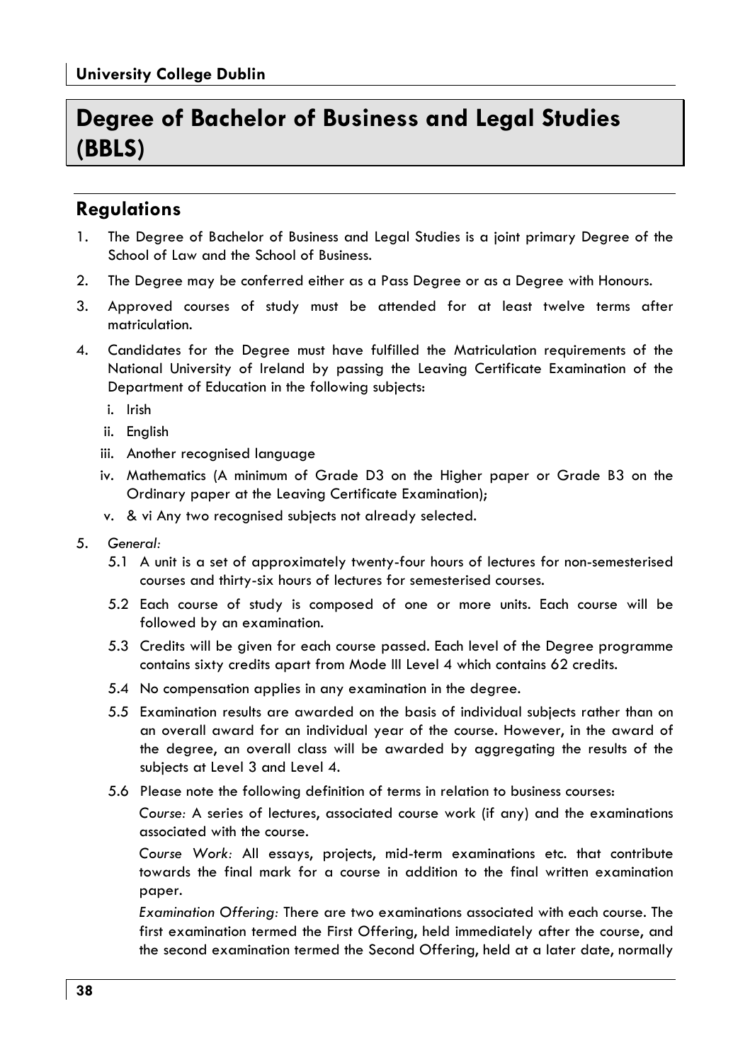**University College Dublin**

# Degree of Bachelor of Business and Legal Studies (BBLS)

## Regulations

1. The Degree of Bachelor of Business and Legal Studies is a joint primary Degree of the School of Law and the School of Business.
2. The Degree may be conferred either as a Pass Degree or as a Degree with Honours.
3. Approved courses of study must be attended for at least twelve terms after matriculation.
4. Candidates for the Degree must have fulfilled the Matriculation requirements of the National University of Ireland by passing the Leaving Certificate Examination of the Department of Education in the following subjects:
   - i. Irish
   - ii. English
   - iii. Another recognised language
   - iv. Mathematics (A minimum of Grade D3 on the Higher paper or Grade B3 on the Ordinary paper at the Leaving Certificate Examination);
   - v. & vi Any two recognised subjects not already selected.
5. *General:*
   - 5.1 A unit is a set of approximately twenty-four hours of lectures for non-semesterised courses and thirty-six hours of lectures for semesterised courses.
   - 5.2 Each course of study is composed of one or more units. Each course will be followed by an examination.
   - 5.3 Credits will be given for each course passed. Each level of the Degree programme contains sixty credits apart from Mode III Level 4 which contains 62 credits.
   - 5.4 No compensation applies in any examination in the degree.
   - 5.5 Examination results are awarded on the basis of individual subjects rather than on an overall award for an individual year of the course. However, in the award of the degree, an overall class will be awarded by aggregating the results of the subjects at Level 3 and Level 4.
   - 5.6 Please note the following definition of terms in relation to business courses:

     *Course:* A series of lectures, associated course work (if any) and the examinations associated with the course.

     *Course Work:* All essays, projects, mid-term examinations etc. that contribute towards the final mark for a course in addition to the final written examination paper.

     *Examination Offering:* There are two examinations associated with each course. The first examination termed the First Offering, held immediately after the course, and the second examination termed the Second Offering, held at a later date, normally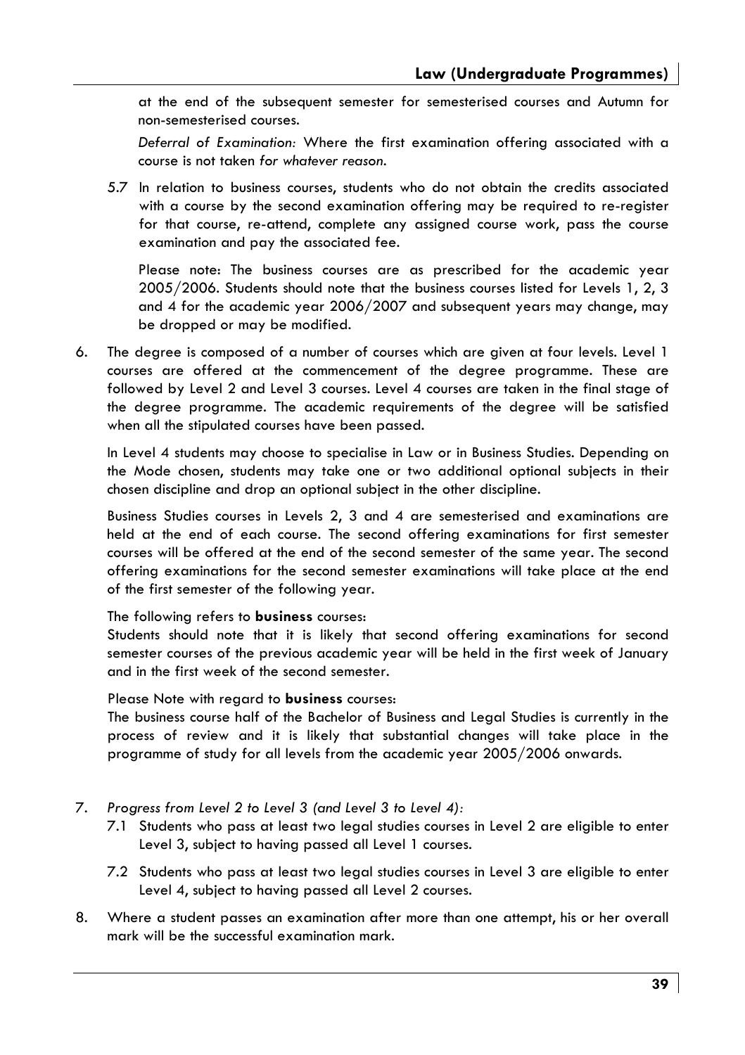at the end of the subsequent semester for semesterised courses and Autumn for non-semesterised courses.

*Deferral of Examination:* Where the first examination offering associated with a course is not taken *for whatever reason*.

5.7 In relation to business courses, students who do not obtain the credits associated with a course by the second examination offering may be required to re-register for that course, re-attend, complete any assigned course work, pass the course examination and pay the associated fee.

Please note: The business courses are as prescribed for the academic year 2005/2006. Students should note that the business courses listed for Levels 1, 2, 3 and 4 for the academic year 2006/2007 and subsequent years may change, may be dropped or may be modified.

6. The degree is composed of a number of courses which are given at four levels. Level 1 courses are offered at the commencement of the degree programme. These are followed by Level 2 and Level 3 courses. Level 4 courses are taken in the final stage of the degree programme. The academic requirements of the degree will be satisfied when all the stipulated courses have been passed.

   In Level 4 students may choose to specialise in Law or in Business Studies. Depending on the Mode chosen, students may take one or two additional optional subjects in their chosen discipline and drop an optional subject in the other discipline.

   Business Studies courses in Levels 2, 3 and 4 are semesterised and examinations are held at the end of each course. The second offering examinations for first semester courses will be offered at the end of the second semester of the same year. The second offering examinations for the second semester examinations will take place at the end of the first semester of the following year.

   The following refers to **business** courses:
   Students should note that it is likely that second offering examinations for second semester courses of the previous academic year will be held in the first week of January and in the first week of the second semester.

   Please Note with regard to **business** courses:
   The business course half of the Bachelor of Business and Legal Studies is currently in the process of review and it is likely that substantial changes will take place in the programme of study for all levels from the academic year 2005/2006 onwards.

7. *Progress from Level 2 to Level 3 (and Level 3 to Level 4):*

   7.1 Students who pass at least two legal studies courses in Level 2 are eligible to enter Level 3, subject to having passed all Level 1 courses.

   7.2 Students who pass at least two legal studies courses in Level 3 are eligible to enter Level 4, subject to having passed all Level 2 courses.

8. Where a student passes an examination after more than one attempt, his or her overall mark will be the successful examination mark.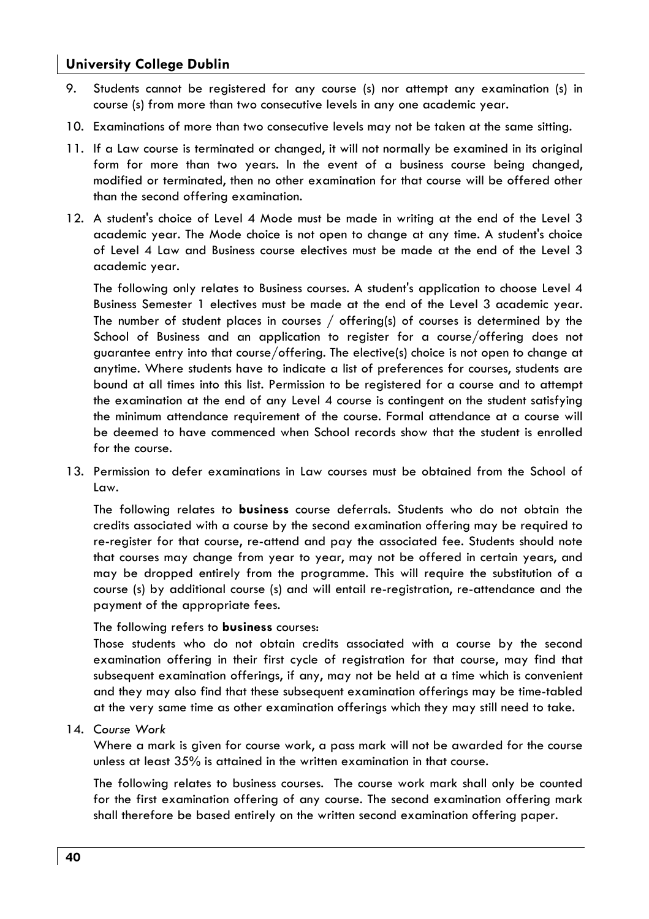9. Students cannot be registered for any course (s) nor attempt any examination (s) in course (s) from more than two consecutive levels in any one academic year.

10. Examinations of more than two consecutive levels may not be taken at the same sitting.

11. If a Law course is terminated or changed, it will not normally be examined in its original form for more than two years. In the event of a business course being changed, modified or terminated, then no other examination for that course will be offered other than the second offering examination.

12. A student's choice of Level 4 Mode must be made in writing at the end of the Level 3 academic year. The Mode choice is not open to change at any time. A student's choice of Level 4 Law and Business course electives must be made at the end of the Level 3 academic year.

    The following only relates to Business courses. A student's application to choose Level 4 Business Semester 1 electives must be made at the end of the Level 3 academic year. The number of student places in courses / offering(s) of courses is determined by the School of Business and an application to register for a course/offering does not guarantee entry into that course/offering. The elective(s) choice is not open to change at anytime. Where students have to indicate a list of preferences for courses, students are bound at all times into this list. Permission to be registered for a course and to attempt the examination at the end of any Level 4 course is contingent on the student satisfying the minimum attendance requirement of the course. Formal attendance at a course will be deemed to have commenced when School records show that the student is enrolled for the course.

13. Permission to defer examinations in Law courses must be obtained from the School of Law.

    The following relates to **business** course deferrals. Students who do not obtain the credits associated with a course by the second examination offering may be required to re-register for that course, re-attend and pay the associated fee. Students should note that courses may change from year to year, may not be offered in certain years, and may be dropped entirely from the programme. This will require the substitution of a course (s) by additional course (s) and will entail re-registration, re-attendance and the payment of the appropriate fees.

    The following refers to **business** courses:
    Those students who do not obtain credits associated with a course by the second examination offering in their first cycle of registration for that course, may find that subsequent examination offerings, if any, may not be held at a time which is convenient and they may also find that these subsequent examination offerings may be time-tabled at the very same time as other examination offerings which they may still need to take.

14. *Course Work*
    Where a mark is given for course work, a pass mark will not be awarded for the course unless at least 35% is attained in the written examination in that course.

    The following relates to business courses. The course work mark shall only be counted for the first examination offering of any course. The second examination offering mark shall therefore be based entirely on the written second examination offering paper.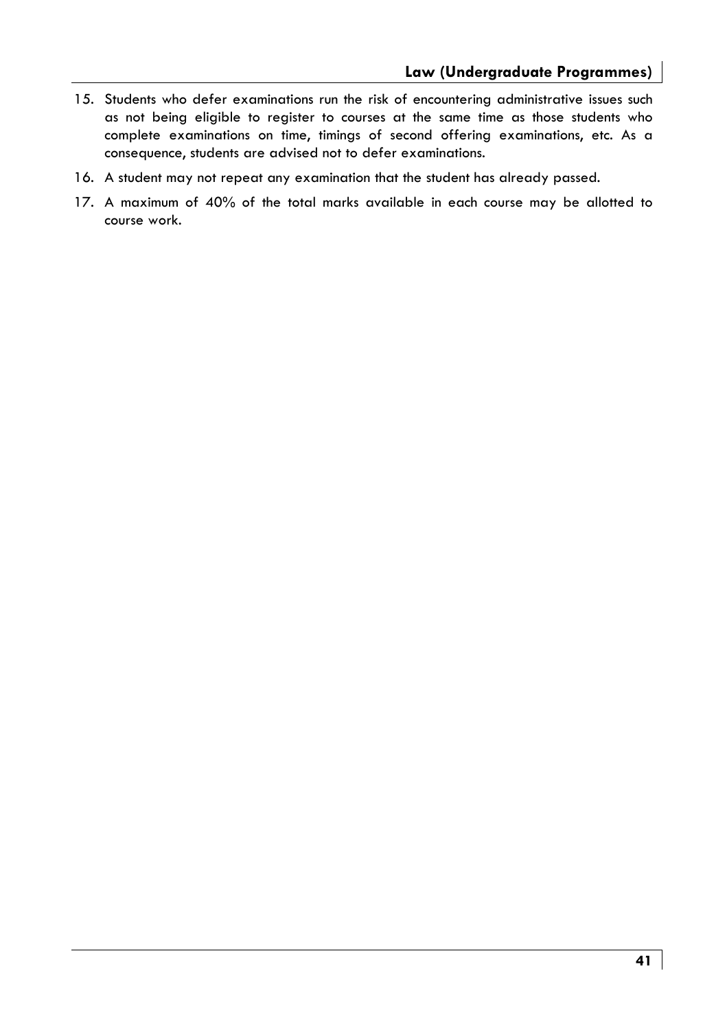15. Students who defer examinations run the risk of encountering administrative issues such as not being eligible to register to courses at the same time as those students who complete examinations on time, timings of second offering examinations, etc. As a consequence, students are advised not to defer examinations.
16. A student may not repeat any examination that the student has already passed.
17. A maximum of 40% of the total marks available in each course may be allotted to course work.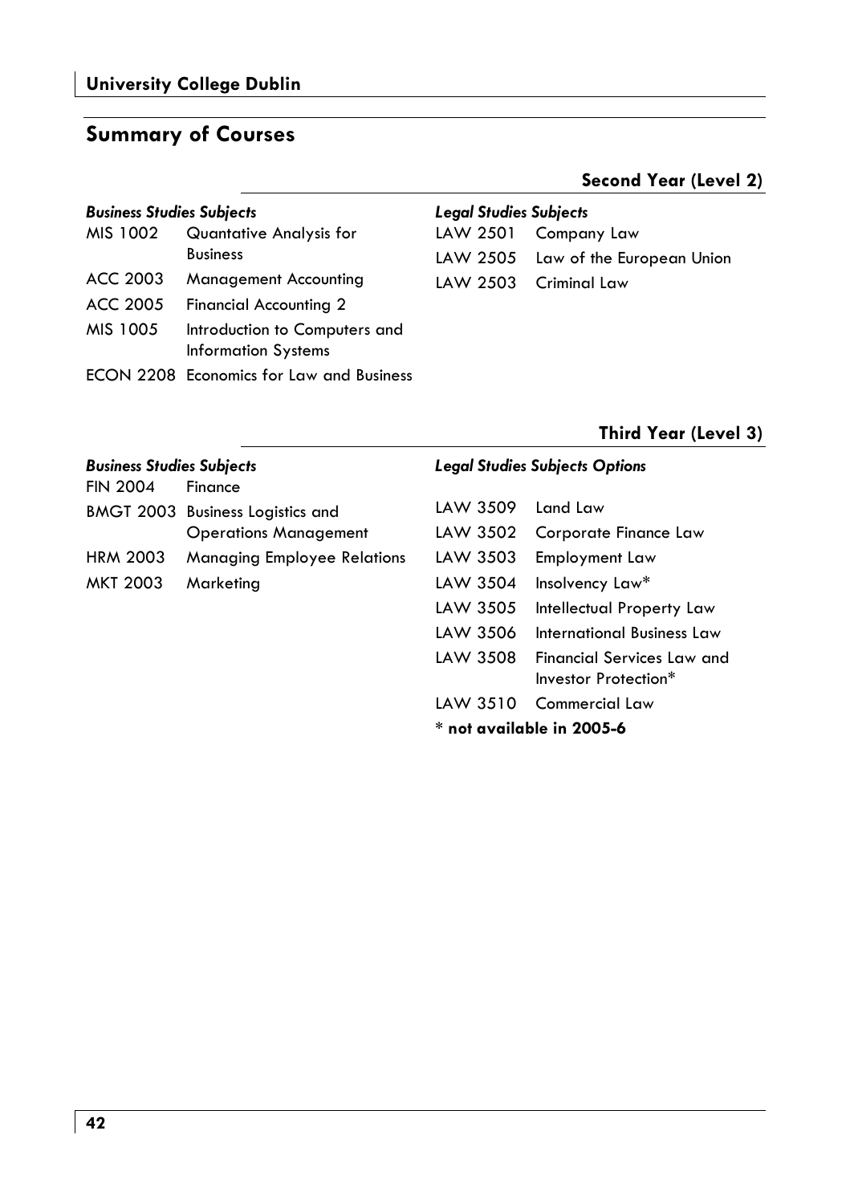## Summary of Courses

### Second Year (Level 2)

***Business Studies Subjects***

| | |
|---|---|
| MIS 1002 | Quantative Analysis for Business |
| ACC 2003 | Management Accounting |
| ACC 2005 | Financial Accounting 2 |
| MIS 1005 | Introduction to Computers and Information Systems |
| ECON 2208 | Economics for Law and Business |

***Legal Studies Subjects***

| | |
|---|---|
| LAW 2501 | Company Law |
| LAW 2505 | Law of the European Union |
| LAW 2503 | Criminal Law |

### Third Year (Level 3)

***Business Studies Subjects***

| | |
|---|---|
| FIN 2004 | Finance |
| BMGT 2003 | Business Logistics and Operations Management |
| HRM 2003 | Managing Employee Relations |
| MKT 2003 | Marketing |

***Legal Studies Subjects Options***

| | |
|---|---|
| LAW 3509 | Land Law |
| LAW 3502 | Corporate Finance Law |
| LAW 3503 | Employment Law |
| LAW 3504 | Insolvency Law* |
| LAW 3505 | Intellectual Property Law |
| LAW 3506 | International Business Law |
| LAW 3508 | Financial Services Law and Investor Protection* |
| LAW 3510 | Commercial Law |

**\* not available in 2005-6**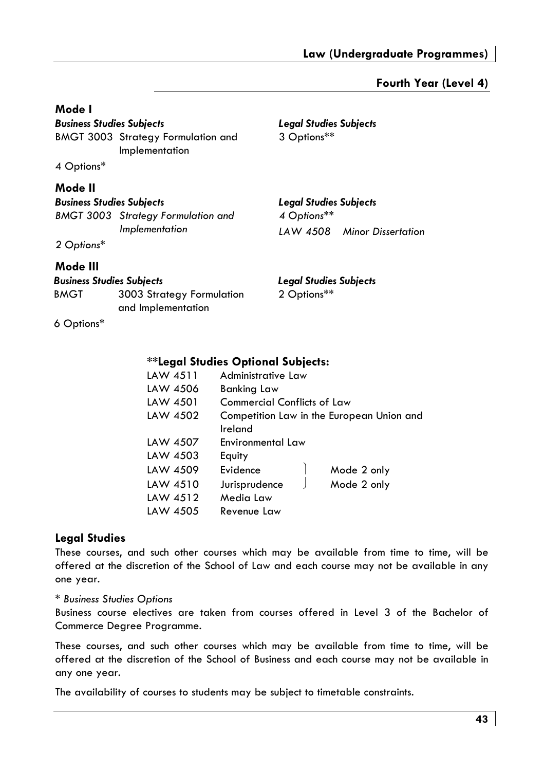## Fourth Year (Level 4)

### Mode I

| *Business Studies Subjects* | *Legal Studies Subjects* |
|---|---|
| BMGT 3003 Strategy Formulation and Implementation | 3 Options** |
| 4 Options* | |

### Mode II

| *Business Studies Subjects* | *Legal Studies Subjects* |
|---|---|
| *BMGT 3003 Strategy Formulation and Implementation* | *4 Options*** |
| *2 Options** | *LAW 4508 Minor Dissertation* |

### Mode III

| *Business Studies Subjects* | *Legal Studies Subjects* |
|---|---|
| BMGT 3003 Strategy Formulation and Implementation | 2 Options** |
| 6 Options* | |

### **Legal Studies Optional Subjects:

| | | |
|---|---|---|
| LAW 4511 | Administrative Law | |
| LAW 4506 | Banking Law | |
| LAW 4501 | Commercial Conflicts of Law | |
| LAW 4502 | Competition Law in the European Union and Ireland | |
| LAW 4507 | Environmental Law | |
| LAW 4503 | Equity | |
| LAW 4509 | Evidence | Mode 2 only |
| LAW 4510 | Jurisprudence | Mode 2 only |
| LAW 4512 | Media Law | |
| LAW 4505 | Revenue Law | |

### Legal Studies

These courses, and such other courses which may be available from time to time, will be offered at the discretion of the School of Law and each course may not be available in any one year.

\* *Business Studies Options*

Business course electives are taken from courses offered in Level 3 of the Bachelor of Commerce Degree Programme.

These courses, and such other courses which may be available from time to time, will be offered at the discretion of the School of Business and each course may not be available in any one year.

The availability of courses to students may be subject to timetable constraints.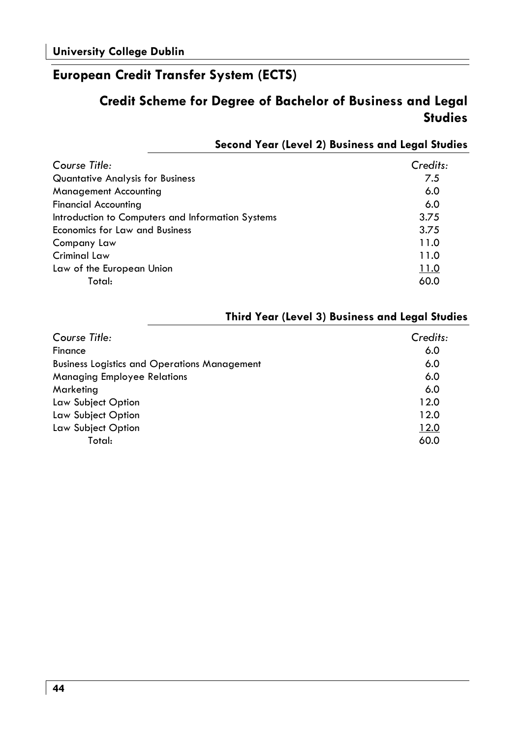## European Credit Transfer System (ECTS)

### Credit Scheme for Degree of Bachelor of Business and Legal Studies

#### Second Year (Level 2) Business and Legal Studies

| *Course Title:* | *Credits:* |
|---|---|
| Quantative Analysis for Business | 7.5 |
| Management Accounting | 6.0 |
| Financial Accounting | 6.0 |
| Introduction to Computers and Information Systems | 3.75 |
| Economics for Law and Business | 3.75 |
| Company Law | 11.0 |
| Criminal Law | 11.0 |
| Law of the European Union | 11.0 |
| Total: | 60.0 |

#### Third Year (Level 3) Business and Legal Studies

| *Course Title:* | *Credits:* |
|---|---|
| Finance | 6.0 |
| Business Logistics and Operations Management | 6.0 |
| Managing Employee Relations | 6.0 |
| Marketing | 6.0 |
| Law Subject Option | 12.0 |
| Law Subject Option | 12.0 |
| Law Subject Option | 12.0 |
| Total: | 60.0 |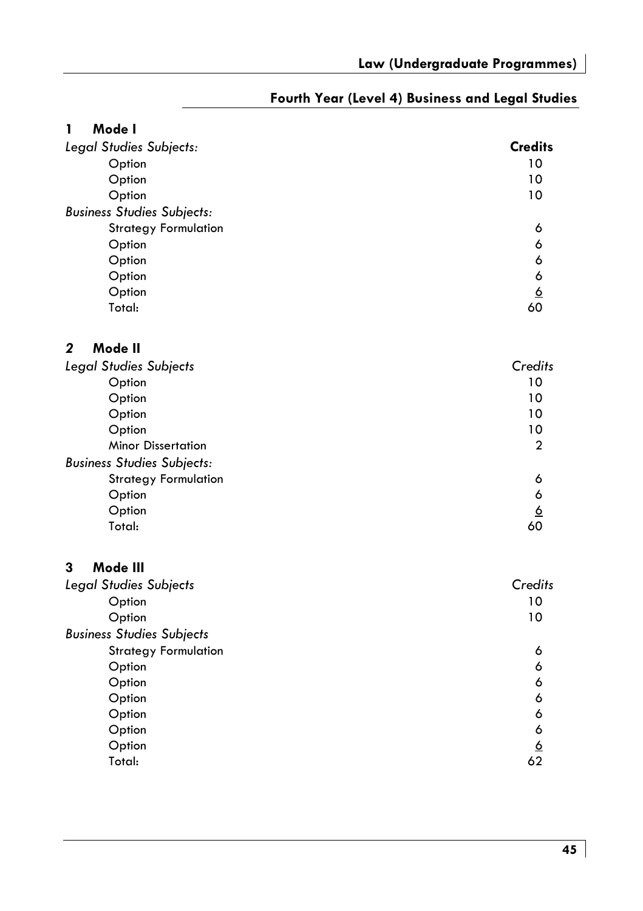## Fourth Year (Level 4) Business and Legal Studies

### 1 Mode I

| *Legal Studies Subjects:* | **Credits** |
|---|---|
| Option | 10 |
| Option | 10 |
| Option | 10 |
| *Business Studies Subjects:* | |
| Strategy Formulation | 6 |
| Option | 6 |
| Option | 6 |
| Option | 6 |
| Option | 6 |
| Total: | 60 |

### *2* Mode II

| *Legal Studies Subjects* | *Credits* |
|---|---|
| Option | 10 |
| Option | 10 |
| Option | 10 |
| Option | 10 |
| Minor Dissertation | 2 |
| *Business Studies Subjects:* | |
| Strategy Formulation | 6 |
| Option | 6 |
| Option | 6 |
| Total: | 60 |

### 3 Mode III

| *Legal Studies Subjects* | *Credits* |
|---|---|
| Option | 10 |
| Option | 10 |
| *Business Studies Subjects* | |
| Strategy Formulation | 6 |
| Option | 6 |
| Option | 6 |
| Option | 6 |
| Option | 6 |
| Option | 6 |
| Option | 6 |
| Total: | 62 |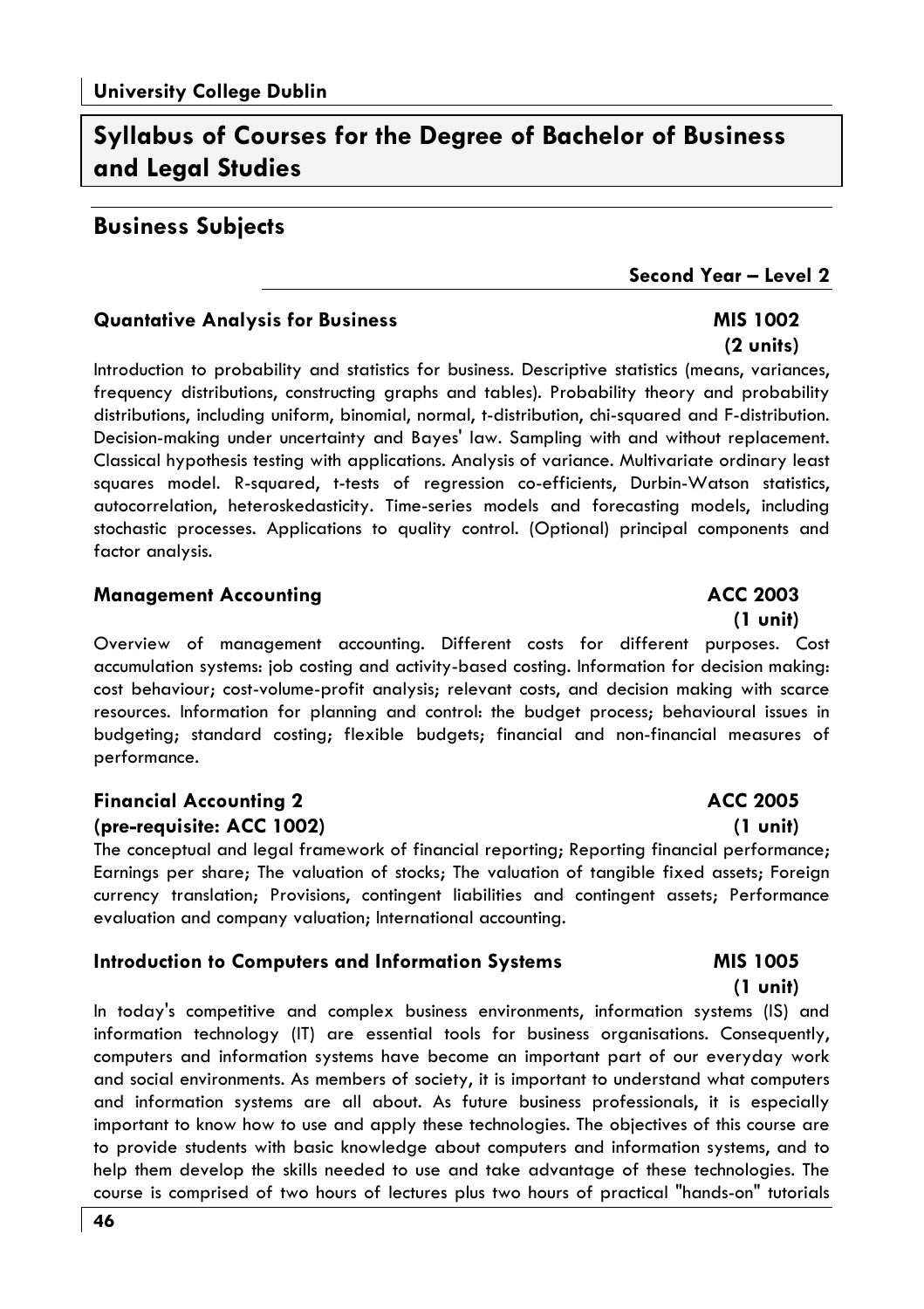**University College Dublin**

# Syllabus of Courses for the Degree of Bachelor of Business and Legal Studies

## Business Subjects

**Second Year – Level 2**

### Quantative Analysis for Business — MIS 1002 (2 units)

Introduction to probability and statistics for business. Descriptive statistics (means, variances, frequency distributions, constructing graphs and tables). Probability theory and probability distributions, including uniform, binomial, normal, t-distribution, chi-squared and F-distribution. Decision-making under uncertainty and Bayes' law. Sampling with and without replacement. Classical hypothesis testing with applications. Analysis of variance. Multivariate ordinary least squares model. R-squared, t-tests of regression co-efficients, Durbin-Watson statistics, autocorrelation, heteroskedasticity. Time-series models and forecasting models, including stochastic processes. Applications to quality control. (Optional) principal components and factor analysis.

### Management Accounting — ACC 2003 (1 unit)

Overview of management accounting. Different costs for different purposes. Cost accumulation systems: job costing and activity-based costing. Information for decision making: cost behaviour; cost-volume-profit analysis; relevant costs, and decision making with scarce resources. Information for planning and control: the budget process; behavioural issues in budgeting; standard costing; flexible budgets; financial and non-financial measures of performance.

### Financial Accounting 2 — ACC 2005 (pre-requisite: ACC 1002) (1 unit)

The conceptual and legal framework of financial reporting; Reporting financial performance; Earnings per share; The valuation of stocks; The valuation of tangible fixed assets; Foreign currency translation; Provisions, contingent liabilities and contingent assets; Performance evaluation and company valuation; International accounting.

### Introduction to Computers and Information Systems — MIS 1005 (1 unit)

In today's competitive and complex business environments, information systems (IS) and information technology (IT) are essential tools for business organisations. Consequently, computers and information systems have become an important part of our everyday work and social environments. As members of society, it is important to understand what computers and information systems are all about. As future business professionals, it is especially important to know how to use and apply these technologies. The objectives of this course are to provide students with basic knowledge about computers and information systems, and to help them develop the skills needed to use and take advantage of these technologies. The course is comprised of two hours of lectures plus two hours of practical "hands-on" tutorials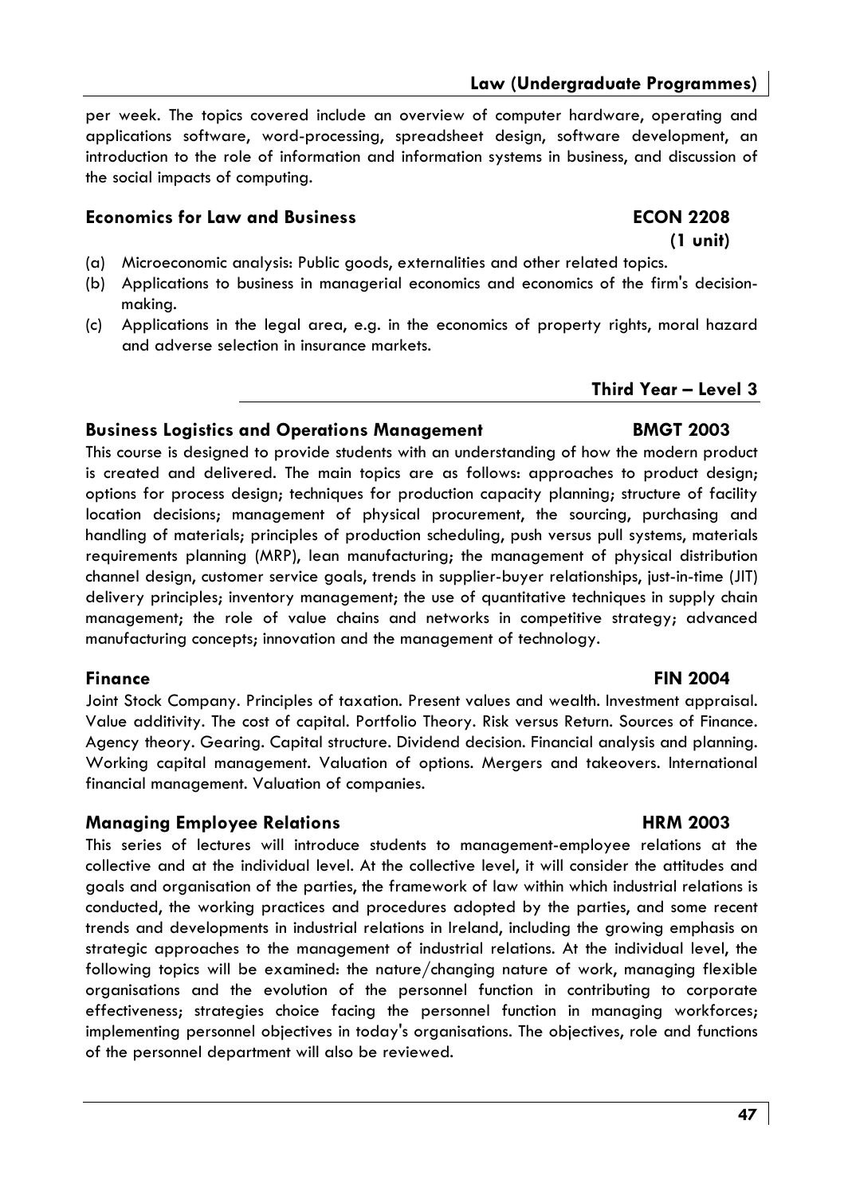per week. The topics covered include an overview of computer hardware, operating and applications software, word-processing, spreadsheet design, software development, an introduction to the role of information and information systems in business, and discussion of the social impacts of computing.

### Economics for Law and Business — ECON 2208 (1 unit)

(a) Microeconomic analysis: Public goods, externalities and other related topics.

(b) Applications to business in managerial economics and economics of the firm's decision-making.

(c) Applications in the legal area, e.g. in the economics of property rights, moral hazard and adverse selection in insurance markets.

## Third Year – Level 3

### Business Logistics and Operations Management — BMGT 2003

This course is designed to provide students with an understanding of how the modern product is created and delivered. The main topics are as follows: approaches to product design; options for process design; techniques for production capacity planning; structure of facility location decisions; management of physical procurement, the sourcing, purchasing and handling of materials; principles of production scheduling, push versus pull systems, materials requirements planning (MRP), lean manufacturing; the management of physical distribution channel design, customer service goals, trends in supplier-buyer relationships, just-in-time (JIT) delivery principles; inventory management; the use of quantitative techniques in supply chain management; the role of value chains and networks in competitive strategy; advanced manufacturing concepts; innovation and the management of technology.

### Finance — FIN 2004

Joint Stock Company. Principles of taxation. Present values and wealth. Investment appraisal. Value additivity. The cost of capital. Portfolio Theory. Risk versus Return. Sources of Finance. Agency theory. Gearing. Capital structure. Dividend decision. Financial analysis and planning. Working capital management. Valuation of options. Mergers and takeovers. International financial management. Valuation of companies.

### Managing Employee Relations — HRM 2003

This series of lectures will introduce students to management-employee relations at the collective and at the individual level. At the collective level, it will consider the attitudes and goals and organisation of the parties, the framework of law within which industrial relations is conducted, the working practices and procedures adopted by the parties, and some recent trends and developments in industrial relations in Ireland, including the growing emphasis on strategic approaches to the management of industrial relations. At the individual level, the following topics will be examined: the nature/changing nature of work, managing flexible organisations and the evolution of the personnel function in contributing to corporate effectiveness; strategies choice facing the personnel function in managing workforces; implementing personnel objectives in today's organisations. The objectives, role and functions of the personnel department will also be reviewed.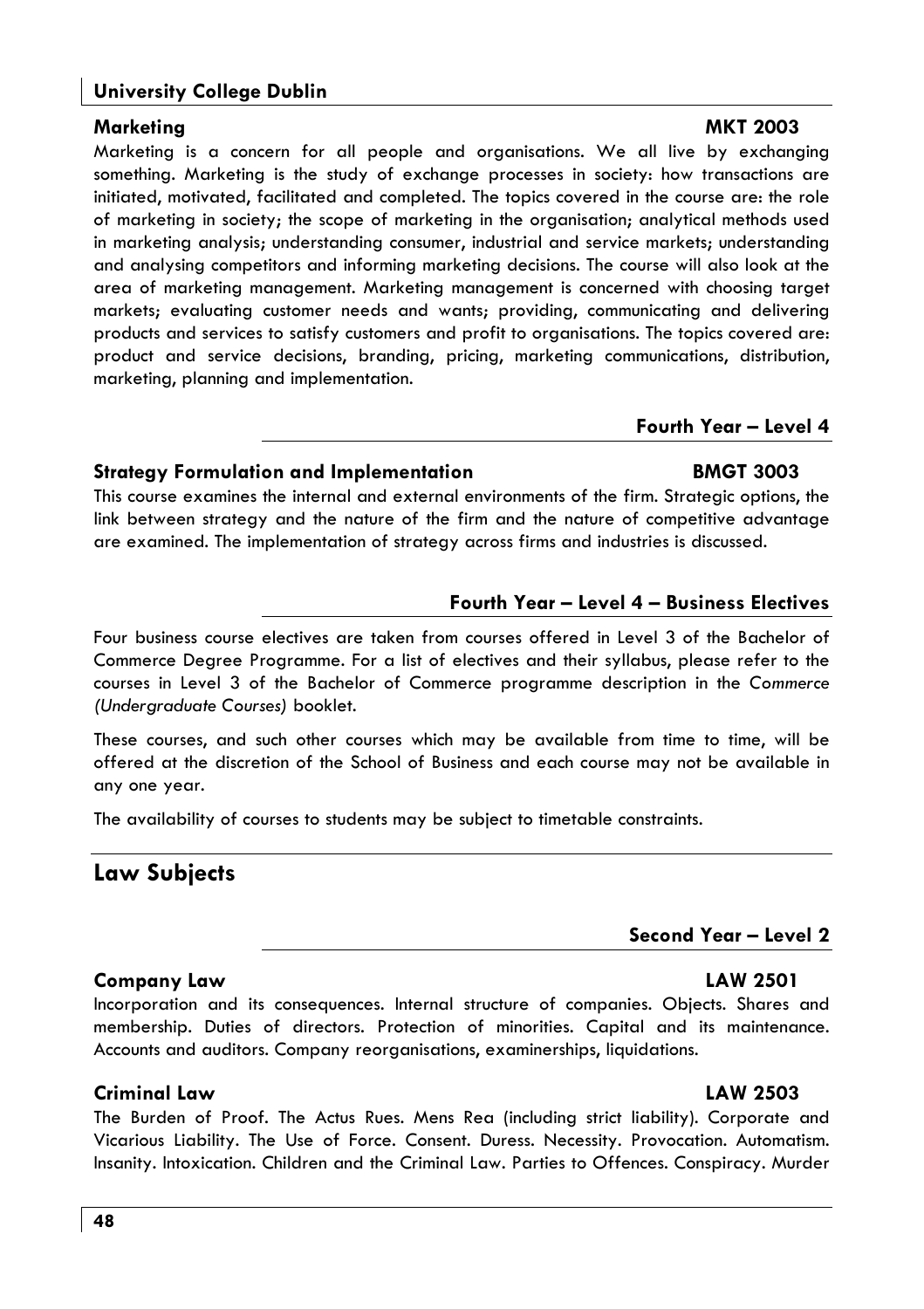### Marketing MKT 2003

Marketing is a concern for all people and organisations. We all live by exchanging something. Marketing is the study of exchange processes in society: how transactions are initiated, motivated, facilitated and completed. The topics covered in the course are: the role of marketing in society; the scope of marketing in the organisation; analytical methods used in marketing analysis; understanding consumer, industrial and service markets; understanding and analysing competitors and informing marketing decisions. The course will also look at the area of marketing management. Marketing management is concerned with choosing target markets; evaluating customer needs and wants; providing, communicating and delivering products and services to satisfy customers and profit to organisations. The topics covered are: product and service decisions, branding, pricing, marketing communications, distribution, marketing, planning and implementation.

## Fourth Year – Level 4

### Strategy Formulation and Implementation BMGT 3003

This course examines the internal and external environments of the firm. Strategic options, the link between strategy and the nature of the firm and the nature of competitive advantage are examined. The implementation of strategy across firms and industries is discussed.

## Fourth Year – Level 4 – Business Electives

Four business course electives are taken from courses offered in Level 3 of the Bachelor of Commerce Degree Programme. For a list of electives and their syllabus, please refer to the courses in Level 3 of the Bachelor of Commerce programme description in the *Commerce (Undergraduate Courses)* booklet.

These courses, and such other courses which may be available from time to time, will be offered at the discretion of the School of Business and each course may not be available in any one year.

The availability of courses to students may be subject to timetable constraints.

# Law Subjects

## Second Year – Level 2

### Company Law LAW 2501

Incorporation and its consequences. Internal structure of companies. Objects. Shares and membership. Duties of directors. Protection of minorities. Capital and its maintenance. Accounts and auditors. Company reorganisations, examinerships, liquidations.

### Criminal Law LAW 2503

The Burden of Proof. The Actus Rues. Mens Rea (including strict liability). Corporate and Vicarious Liability. The Use of Force. Consent. Duress. Necessity. Provocation. Automatism. Insanity. Intoxication. Children and the Criminal Law. Parties to Offences. Conspiracy. Murder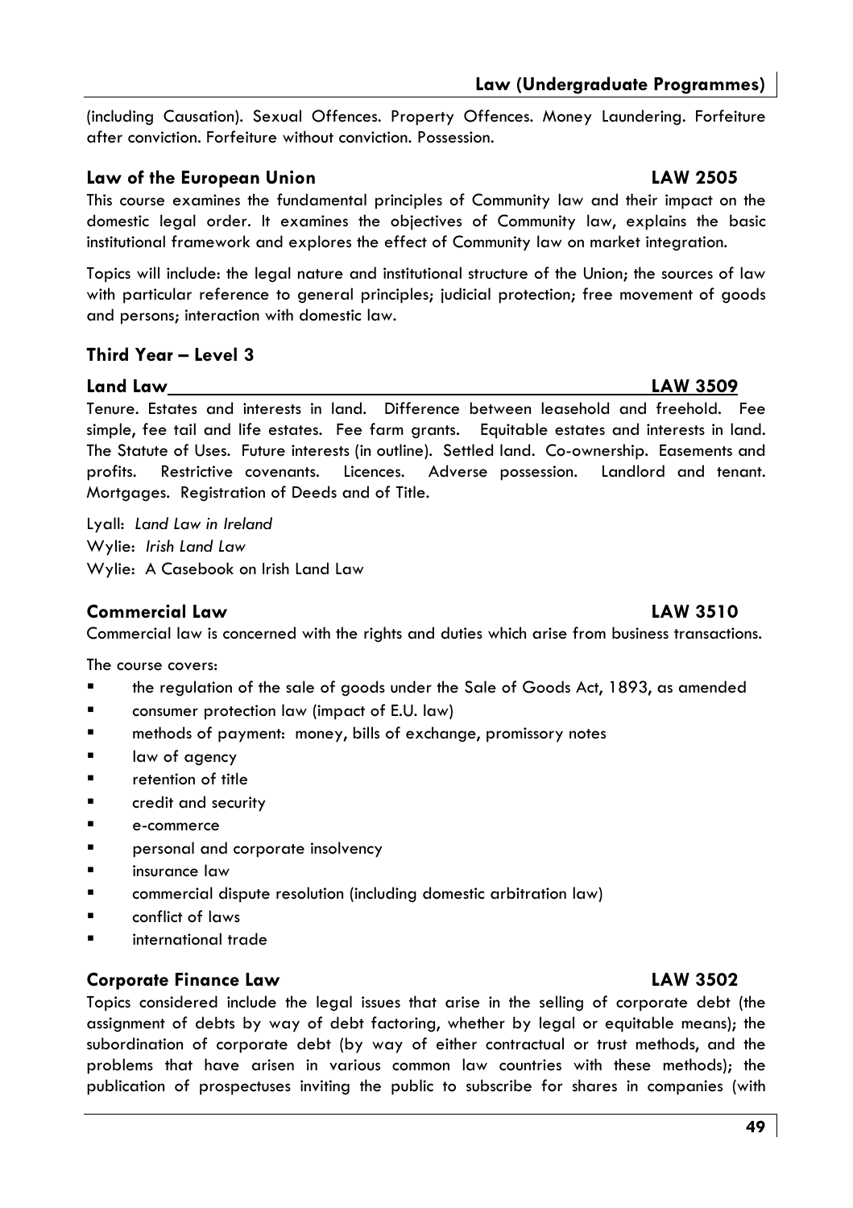(including Causation). Sexual Offences. Property Offences. Money Laundering. Forfeiture after conviction. Forfeiture without conviction. Possession.

### Law of the European Union — LAW 2505

This course examines the fundamental principles of Community law and their impact on the domestic legal order. It examines the objectives of Community law, explains the basic institutional framework and explores the effect of Community law on market integration.

Topics will include: the legal nature and institutional structure of the Union; the sources of law with particular reference to general principles; judicial protection; free movement of goods and persons; interaction with domestic law.

## Third Year – Level 3

### Land Law — LAW 3509

Tenure. Estates and interests in land. Difference between leasehold and freehold. Fee simple, fee tail and life estates. Fee farm grants. Equitable estates and interests in land. The Statute of Uses. Future interests (in outline). Settled land. Co-ownership. Easements and profits. Restrictive covenants. Licences. Adverse possession. Landlord and tenant. Mortgages. Registration of Deeds and of Title.

Lyall: *Land Law in Ireland*
Wylie: *Irish Land Law*
Wylie: A Casebook on Irish Land Law

### Commercial Law — LAW 3510

Commercial law is concerned with the rights and duties which arise from business transactions.

The course covers:

- the regulation of the sale of goods under the Sale of Goods Act, 1893, as amended
- consumer protection law (impact of E.U. law)
- methods of payment: money, bills of exchange, promissory notes
- law of agency
- retention of title
- credit and security
- e-commerce
- personal and corporate insolvency
- insurance law
- commercial dispute resolution (including domestic arbitration law)
- conflict of laws
- international trade

### Corporate Finance Law — LAW 3502

Topics considered include the legal issues that arise in the selling of corporate debt (the assignment of debts by way of debt factoring, whether by legal or equitable means); the subordination of corporate debt (by way of either contractual or trust methods, and the problems that have arisen in various common law countries with these methods); the publication of prospectuses inviting the public to subscribe for shares in companies (with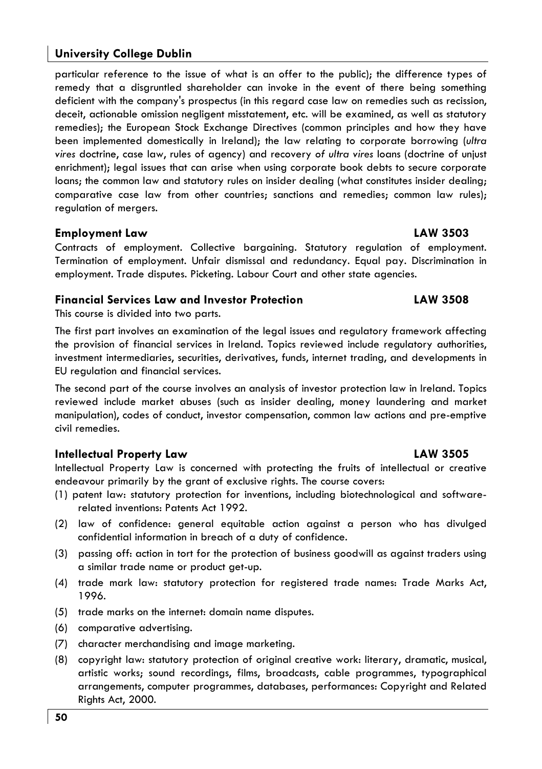particular reference to the issue of what is an offer to the public); the difference types of remedy that a disgruntled shareholder can invoke in the event of there being something deficient with the company's prospectus (in this regard case law on remedies such as recission, deceit, actionable omission negligent misstatement, etc. will be examined, as well as statutory remedies); the European Stock Exchange Directives (common principles and how they have been implemented domestically in Ireland); the law relating to corporate borrowing (*ultra vires* doctrine, case law, rules of agency) and recovery of *ultra vires* loans (doctrine of unjust enrichment); legal issues that can arise when using corporate book debts to secure corporate loans; the common law and statutory rules on insider dealing (what constitutes insider dealing; comparative case law from other countries; sanctions and remedies; common law rules); regulation of mergers.

### Employment Law — LAW 3503

Contracts of employment. Collective bargaining. Statutory regulation of employment. Termination of employment. Unfair dismissal and redundancy. Equal pay. Discrimination in employment. Trade disputes. Picketing. Labour Court and other state agencies.

### Financial Services Law and Investor Protection — LAW 3508

This course is divided into two parts.

The first part involves an examination of the legal issues and regulatory framework affecting the provision of financial services in Ireland. Topics reviewed include regulatory authorities, investment intermediaries, securities, derivatives, funds, internet trading, and developments in EU regulation and financial services.

The second part of the course involves an analysis of investor protection law in Ireland. Topics reviewed include market abuses (such as insider dealing, money laundering and market manipulation), codes of conduct, investor compensation, common law actions and pre-emptive civil remedies.

### Intellectual Property Law — LAW 3505

Intellectual Property Law is concerned with protecting the fruits of intellectual or creative endeavour primarily by the grant of exclusive rights. The course covers:

(1) patent law: statutory protection for inventions, including biotechnological and software-related inventions: Patents Act 1992.

(2) law of confidence: general equitable action against a person who has divulged confidential information in breach of a duty of confidence.

(3) passing off: action in tort for the protection of business goodwill as against traders using a similar trade name or product get-up.

(4) trade mark law: statutory protection for registered trade names: Trade Marks Act, 1996.

(5) trade marks on the internet: domain name disputes.

(6) comparative advertising.

(7) character merchandising and image marketing.

(8) copyright law: statutory protection of original creative work: literary, dramatic, musical, artistic works; sound recordings, films, broadcasts, cable programmes, typographical arrangements, computer programmes, databases, performances: Copyright and Related Rights Act, 2000.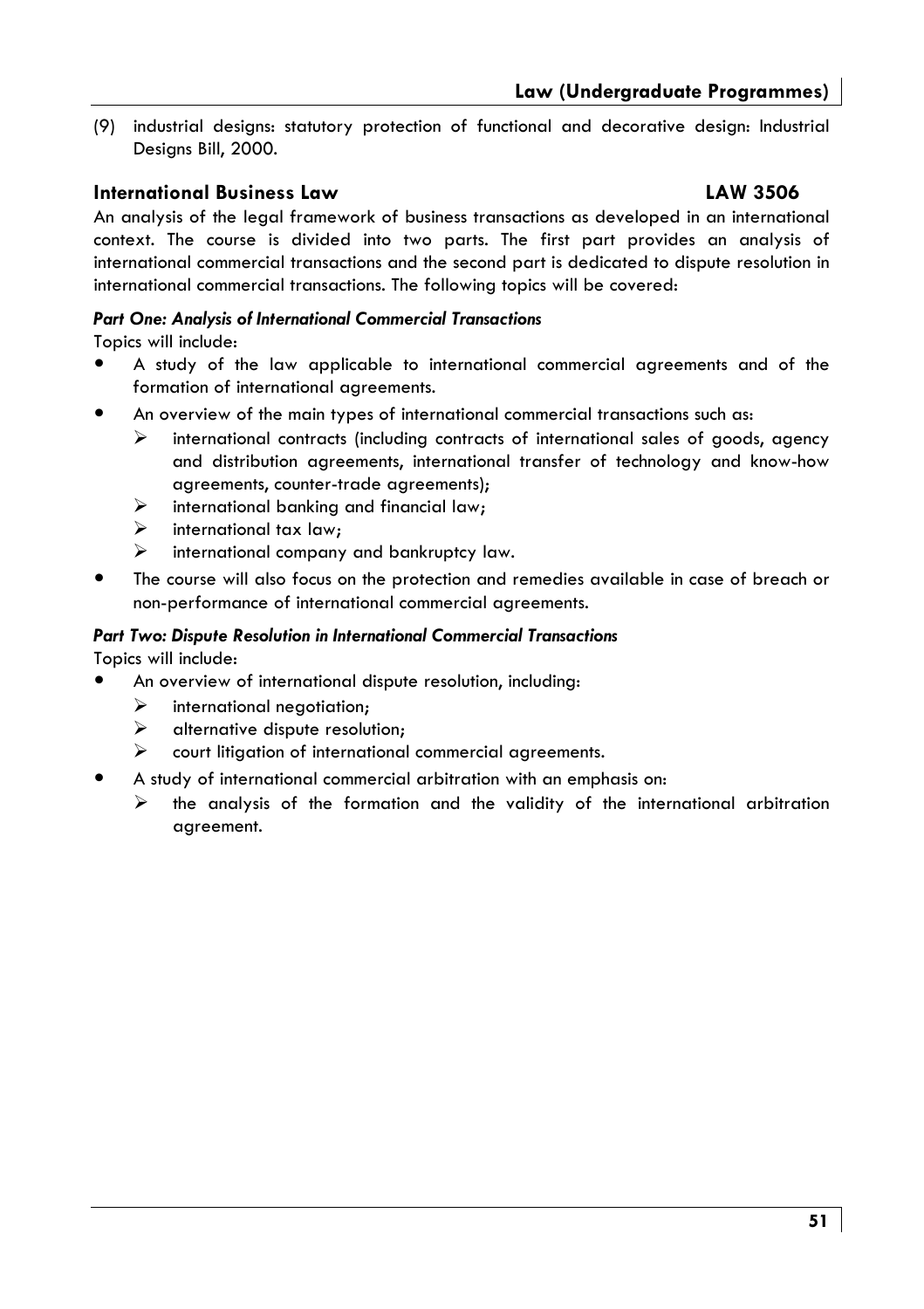(9) industrial designs: statutory protection of functional and decorative design: Industrial Designs Bill, 2000.

## International Business Law LAW 3506

An analysis of the legal framework of business transactions as developed in an international context. The course is divided into two parts. The first part provides an analysis of international commercial transactions and the second part is dedicated to dispute resolution in international commercial transactions. The following topics will be covered:

### *Part One: Analysis of International Commercial Transactions*

Topics will include:

- A study of the law applicable to international commercial agreements and of the formation of international agreements.
- An overview of the main types of international commercial transactions such as:
    - international contracts (including contracts of international sales of goods, agency and distribution agreements, international transfer of technology and know-how agreements, counter-trade agreements);
    - international banking and financial law;
    - international tax law;
    - international company and bankruptcy law.
- The course will also focus on the protection and remedies available in case of breach or non-performance of international commercial agreements.

### *Part Two: Dispute Resolution in International Commercial Transactions*

Topics will include:

- An overview of international dispute resolution, including:
    - international negotiation;
    - alternative dispute resolution;
    - court litigation of international commercial agreements.
- A study of international commercial arbitration with an emphasis on:
    - the analysis of the formation and the validity of the international arbitration agreement.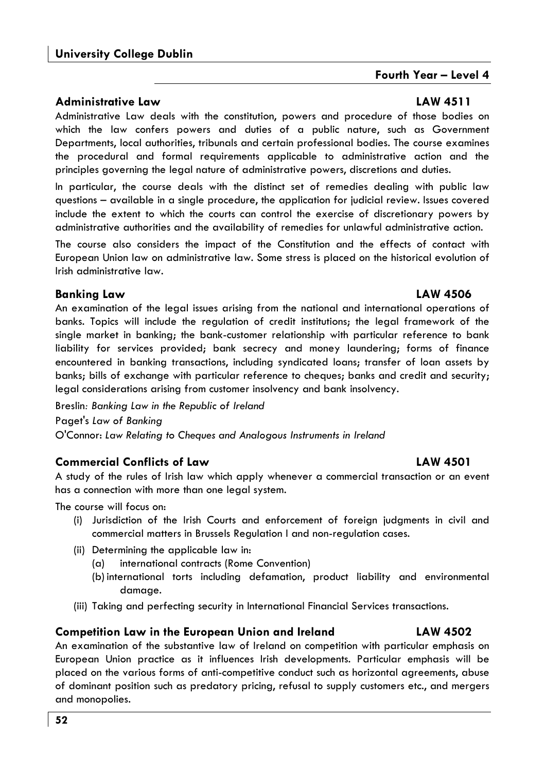## Fourth Year – Level 4

### Administrative Law LAW 4511

Administrative Law deals with the constitution, powers and procedure of those bodies on which the law confers powers and duties of a public nature, such as Government Departments, local authorities, tribunals and certain professional bodies. The course examines the procedural and formal requirements applicable to administrative action and the principles governing the legal nature of administrative powers, discretions and duties.

In particular, the course deals with the distinct set of remedies dealing with public law questions – available in a single procedure, the application for judicial review. Issues covered include the extent to which the courts can control the exercise of discretionary powers by administrative authorities and the availability of remedies for unlawful administrative action.

The course also considers the impact of the Constitution and the effects of contact with European Union law on administrative law. Some stress is placed on the historical evolution of Irish administrative law.

### Banking Law LAW 4506

An examination of the legal issues arising from the national and international operations of banks. Topics will include the regulation of credit institutions; the legal framework of the single market in banking; the bank-customer relationship with particular reference to bank liability for services provided; bank secrecy and money laundering; forms of finance encountered in banking transactions, including syndicated loans; transfer of loan assets by banks; bills of exchange with particular reference to cheques; banks and credit and security; legal considerations arising from customer insolvency and bank insolvency.

Breslin: *Banking Law in the Republic of Ireland*

Paget's *Law of Banking*

O'Connor: *Law Relating to Cheques and Analogous Instruments in Ireland*

### Commercial Conflicts of Law LAW 4501

A study of the rules of Irish law which apply whenever a commercial transaction or an event has a connection with more than one legal system.

The course will focus on:

- (i) Jurisdiction of the Irish Courts and enforcement of foreign judgments in civil and commercial matters in Brussels Regulation I and non-regulation cases.
- (ii) Determining the applicable law in:
  - (a) international contracts (Rome Convention)
  - (b) international torts including defamation, product liability and environmental damage.
- (iii) Taking and perfecting security in International Financial Services transactions.

### Competition Law in the European Union and Ireland LAW 4502

An examination of the substantive law of Ireland on competition with particular emphasis on European Union practice as it influences Irish developments. Particular emphasis will be placed on the various forms of anti-competitive conduct such as horizontal agreements, abuse of dominant position such as predatory pricing, refusal to supply customers etc., and mergers and monopolies.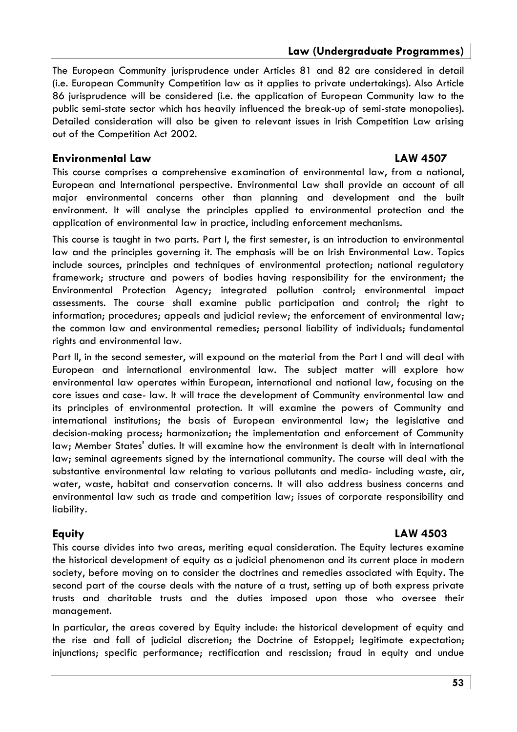The European Community jurisprudence under Articles 81 and 82 are considered in detail (i.e. European Community Competition law as it applies to private undertakings). Also Article 86 jurisprudence will be considered (i.e. the application of European Community law to the public semi-state sector which has heavily influenced the break-up of semi-state monopolies). Detailed consideration will also be given to relevant issues in Irish Competition Law arising out of the Competition Act 2002.

### Environmental Law — LAW 4507

This course comprises a comprehensive examination of environmental law, from a national, European and International perspective. Environmental Law shall provide an account of all major environmental concerns other than planning and development and the built environment. It will analyse the principles applied to environmental protection and the application of environmental law in practice, including enforcement mechanisms.

This course is taught in two parts. Part I, the first semester, is an introduction to environmental law and the principles governing it. The emphasis will be on Irish Environmental Law. Topics include sources, principles and techniques of environmental protection; national regulatory framework; structure and powers of bodies having responsibility for the environment; the Environmental Protection Agency; integrated pollution control; environmental impact assessments. The course shall examine public participation and control; the right to information; procedures; appeals and judicial review; the enforcement of environmental law; the common law and environmental remedies; personal liability of individuals; fundamental rights and environmental law.

Part II, in the second semester, will expound on the material from the Part I and will deal with European and international environmental law. The subject matter will explore how environmental law operates within European, international and national law, focusing on the core issues and case- law. It will trace the development of Community environmental law and its principles of environmental protection. It will examine the powers of Community and international institutions; the basis of European environmental law; the legislative and decision-making process; harmonization; the implementation and enforcement of Community law; Member States' duties. It will examine how the environment is dealt with in international law; seminal agreements signed by the international community. The course will deal with the substantive environmental law relating to various pollutants and media- including waste, air, water, waste, habitat and conservation concerns. It will also address business concerns and environmental law such as trade and competition law; issues of corporate responsibility and liability.

### Equity — LAW 4503

This course divides into two areas, meriting equal consideration. The Equity lectures examine the historical development of equity as a judicial phenomenon and its current place in modern society, before moving on to consider the doctrines and remedies associated with Equity. The second part of the course deals with the nature of a trust, setting up of both express private trusts and charitable trusts and the duties imposed upon those who oversee their management.

In particular, the areas covered by Equity include: the historical development of equity and the rise and fall of judicial discretion; the Doctrine of Estoppel; legitimate expectation; injunctions; specific performance; rectification and rescission; fraud in equity and undue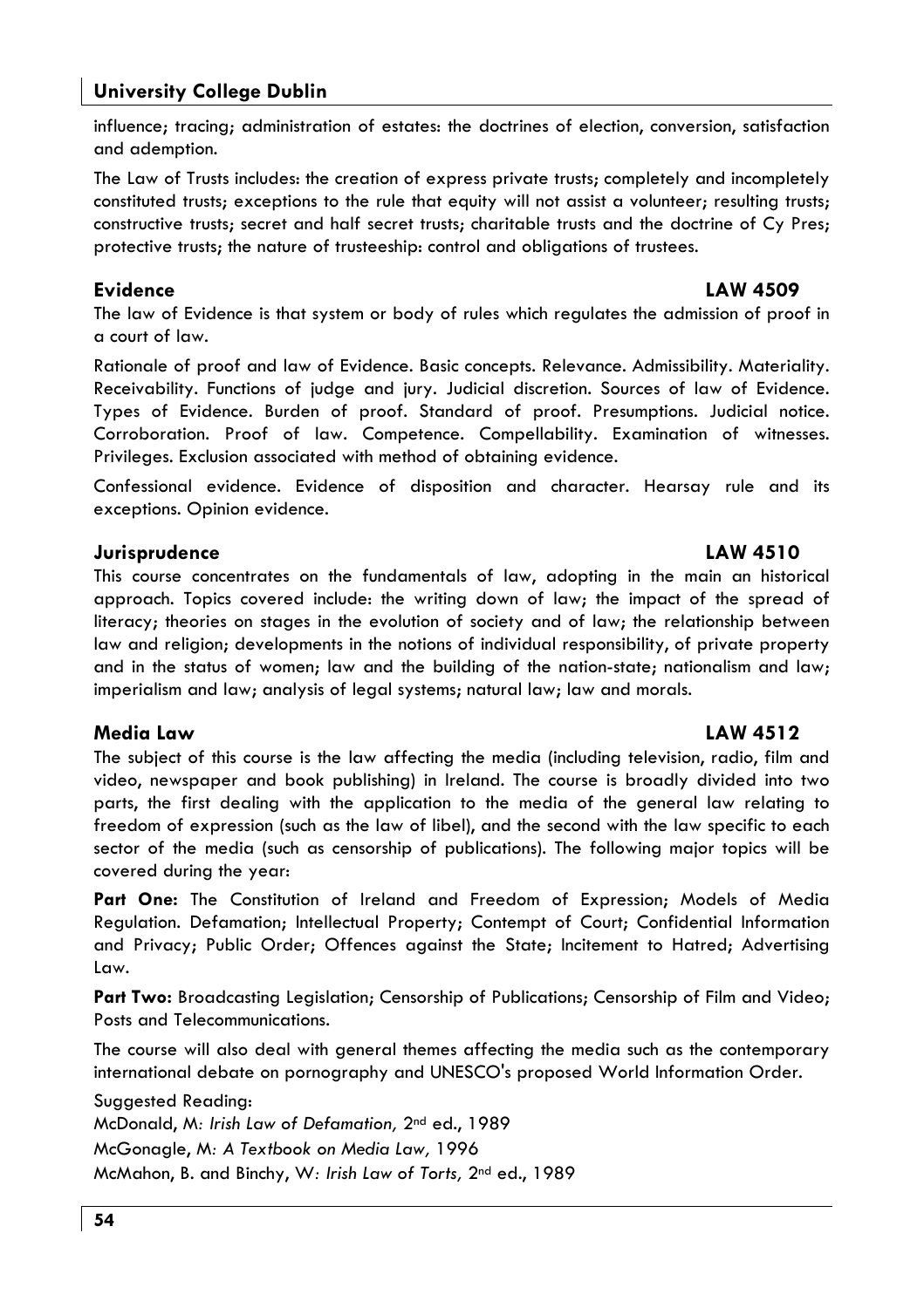influence; tracing; administration of estates: the doctrines of election, conversion, satisfaction and ademption.

The Law of Trusts includes: the creation of express private trusts; completely and incompletely constituted trusts; exceptions to the rule that equity will not assist a volunteer; resulting trusts; constructive trusts; secret and half secret trusts; charitable trusts and the doctrine of Cy Pres; protective trusts; the nature of trusteeship: control and obligations of trustees.

### Evidence — LAW 4509

The law of Evidence is that system or body of rules which regulates the admission of proof in a court of law.

Rationale of proof and law of Evidence. Basic concepts. Relevance. Admissibility. Materiality. Receivability. Functions of judge and jury. Judicial discretion. Sources of law of Evidence. Types of Evidence. Burden of proof. Standard of proof. Presumptions. Judicial notice. Corroboration. Proof of law. Competence. Compellability. Examination of witnesses. Privileges. Exclusion associated with method of obtaining evidence.

Confessional evidence. Evidence of disposition and character. Hearsay rule and its exceptions. Opinion evidence.

### Jurisprudence — LAW 4510

This course concentrates on the fundamentals of law, adopting in the main an historical approach. Topics covered include: the writing down of law; the impact of the spread of literacy; theories on stages in the evolution of society and of law; the relationship between law and religion; developments in the notions of individual responsibility, of private property and in the status of women; law and the building of the nation-state; nationalism and law; imperialism and law; analysis of legal systems; natural law; law and morals.

### Media Law — LAW 4512

The subject of this course is the law affecting the media (including television, radio, film and video, newspaper and book publishing) in Ireland. The course is broadly divided into two parts, the first dealing with the application to the media of the general law relating to freedom of expression (such as the law of libel), and the second with the law specific to each sector of the media (such as censorship of publications). The following major topics will be covered during the year:

**Part One:** The Constitution of Ireland and Freedom of Expression; Models of Media Regulation. Defamation; Intellectual Property; Contempt of Court; Confidential Information and Privacy; Public Order; Offences against the State; Incitement to Hatred; Advertising Law.

**Part Two:** Broadcasting Legislation; Censorship of Publications; Censorship of Film and Video; Posts and Telecommunications.

The course will also deal with general themes affecting the media such as the contemporary international debate on pornography and UNESCO's proposed World Information Order.

Suggested Reading:

McDonald, M: *Irish Law of Defamation,* 2nd ed., 1989

McGonagle, M: *A Textbook on Media Law,* 1996

McMahon, B. and Binchy, W: *Irish Law of Torts,* 2nd ed., 1989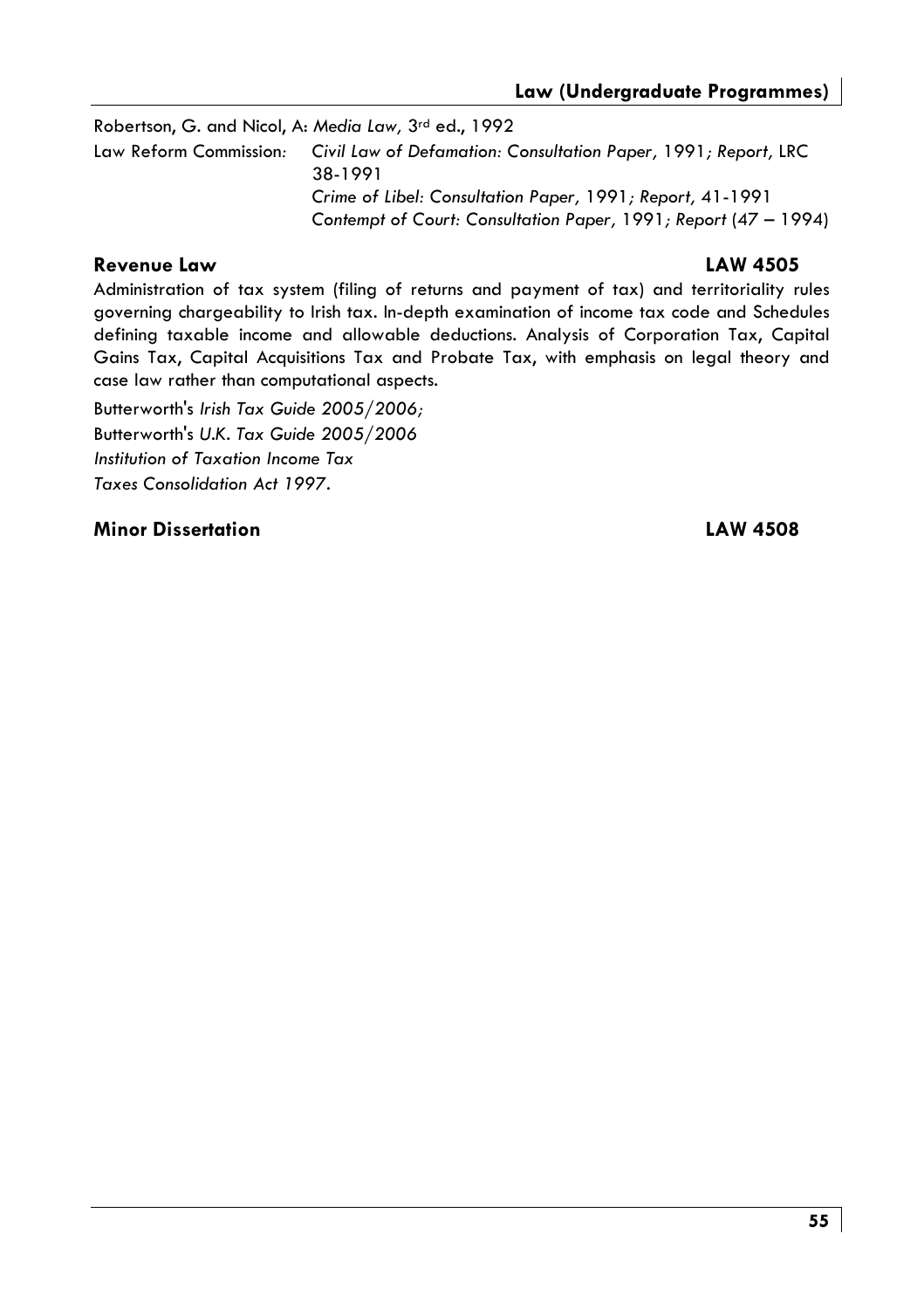Robertson, G. and Nicol, A: *Media Law,* 3rd ed., 1992

Law Reform Commission: *Civil Law of Defamation: Consultation Paper,* 1991; *Report,* LRC 38-1991
*Crime of Libel: Consultation Paper,* 1991; *Report,* 41-1991
*Contempt of Court: Consultation Paper,* 1991; *Report* (47 – 1994)

### Revenue Law LAW 4505

Administration of tax system (filing of returns and payment of tax) and territoriality rules governing chargeability to Irish tax. In-depth examination of income tax code and Schedules defining taxable income and allowable deductions. Analysis of Corporation Tax, Capital Gains Tax, Capital Acquisitions Tax and Probate Tax, with emphasis on legal theory and case law rather than computational aspects.

Butterworth's *Irish Tax Guide 2005/2006;*
Butterworth's *U.K. Tax Guide 2005/2006*
*Institution of Taxation Income Tax*
*Taxes Consolidation Act 1997.*

### Minor Dissertation LAW 4508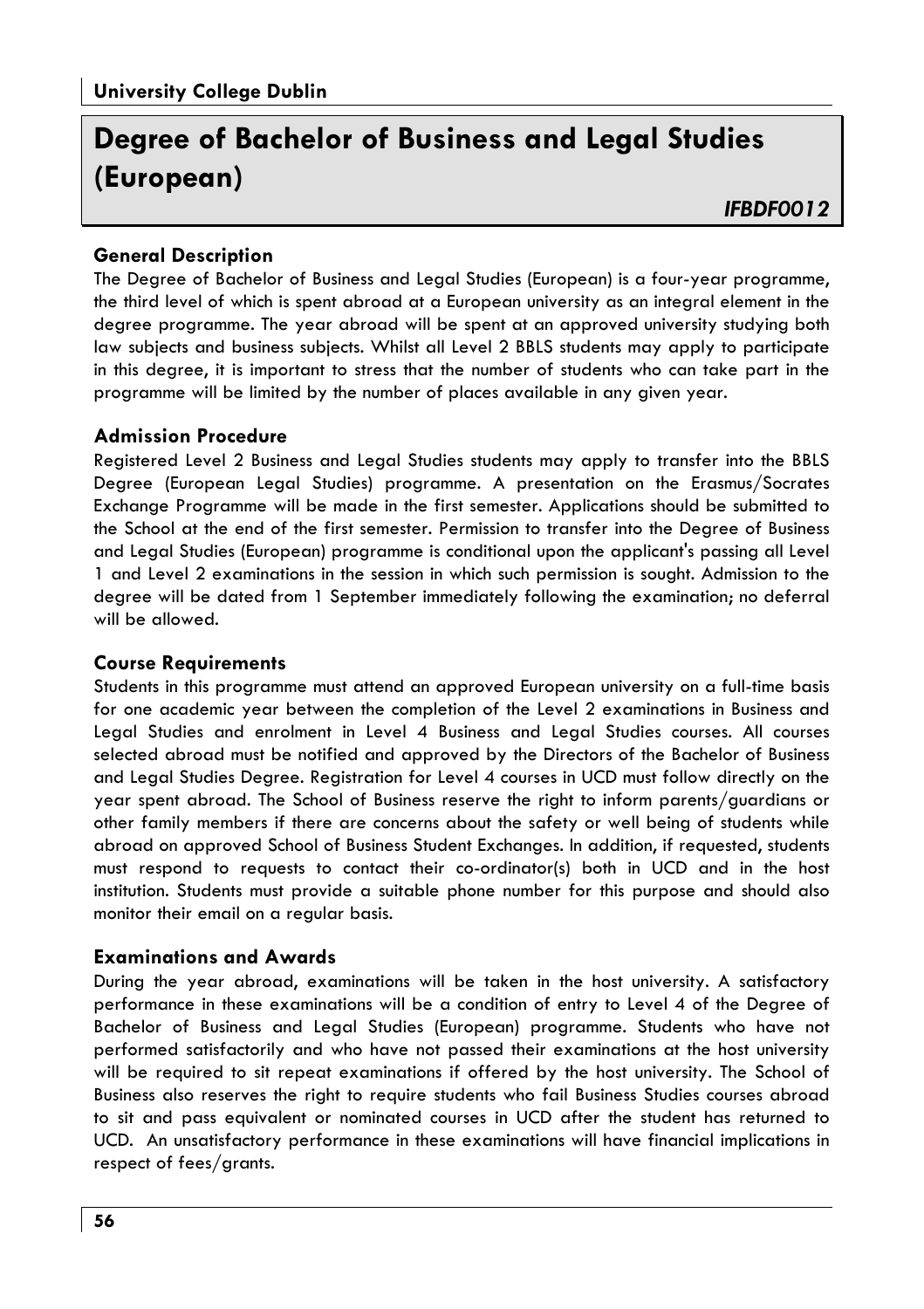**University College Dublin**

# Degree of Bachelor of Business and Legal Studies (European)

*IFBDF0012*

## General Description

The Degree of Bachelor of Business and Legal Studies (European) is a four-year programme, the third level of which is spent abroad at a European university as an integral element in the degree programme. The year abroad will be spent at an approved university studying both law subjects and business subjects. Whilst all Level 2 BBLS students may apply to participate in this degree, it is important to stress that the number of students who can take part in the programme will be limited by the number of places available in any given year.

## Admission Procedure

Registered Level 2 Business and Legal Studies students may apply to transfer into the BBLS Degree (European Legal Studies) programme. A presentation on the Erasmus/Socrates Exchange Programme will be made in the first semester. Applications should be submitted to the School at the end of the first semester. Permission to transfer into the Degree of Business and Legal Studies (European) programme is conditional upon the applicant's passing all Level 1 and Level 2 examinations in the session in which such permission is sought. Admission to the degree will be dated from 1 September immediately following the examination; no deferral will be allowed.

## Course Requirements

Students in this programme must attend an approved European university on a full-time basis for one academic year between the completion of the Level 2 examinations in Business and Legal Studies and enrolment in Level 4 Business and Legal Studies courses. All courses selected abroad must be notified and approved by the Directors of the Bachelor of Business and Legal Studies Degree. Registration for Level 4 courses in UCD must follow directly on the year spent abroad. The School of Business reserve the right to inform parents/guardians or other family members if there are concerns about the safety or well being of students while abroad on approved School of Business Student Exchanges. In addition, if requested, students must respond to requests to contact their co-ordinator(s) both in UCD and in the host institution. Students must provide a suitable phone number for this purpose and should also monitor their email on a regular basis.

## Examinations and Awards

During the year abroad, examinations will be taken in the host university. A satisfactory performance in these examinations will be a condition of entry to Level 4 of the Degree of Bachelor of Business and Legal Studies (European) programme. Students who have not performed satisfactorily and who have not passed their examinations at the host university will be required to sit repeat examinations if offered by the host university. The School of Business also reserves the right to require students who fail Business Studies courses abroad to sit and pass equivalent or nominated courses in UCD after the student has returned to UCD. An unsatisfactory performance in these examinations will have financial implications in respect of fees/grants.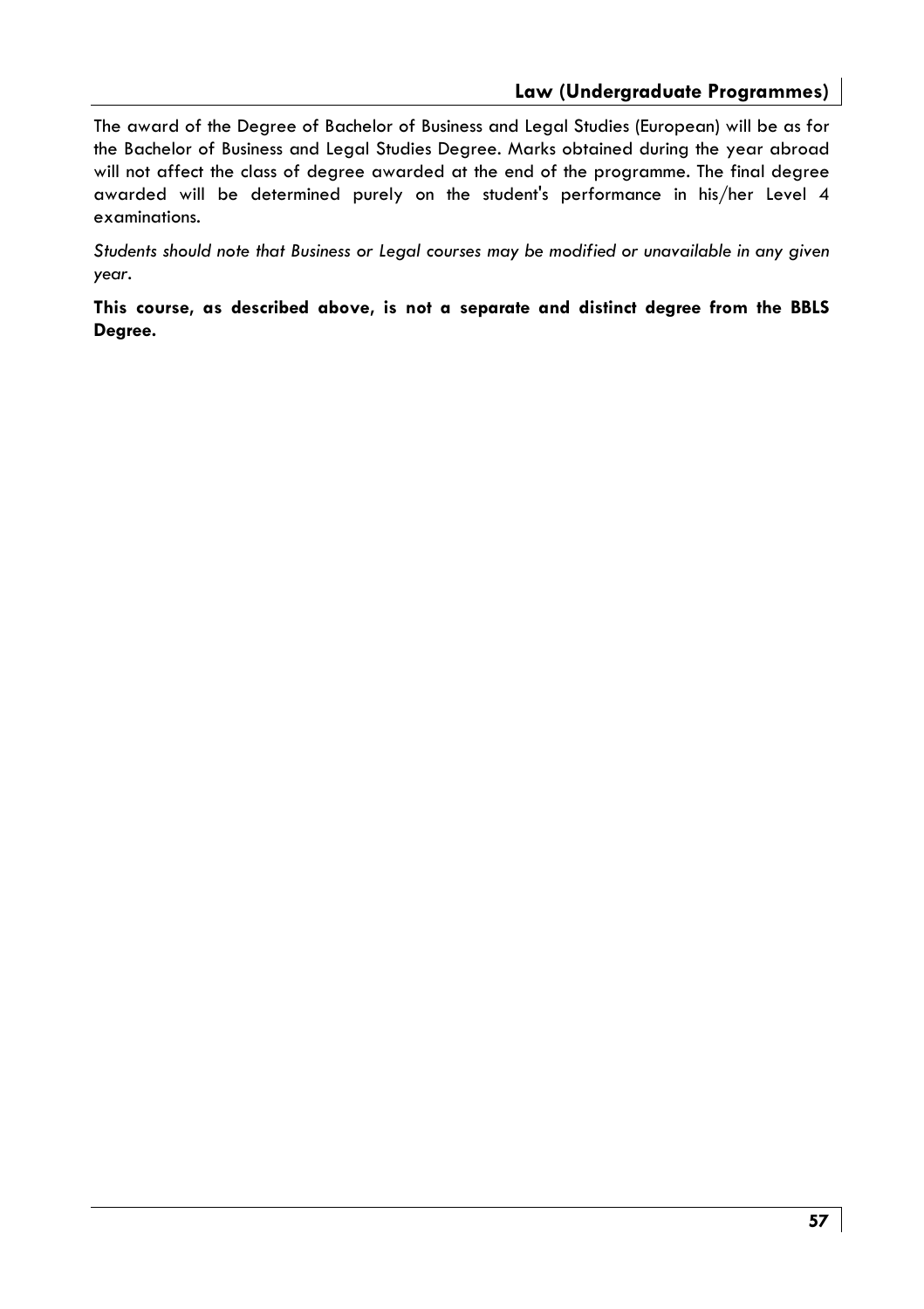The award of the Degree of Bachelor of Business and Legal Studies (European) will be as for the Bachelor of Business and Legal Studies Degree. Marks obtained during the year abroad will not affect the class of degree awarded at the end of the programme. The final degree awarded will be determined purely on the student's performance in his/her Level 4 examinations.

*Students should note that Business or Legal courses may be modified or unavailable in any given year.*

**This course, as described above, is not a separate and distinct degree from the BBLS Degree.**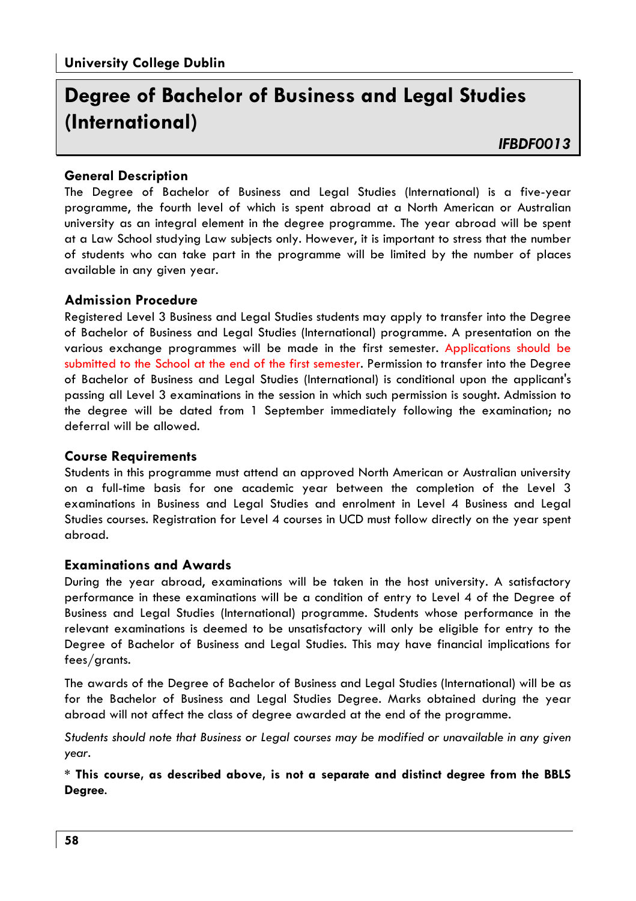# Degree of Bachelor of Business and Legal Studies (International)

*IFBDF0013*

### General Description

The Degree of Bachelor of Business and Legal Studies (International) is a five-year programme, the fourth level of which is spent abroad at a North American or Australian university as an integral element in the degree programme. The year abroad will be spent at a Law School studying Law subjects only. However, it is important to stress that the number of students who can take part in the programme will be limited by the number of places available in any given year.

### Admission Procedure

Registered Level 3 Business and Legal Studies students may apply to transfer into the Degree of Bachelor of Business and Legal Studies (International) programme. A presentation on the various exchange programmes will be made in the first semester. Applications should be submitted to the School at the end of the first semester. Permission to transfer into the Degree of Bachelor of Business and Legal Studies (International) is conditional upon the applicant's passing all Level 3 examinations in the session in which such permission is sought. Admission to the degree will be dated from 1 September immediately following the examination; no deferral will be allowed.

### Course Requirements

Students in this programme must attend an approved North American or Australian university on a full-time basis for one academic year between the completion of the Level 3 examinations in Business and Legal Studies and enrolment in Level 4 Business and Legal Studies courses. Registration for Level 4 courses in UCD must follow directly on the year spent abroad.

### Examinations and Awards

During the year abroad, examinations will be taken in the host university. A satisfactory performance in these examinations will be a condition of entry to Level 4 of the Degree of Business and Legal Studies (International) programme. Students whose performance in the relevant examinations is deemed to be unsatisfactory will only be eligible for entry to the Degree of Bachelor of Business and Legal Studies. This may have financial implications for fees/grants.

The awards of the Degree of Bachelor of Business and Legal Studies (International) will be as for the Bachelor of Business and Legal Studies Degree. Marks obtained during the year abroad will not affect the class of degree awarded at the end of the programme.

*Students should note that Business or Legal courses may be modified or unavailable in any given year.*

\* **This course, as described above, is not a separate and distinct degree from the BBLS Degree.**